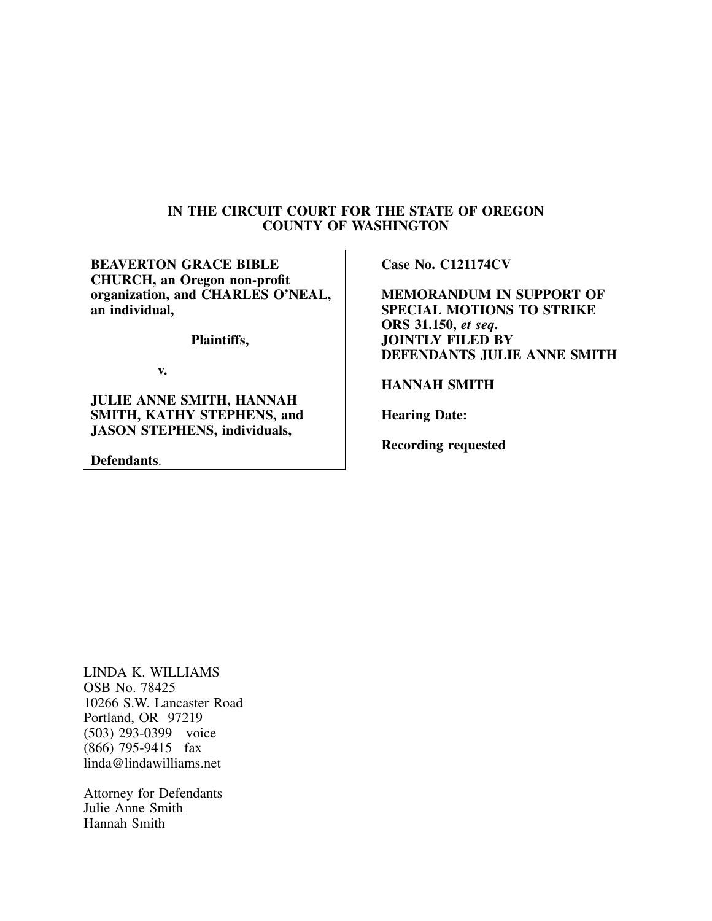**IN THE CIRCUIT COURT FOR THE STATE OF OREGON**
**COUNTY OF WASHINGTON**

**BEAVERTON GRACE BIBLE CHURCH, an Oregon non-profit organization, and CHARLES O'NEAL, an individual,**

**Plaintiffs,**

**v.**

**JULIE ANNE SMITH, HANNAH SMITH, KATHY STEPHENS, and JASON STEPHENS, individuals,**

**Defendants.**

**Case No. C121174CV**

**MEMORANDUM IN SUPPORT OF SPECIAL MOTIONS TO STRIKE ORS 31.150, *et seq*. JOINTLY FILED BY DEFENDANTS JULIE ANNE SMITH**

**HANNAH SMITH**

**Hearing Date:**

**Recording requested**

LINDA K. WILLIAMS
OSB No. 78425
10266 S.W. Lancaster Road
Portland, OR 97219
(503) 293-0399 voice
(866) 795-9415 fax
linda@lindawilliams.net

Attorney for Defendants
Julie Anne Smith
Hannah Smith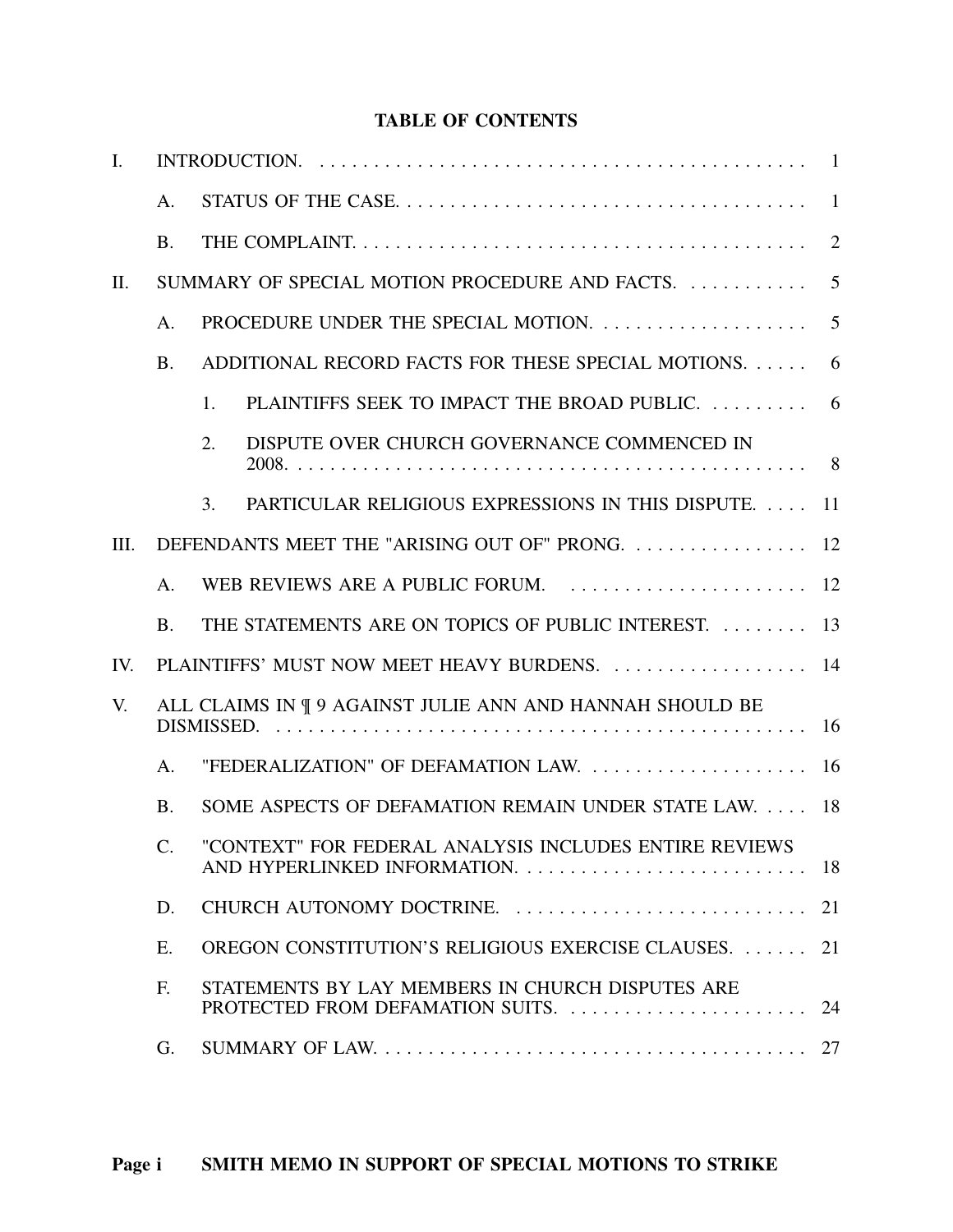# TABLE OF CONTENTS

- I. INTRODUCTION. . . . . . . . . . 1
  - A. STATUS OF THE CASE. . . . . . . . . . 1
  - B. THE COMPLAINT. . . . . . . . . . 2
- II. SUMMARY OF SPECIAL MOTION PROCEDURE AND FACTS. . . . . . . . . . 5
  - A. PROCEDURE UNDER THE SPECIAL MOTION. . . . . . . . . . 5
  - B. ADDITIONAL RECORD FACTS FOR THESE SPECIAL MOTIONS. . . . . . 6
    - 1. PLAINTIFFS SEEK TO IMPACT THE BROAD PUBLIC. . . . . . . . . . 6
    - 2. DISPUTE OVER CHURCH GOVERNANCE COMMENCED IN 2008. . . . . . . . . . 8
    - 3. PARTICULAR RELIGIOUS EXPRESSIONS IN THIS DISPUTE. . . . . 11
- III. DEFENDANTS MEET THE "ARISING OUT OF" PRONG. . . . . . . . . . 12
  - A. WEB REVIEWS ARE A PUBLIC FORUM. . . . . . . . . . 12
  - B. THE STATEMENTS ARE ON TOPICS OF PUBLIC INTEREST. . . . . . . . . 13
- IV. PLAINTIFFS' MUST NOW MEET HEAVY BURDENS. . . . . . . . . . 14
- V. ALL CLAIMS IN ¶ 9 AGAINST JULIE ANN AND HANNAH SHOULD BE DISMISSED. . . . . . . . . . 16
  - A. "FEDERALIZATION" OF DEFAMATION LAW. . . . . . . . . . 16
  - B. SOME ASPECTS OF DEFAMATION REMAIN UNDER STATE LAW. . . . . 18
  - C. "CONTEXT" FOR FEDERAL ANALYSIS INCLUDES ENTIRE REVIEWS AND HYPERLINKED INFORMATION. . . . . . . . . . 18
  - D. CHURCH AUTONOMY DOCTRINE. . . . . . . . . . 21
  - E. OREGON CONSTITUTION'S RELIGIOUS EXERCISE CLAUSES. . . . . . . 21
  - F. STATEMENTS BY LAY MEMBERS IN CHURCH DISPUTES ARE PROTECTED FROM DEFAMATION SUITS. . . . . . . . . . 24
  - G. SUMMARY OF LAW. . . . . . . . . . 27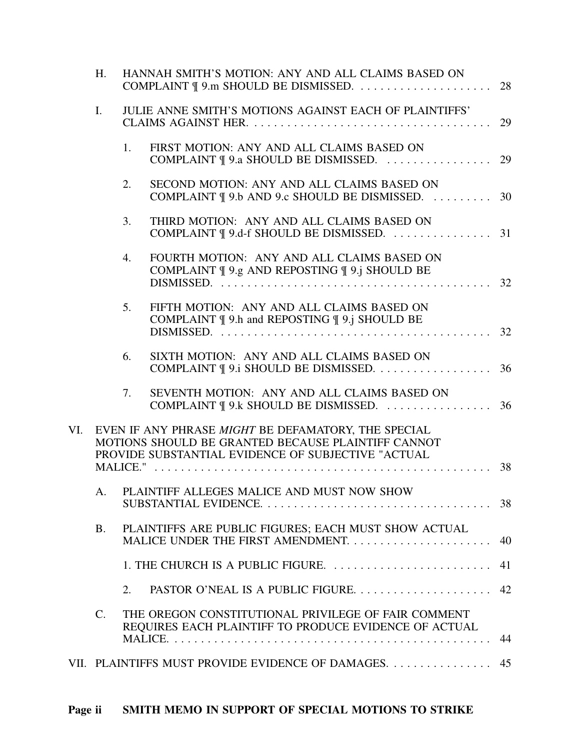H. HANNAH SMITH'S MOTION: ANY AND ALL CLAIMS BASED ON COMPLAINT ¶ 9.m SHOULD BE DISMISSED. . . . . . . . . . . . . . . . . . . . . 28

I. JULIE ANNE SMITH'S MOTIONS AGAINST EACH OF PLAINTIFFS' CLAIMS AGAINST HER. . . . . . . . . . . . . . . . . . . . . . . . . . . . . . . . . . . . . . 29

1. FIRST MOTION: ANY AND ALL CLAIMS BASED ON COMPLAINT ¶ 9.a SHOULD BE DISMISSED. . . . . . . . . . . . . . . . . 29

2. SECOND MOTION: ANY AND ALL CLAIMS BASED ON COMPLAINT ¶ 9.b AND 9.c SHOULD BE DISMISSED. . . . . . . . . . 30

3. THIRD MOTION: ANY AND ALL CLAIMS BASED ON COMPLAINT ¶ 9.d-f SHOULD BE DISMISSED. . . . . . . . . . . . . . . . 31

4. FOURTH MOTION: ANY AND ALL CLAIMS BASED ON COMPLAINT ¶ 9.g AND REPOSTING ¶ 9.j SHOULD BE DISMISSED. . . . . . . . . . . . . . . . . . . . . . . . . . . . . . . . . . . . . . . . . . 32

5. FIFTH MOTION: ANY AND ALL CLAIMS BASED ON COMPLAINT ¶ 9.h and REPOSTING ¶ 9.j SHOULD BE DISMISSED. . . . . . . . . . . . . . . . . . . . . . . . . . . . . . . . . . . . . . . . . 32

6. SIXTH MOTION: ANY AND ALL CLAIMS BASED ON COMPLAINT ¶ 9.i SHOULD BE DISMISSED. . . . . . . . . . . . . . . . . . . 36

7. SEVENTH MOTION: ANY AND ALL CLAIMS BASED ON COMPLAINT ¶ 9.k SHOULD BE DISMISSED. . . . . . . . . . . . . . . . . 36

VI. EVEN IF ANY PHRASE *MIGHT* BE DEFAMATORY, THE SPECIAL MOTIONS SHOULD BE GRANTED BECAUSE PLAINTIFF CANNOT PROVIDE SUBSTANTIAL EVIDENCE OF SUBJECTIVE "ACTUAL MALICE." . . . . . . . . . . . . . . . . . . . . . . . . . . . . . . . . . . . . . . . . . . . . . . . . . . . 38

A. PLAINTIFF ALLEGES MALICE AND MUST NOW SHOW SUBSTANTIAL EVIDENCE. . . . . . . . . . . . . . . . . . . . . . . . . . . . . . . . . . . . 38

B. PLAINTIFFS ARE PUBLIC FIGURES; EACH MUST SHOW ACTUAL MALICE UNDER THE FIRST AMENDMENT. . . . . . . . . . . . . . . . . . . . . . 40

1. THE CHURCH IS A PUBLIC FIGURE. . . . . . . . . . . . . . . . . . . . . . . . . 41

2. PASTOR O'NEAL IS A PUBLIC FIGURE. . . . . . . . . . . . . . . . . . . . . 42

C. THE OREGON CONSTITUTIONAL PRIVILEGE OF FAIR COMMENT REQUIRES EACH PLAINTIFF TO PRODUCE EVIDENCE OF ACTUAL MALICE. . . . . . . . . . . . . . . . . . . . . . . . . . . . . . . . . . . . . . . . . . . . . . . . . 44

VII. PLAINTIFFS MUST PROVIDE EVIDENCE OF DAMAGES. . . . . . . . . . . . . . . . 45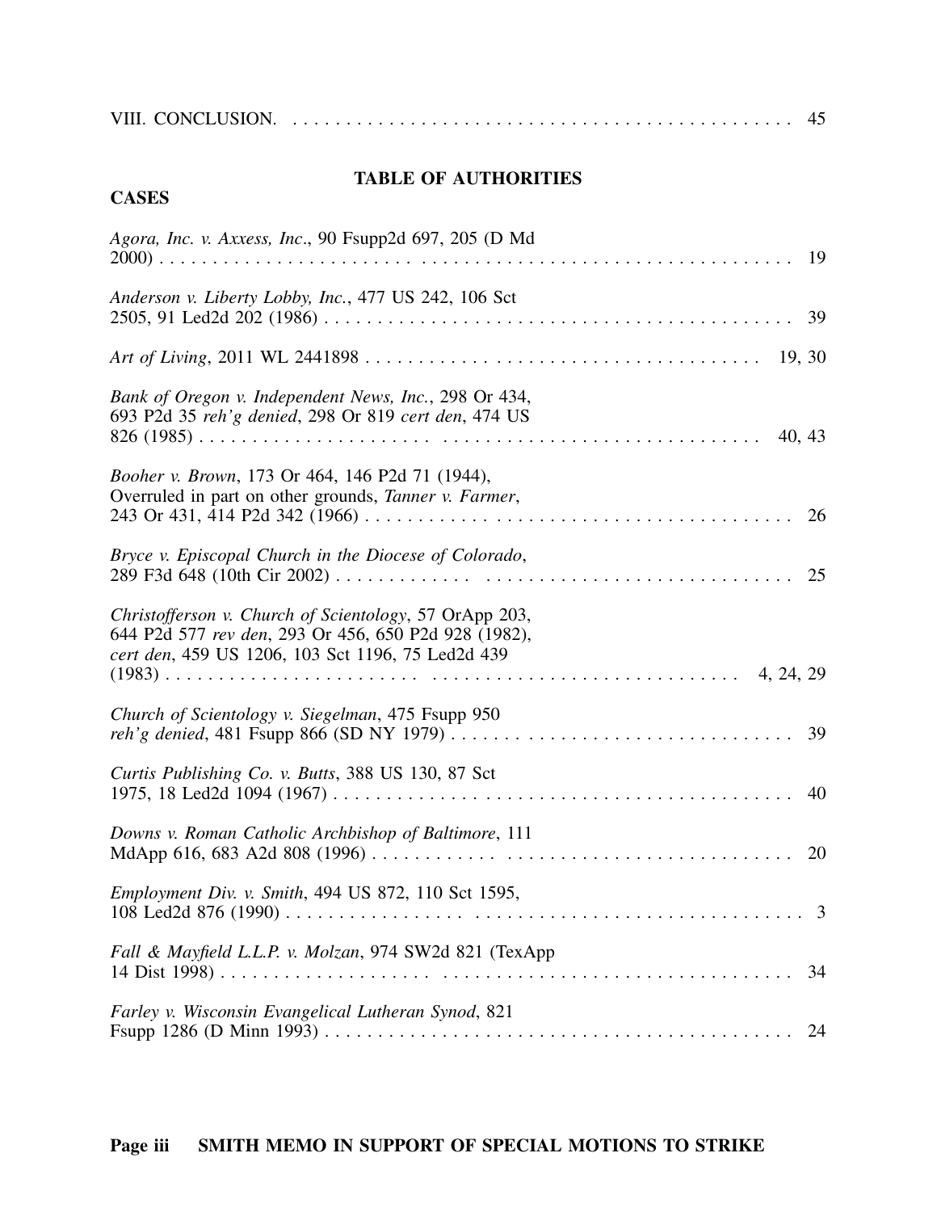VIII. CONCLUSION. . . . . . . . . . . . . . . . . . . . . . . . . . . . . . . . . . . . . . . . . . . . . . . . 45

## TABLE OF AUTHORITIES

### CASES

*Agora, Inc. v. Axxess, Inc*., 90 Fsupp2d 697, 205 (D Md 2000) . . . . . . . . . . . . . . . . . . . . . . . . . . . . . . . . . . . . . . . . . . . . . . . . . . . . . . . . 19

*Anderson v. Liberty Lobby, Inc.*, 477 US 242, 106 Sct 2505, 91 Led2d 202 (1986) . . . . . . . . . . . . . . . . . . . . . . . . . . . . . . . . . . . . . . . . . . . 39

*Art of Living*, 2011 WL 2441898 . . . . . . . . . . . . . . . . . . . . . . . . . . . . . . . . . . . . . . 19, 30

*Bank of Oregon v. Independent News, Inc.*, 298 Or 434, 693 P2d 35 *reh'g denied*, 298 Or 819 *cert den*, 474 US 826 (1985) . . . . . . . . . . . . . . . . . . . . . . . . . . . . . . . . . . . . . . . . . . . . . . . . . . . . . . 40, 43

*Booher v. Brown*, 173 Or 464, 146 P2d 71 (1944), Overruled in part on other grounds, *Tanner v. Farmer*, 243 Or 431, 414 P2d 342 (1966) . . . . . . . . . . . . . . . . . . . . . . . . . . . . . . . . . . . . . . . . . 26

*Bryce v. Episcopal Church in the Diocese of Colorado*, 289 F3d 648 (10th Cir 2002) . . . . . . . . . . . . . . . . . . . . . . . . . . . . . . . . . . . . . . . . . . . 25

*Christofferson v. Church of Scientology*, 57 OrApp 203, 644 P2d 577 *rev den*, 293 Or 456, 650 P2d 928 (1982), *cert den*, 459 US 1206, 103 Sct 1196, 75 Led2d 439 (1983) . . . . . . . . . . . . . . . . . . . . . . . . . . . . . . . . . . . . . . . . . . . . . . . . . . . . . 4, 24, 29

*Church of Scientology v. Siegelman*, 475 Fsupp 950 *reh'g denied*, 481 Fsupp 866 (SD NY 1979) . . . . . . . . . . . . . . . . . . . . . . . . . . . . . . . 39

*Curtis Publishing Co. v. Butts*, 388 US 130, 87 Sct 1975, 18 Led2d 1094 (1967) . . . . . . . . . . . . . . . . . . . . . . . . . . . . . . . . . . . . . . . . . . . 40

*Downs v. Roman Catholic Archbishop of Baltimore*, 111 MdApp 616, 683 A2d 808 (1996) . . . . . . . . . . . . . . . . . . . . . . . . . . . . . . . . . . . . . . . . 20

*Employment Div. v. Smith*, 494 US 872, 110 Sct 1595, 108 Led2d 876 (1990) . . . . . . . . . . . . . . . . . . . . . . . . . . . . . . . . . . . . . . . . . . . . . 3

*Fall & Mayfield L.L.P. v. Molzan*, 974 SW2d 821 (TexApp 14 Dist 1998) . . . . . . . . . . . . . . . . . . . . . . . . . . . . . . . . . . . . . . . . . . . . . . . . . . . . 34

*Farley v. Wisconsin Evangelical Lutheran Synod*, 821 Fsupp 1286 (D Minn 1993) . . . . . . . . . . . . . . . . . . . . . . . . . . . . . . . . . . . . . . . . . . . 24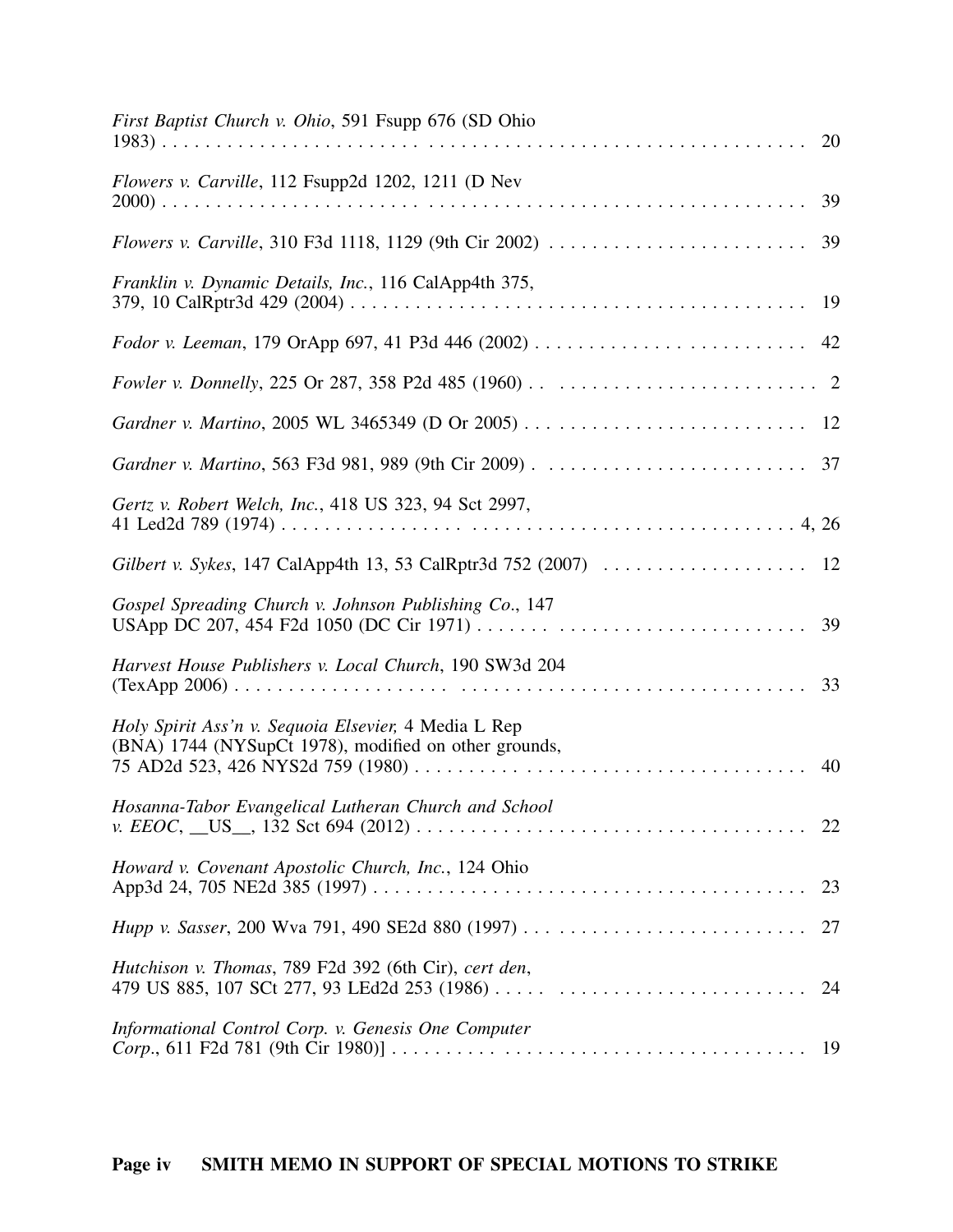*First Baptist Church v. Ohio*, 591 Fsupp 676 (SD Ohio 1983) . . . . . . . . . . . . . . . . . . . . . . . . . . . . . . . . . . . . . . . . . . . . . . . . . . . . . . . . . . . 20

*Flowers v. Carville*, 112 Fsupp2d 1202, 1211 (D Nev 2000) . . . . . . . . . . . . . . . . . . . . . . . . . . . . . . . . . . . . . . . . . . . . . . . . . . . . . . . . . . . 39

*Flowers v. Carville*, 310 F3d 1118, 1129 (9th Cir 2002) . . . . . . . . . . . . . . . . . . . . . . . . 39

*Franklin v. Dynamic Details, Inc.*, 116 CalApp4th 375, 379, 10 CalRptr3d 429 (2004) . . . . . . . . . . . . . . . . . . . . . . . . . . . . . . . . . . . . . . . . . . 19

*Fodor v. Leeman*, 179 OrApp 697, 41 P3d 446 (2002) . . . . . . . . . . . . . . . . . . . . . . . . . 42

*Fowler v. Donnelly*, 225 Or 287, 358 P2d 485 (1960) . . . . . . . . . . . . . . . . . . . . . . . . . . 2

*Gardner v. Martino*, 2005 WL 3465349 (D Or 2005) . . . . . . . . . . . . . . . . . . . . . . . . . . 12

*Gardner v. Martino*, 563 F3d 981, 989 (9th Cir 2009) . . . . . . . . . . . . . . . . . . . . . . . . . 37

*Gertz v. Robert Welch, Inc.*, 418 US 323, 94 Sct 2997, 41 Led2d 789 (1974) . . . . . . . . . . . . . . . . . . . . . . . . . . . . . . . . . . . . . . . . . . . . . . . . 4, 26

*Gilbert v. Sykes*, 147 CalApp4th 13, 53 CalRptr3d 752 (2007) . . . . . . . . . . . . . . . . . . . 12

*Gospel Spreading Church v. Johnson Publishing Co.*, 147 USApp DC 207, 454 F2d 1050 (DC Cir 1971) . . . . . . . . . . . . . . . . . . . . . . . . . . . . . . 39

*Harvest House Publishers v. Local Church*, 190 SW3d 204 (TexApp 2006) . . . . . . . . . . . . . . . . . . . . . . . . . . . . . . . . . . . . . . . . . . . . . . . . . . . . 33

*Holy Spirit Ass'n v. Sequoia Elsevier,* 4 Media L Rep (BNA) 1744 (NYSupCt 1978), modified on other grounds, 75 AD2d 523, 426 NYS2d 759 (1980) . . . . . . . . . . . . . . . . . . . . . . . . . . . . . . . . . . . . . 40

*Hosanna-Tabor Evangelical Lutheran Church and School v. EEOC*, __US__, 132 Sct 694 (2012) . . . . . . . . . . . . . . . . . . . . . . . . . . . . . . . . . . . . 22

*Howard v. Covenant Apostolic Church, Inc.*, 124 Ohio App3d 24, 705 NE2d 385 (1997) . . . . . . . . . . . . . . . . . . . . . . . . . . . . . . . . . . . . . . . . 23

*Hupp v. Sasser*, 200 Wva 791, 490 SE2d 880 (1997) . . . . . . . . . . . . . . . . . . . . . . . . . . 27

*Hutchison v. Thomas*, 789 F2d 392 (6th Cir), *cert den*, 479 US 885, 107 SCt 277, 93 LEd2d 253 (1986) . . . . . . . . . . . . . . . . . . . . . . . . . . . 24

*Informational Control Corp. v. Genesis One Computer Corp.*, 611 F2d 781 (9th Cir 1980)] . . . . . . . . . . . . . . . . . . . . . . . . . . . . . . . . . . . . . . . 19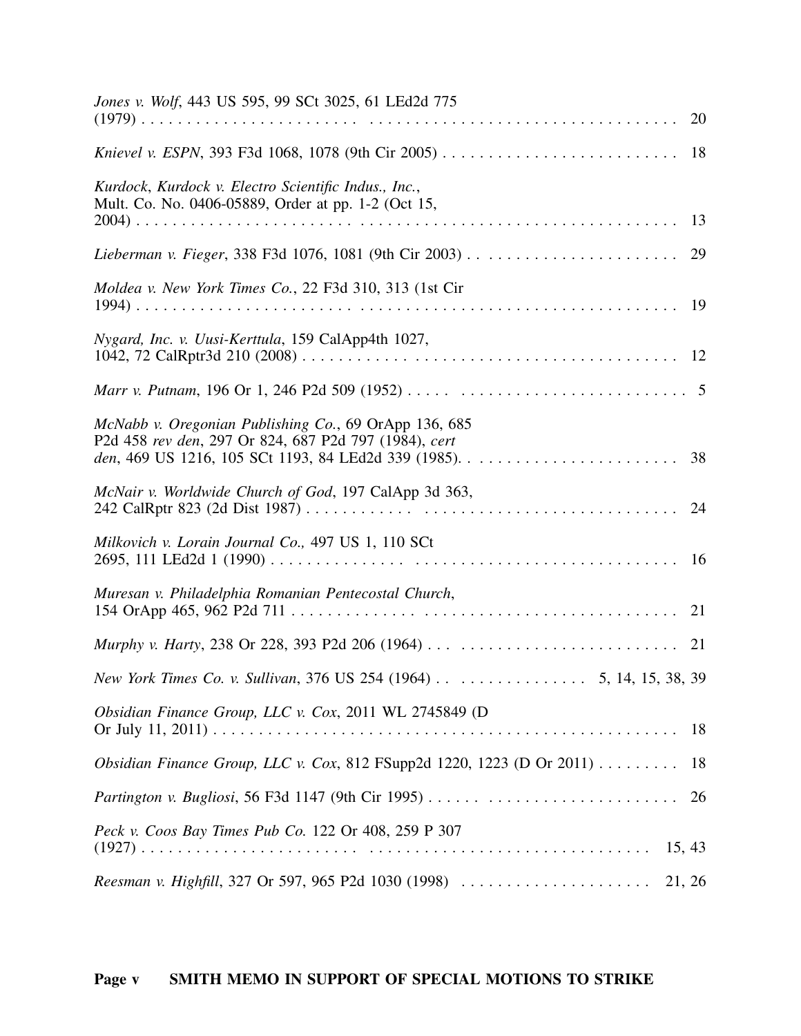*Jones v. Wolf*, 443 US 595, 99 SCt 3025, 61 LEd2d 775 (1979) . . . . . . . . . . . . . . . . . . . . . . . . . . . . . . . . . . . . . . . . . . . . . . . . . . . . . . . . . . . 20

*Knievel v. ESPN*, 393 F3d 1068, 1078 (9th Cir 2005) . . . . . . . . . . . . . . . . . . . . . . . . . . 18

*Kurdock*, *Kurdock v. Electro Scientific Indus., Inc.*, Mult. Co. No. 0406-05889, Order at pp. 1-2 (Oct 15, 2004) . . . . . . . . . . . . . . . . . . . . . . . . . . . . . . . . . . . . . . . . . . . . . . . . . . . . . . . . . . 13

*Lieberman v. Fieger*, 338 F3d 1076, 1081 (9th Cir 2003) . . . . . . . . . . . . . . . . . . . . . . . 29

*Moldea v. New York Times Co.*, 22 F3d 310, 313 (1st Cir 1994) . . . . . . . . . . . . . . . . . . . . . . . . . . . . . . . . . . . . . . . . . . . . . . . . . . . . . . . . . . . 19

*Nygard, Inc. v. Uusi-Kerttula*, 159 CalApp4th 1027, 1042, 72 CalRptr3d 210 (2008) . . . . . . . . . . . . . . . . . . . . . . . . . . . . . . . . . . . . . . . . . 12

*Marr v. Putnam*, 196 Or 1, 246 P2d 509 (1952) . . . . . . . . . . . . . . . . . . . . . . . . . . . . . . 5

*McNabb v. Oregonian Publishing Co.*, 69 OrApp 136, 685 P2d 458 *rev den*, 297 Or 824, 687 P2d 797 (1984), *cert den*, 469 US 1216, 105 SCt 1193, 84 LEd2d 339 (1985). . . . . . . . . . . . . . . . . . . . . . . . . 38

*McNair v. Worldwide Church of God*, 197 CalApp 3d 363, 242 CalRptr 823 (2d Dist 1987) . . . . . . . . . . . . . . . . . . . . . . . . . . . . . . . . . . . . . . . . . 24

*Milkovich v. Lorain Journal Co.,* 497 US 1, 110 SCt 2695, 111 LEd2d 1 (1990) . . . . . . . . . . . . . . . . . . . . . . . . . . . . . . . . . . . . . . . . . . . . . 16

*Muresan v. Philadelphia Romanian Pentecostal Church*, 154 OrApp 465, 962 P2d 711 . . . . . . . . . . . . . . . . . . . . . . . . . . . . . . . . . . . . . . . . . . . 21

*Murphy v. Harty*, 238 Or 228, 393 P2d 206 (1964) . . . . . . . . . . . . . . . . . . . . . . . . . . . . 21

*New York Times Co. v. Sullivan*, 376 US 254 (1964) . . . . . . . . . . . . . . . . . 5, 14, 15, 38, 39

*Obsidian Finance Group, LLC v. Cox*, 2011 WL 2745849 (D Or July 11, 2011) . . . . . . . . . . . . . . . . . . . . . . . . . . . . . . . . . . . . . . . . . . . . . . . . . . 18

*Obsidian Finance Group, LLC v. Cox*, 812 FSupp2d 1220, 1223 (D Or 2011) . . . . . . . . . 18

*Partington v. Bugliosi*, 56 F3d 1147 (9th Cir 1995) . . . . . . . . . . . . . . . . . . . . . . . . . . . . 26

*Peck v. Coos Bay Times Pub Co.* 122 Or 408, 259 P 307 (1927) . . . . . . . . . . . . . . . . . . . . . . . . . . . . . . . . . . . . . . . . . . . . . . . . . . . . . . . . . . . 15, 43

*Reesman v. Highfill*, 327 Or 597, 965 P2d 1030 (1998) . . . . . . . . . . . . . . . . . . . . . . 21, 26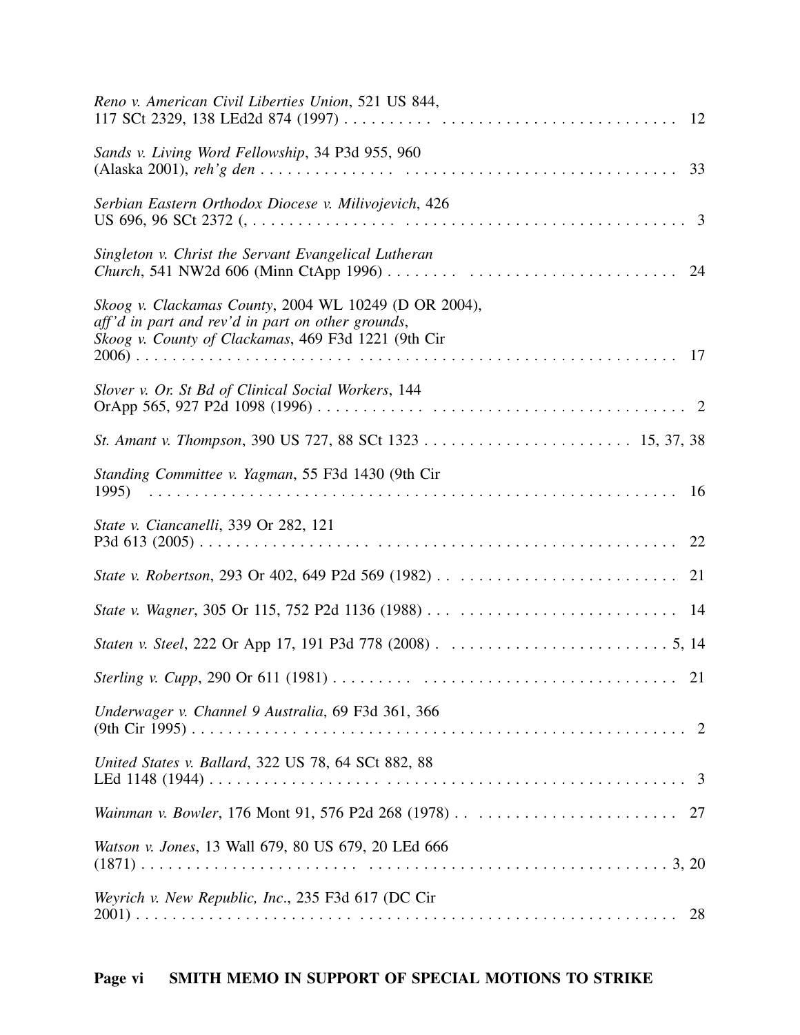*Reno v. American Civil Liberties Union*, 521 US 844, 117 SCt 2329, 138 LEd2d 874 (1997) . . . . . . . . . 12

*Sands v. Living Word Fellowship*, 34 P3d 955, 960 (Alaska 2001), *reh'g den* . . . . . . . . . 33

*Serbian Eastern Orthodox Diocese v. Milivojevich*, 426 US 696, 96 SCt 2372 (, . . . . . . . . . 3

*Singleton v. Christ the Servant Evangelical Lutheran Church*, 541 NW2d 606 (Minn CtApp 1996) . . . . . . . . . 24

*Skoog v. Clackamas County*, 2004 WL 10249 (D OR 2004), *aff'd in part and rev'd in part on other grounds*, *Skoog v. County of Clackamas*, 469 F3d 1221 (9th Cir 2006) . . . . . . . . . 17

*Slover v. Or. St Bd of Clinical Social Workers*, 144 OrApp 565, 927 P2d 1098 (1996) . . . . . . . . . 2

*St. Amant v. Thompson*, 390 US 727, 88 SCt 1323 . . . . . . . . . 15, 37, 38

*Standing Committee v. Yagman*, 55 F3d 1430 (9th Cir 1995) . . . . . . . . . 16

*State v. Ciancanelli*, 339 Or 282, 121 P3d 613 (2005) . . . . . . . . . 22

*State v. Robertson*, 293 Or 402, 649 P2d 569 (1982) . . . . . . . . . 21

*State v. Wagner*, 305 Or 115, 752 P2d 1136 (1988) . . . . . . . . . 14

*Staten v. Steel*, 222 Or App 17, 191 P3d 778 (2008) . . . . . . . . . 5, 14

*Sterling v. Cupp*, 290 Or 611 (1981) . . . . . . . . . 21

*Underwager v. Channel 9 Australia*, 69 F3d 361, 366 (9th Cir 1995) . . . . . . . . . 2

*United States v. Ballard*, 322 US 78, 64 SCt 882, 88 LEd 1148 (1944) . . . . . . . . . 3

*Wainman v. Bowler*, 176 Mont 91, 576 P2d 268 (1978) . . . . . . . . . 27

*Watson v. Jones*, 13 Wall 679, 80 US 679, 20 LEd 666 (1871) . . . . . . . . . 3, 20

*Weyrich v. New Republic, Inc.*, 235 F3d 617 (DC Cir 2001) . . . . . . . . . 28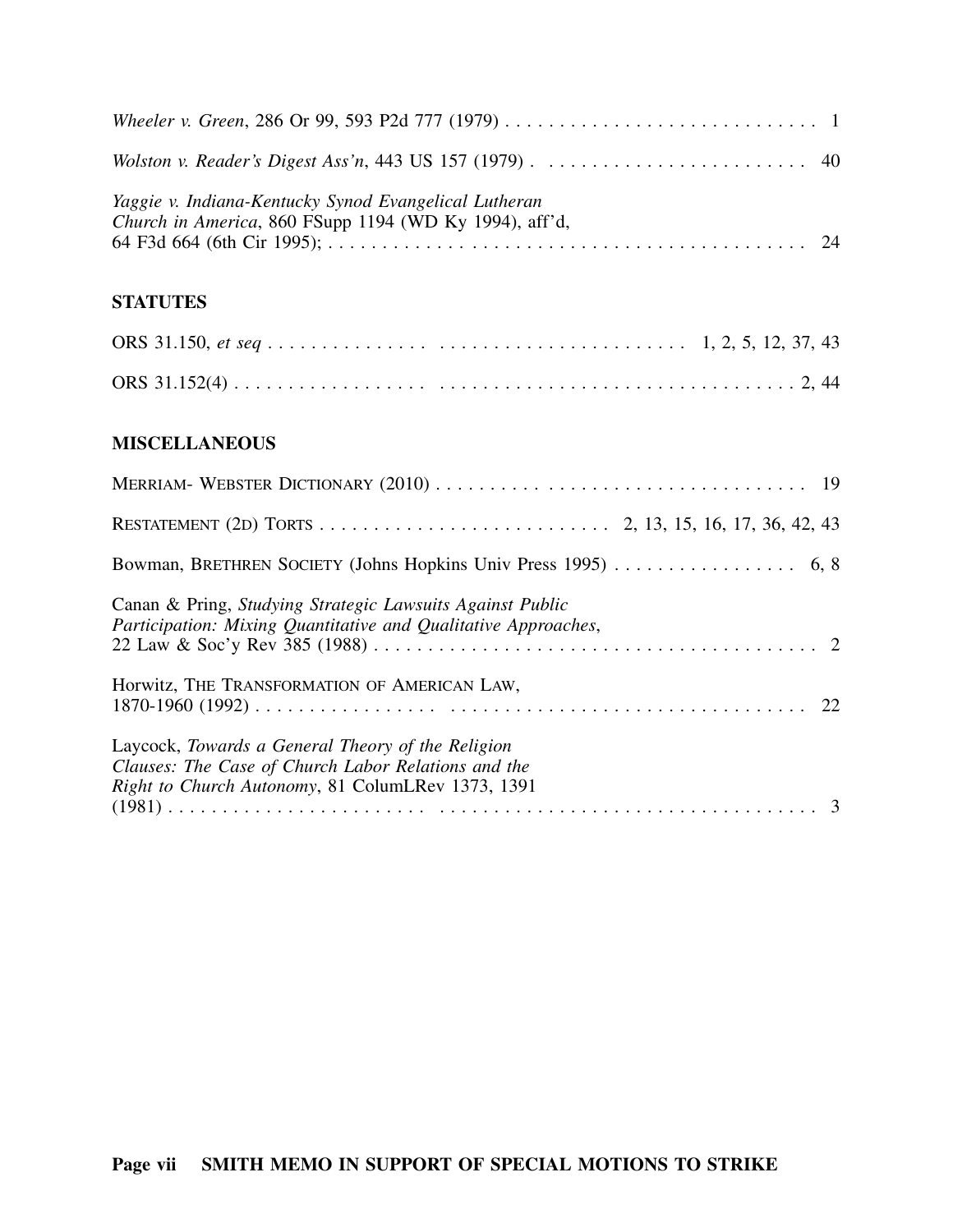*Wheeler v. Green*, 286 Or 99, 593 P2d 777 (1979) . . . . . . . . . . . . . . . . . . . . . . . . . . . . . . 1

*Wolston v. Reader's Digest Ass'n*, 443 US 157 (1979) . . . . . . . . . . . . . . . . . . . . . . . . . . 40

*Yaggie v. Indiana-Kentucky Synod Evangelical Lutheran Church in America*, 860 FSupp 1194 (WD Ky 1994), aff'd, 64 F3d 664 (6th Cir 1995); . . . . . . . . . . . . . . . . . . . . . . . . . . . . . . . . . . . . . . . . . . . . 24

**STATUTES**

ORS 31.150, *et seq* . . . . . . . . . . . . . . . . . . . . . . . . . . . . . . . . . . . . . . 1, 2, 5, 12, 37, 43

ORS 31.152(4) . . . . . . . . . . . . . . . . . . . . . . . . . . . . . . . . . . . . . . . . . . . . . . . . . . 2, 44

**MISCELLANEOUS**

MERRIAM- WEBSTER DICTIONARY (2010) . . . . . . . . . . . . . . . . . . . . . . . . . . . . . . . . . . 19

RESTATEMENT (2D) TORTS . . . . . . . . . . . . . . . . . . . . . . . . . . . 2, 13, 15, 16, 17, 36, 42, 43

Bowman, BRETHREN SOCIETY (Johns Hopkins Univ Press 1995) . . . . . . . . . . . . . . . . . 6, 8

Canan & Pring, *Studying Strategic Lawsuits Against Public Participation: Mixing Quantitative and Qualitative Approaches*, 22 Law & Soc'y Rev 385 (1988) . . . . . . . . . . . . . . . . . . . . . . . . . . . . . . . . . . . . . . . . . 2

Horwitz, THE TRANSFORMATION OF AMERICAN LAW, 1870-1960 (1992) . . . . . . . . . . . . . . . . . . . . . . . . . . . . . . . . . . . . . . . . . . . . . . . . . . 22

Laycock, *Towards a General Theory of the Religion Clauses: The Case of Church Labor Relations and the Right to Church Autonomy*, 81 ColumLRev 1373, 1391 (1981) . . . . . . . . . . . . . . . . . . . . . . . . . . . . . . . . . . . . . . . . . . . . . . . . . . . . . . . . . 3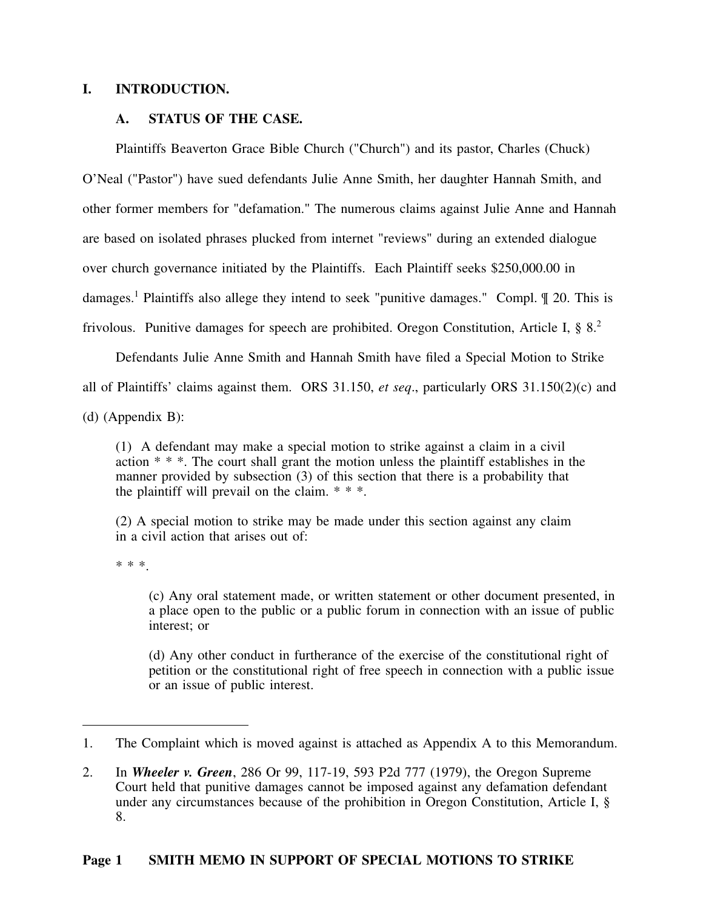# I. INTRODUCTION.

## A. STATUS OF THE CASE.

Plaintiffs Beaverton Grace Bible Church ("Church") and its pastor, Charles (Chuck) O'Neal ("Pastor") have sued defendants Julie Anne Smith, her daughter Hannah Smith, and other former members for "defamation." The numerous claims against Julie Anne and Hannah are based on isolated phrases plucked from internet "reviews" during an extended dialogue over church governance initiated by the Plaintiffs. Each Plaintiff seeks $250,000.00 in damages.[1] Plaintiffs also allege they intend to seek "punitive damages." Compl. ¶ 20. This is frivolous. Punitive damages for speech are prohibited. Oregon Constitution, Article I, § 8.[2]

Defendants Julie Anne Smith and Hannah Smith have filed a Special Motion to Strike all of Plaintiffs' claims against them. ORS 31.150, *et seq*., particularly ORS 31.150(2)(c) and (d) (Appendix B):

> (1) A defendant may make a special motion to strike against a claim in a civil action * * *. The court shall grant the motion unless the plaintiff establishes in the manner provided by subsection (3) of this section that there is a probability that the plaintiff will prevail on the claim. * * *.
>
> (2) A special motion to strike may be made under this section against any claim in a civil action that arises out of:
>
> * * *.
>
> > (c) Any oral statement made, or written statement or other document presented, in a place open to the public or a public forum in connection with an issue of public interest; or
> >
> > (d) Any other conduct in furtherance of the exercise of the constitutional right of petition or the constitutional right of free speech in connection with a public issue or an issue of public interest.

---

1. The Complaint which is moved against is attached as Appendix A to this Memorandum.

2. In ***Wheeler v. Green***, 286 Or 99, 117-19, 593 P2d 777 (1979), the Oregon Supreme Court held that punitive damages cannot be imposed against any defamation defendant under any circumstances because of the prohibition in Oregon Constitution, Article I, § 8.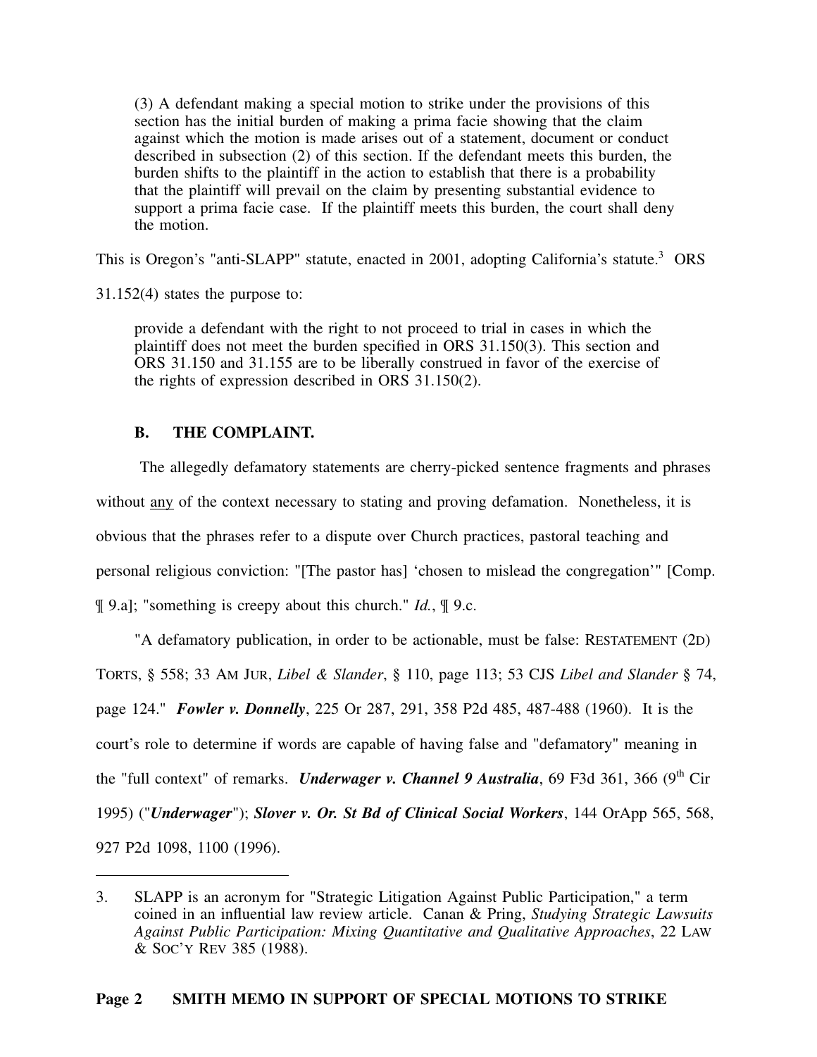> (3) A defendant making a special motion to strike under the provisions of this section has the initial burden of making a prima facie showing that the claim against which the motion is made arises out of a statement, document or conduct described in subsection (2) of this section. If the defendant meets this burden, the burden shifts to the plaintiff in the action to establish that there is a probability that the plaintiff will prevail on the claim by presenting substantial evidence to support a prima facie case. If the plaintiff meets this burden, the court shall deny the motion.

This is Oregon's "anti-SLAPP" statute, enacted in 2001, adopting California's statute.[3] ORS 31.152(4) states the purpose to:

> provide a defendant with the right to not proceed to trial in cases in which the plaintiff does not meet the burden specified in ORS 31.150(3). This section and ORS 31.150 and 31.155 are to be liberally construed in favor of the exercise of the rights of expression described in ORS 31.150(2).

### B. THE COMPLAINT.

The allegedly defamatory statements are cherry-picked sentence fragments and phrases without any of the context necessary to stating and proving defamation. Nonetheless, it is obvious that the phrases refer to a dispute over Church practices, pastoral teaching and personal religious conviction: "[The pastor has] 'chosen to mislead the congregation'" [Comp. ¶ 9.a]; "something is creepy about this church." *Id.*, ¶ 9.c.

"A defamatory publication, in order to be actionable, must be false: RESTATEMENT (2D) TORTS, § 558; 33 AM JUR, *Libel & Slander*, § 110, page 113; 53 CJS *Libel and Slander* § 74, page 124." ***Fowler v. Donnelly***, 225 Or 287, 291, 358 P2d 485, 487-488 (1960). It is the court's role to determine if words are capable of having false and "defamatory" meaning in the "full context" of remarks. ***Underwager v. Channel 9 Australia***, 69 F3d 361, 366 (9th Cir 1995) ("***Underwager***"); ***Slover v. Or. St Bd of Clinical Social Workers***, 144 OrApp 565, 568, 927 P2d 1098, 1100 (1996).

---

3. SLAPP is an acronym for "Strategic Litigation Against Public Participation," a term coined in an influential law review article. Canan & Pring, *Studying Strategic Lawsuits Against Public Participation: Mixing Quantitative and Qualitative Approaches*, 22 LAW & SOC'Y REV 385 (1988).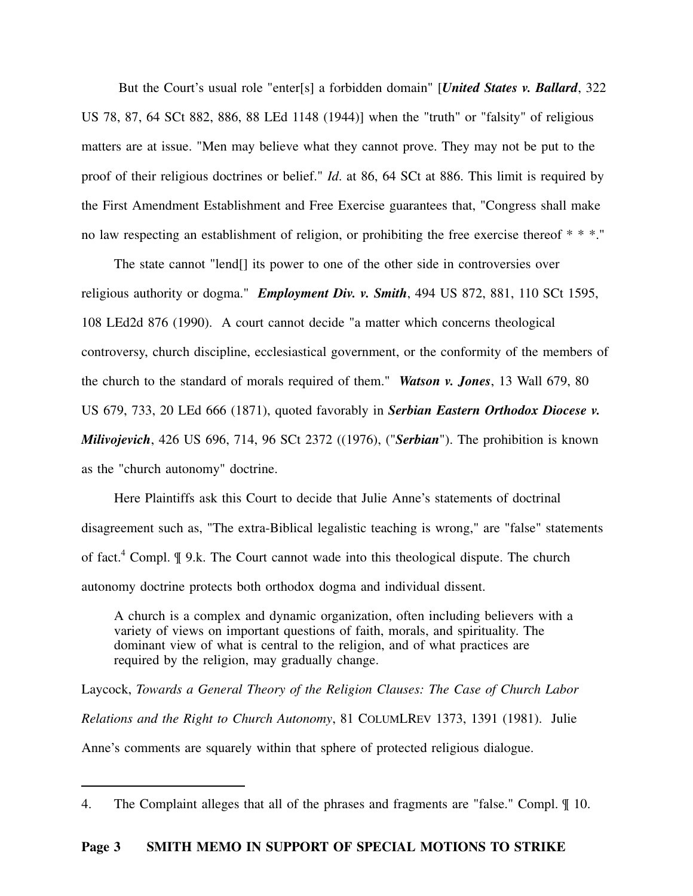But the Court's usual role "enter[s] a forbidden domain" [***United States v. Ballard***, 322 US 78, 87, 64 SCt 882, 886, 88 LEd 1148 (1944)] when the "truth" or "falsity" of religious matters are at issue. "Men may believe what they cannot prove. They may not be put to the proof of their religious doctrines or belief." *Id*. at 86, 64 SCt at 886. This limit is required by the First Amendment Establishment and Free Exercise guarantees that, "Congress shall make no law respecting an establishment of religion, or prohibiting the free exercise thereof * * *."

The state cannot "lend[] its power to one of the other side in controversies over religious authority or dogma." ***Employment Div. v. Smith***, 494 US 872, 881, 110 SCt 1595, 108 LEd2d 876 (1990). A court cannot decide "a matter which concerns theological controversy, church discipline, ecclesiastical government, or the conformity of the members of the church to the standard of morals required of them." ***Watson v. Jones***, 13 Wall 679, 80 US 679, 733, 20 LEd 666 (1871), quoted favorably in ***Serbian Eastern Orthodox Diocese v. Milivojevich***, 426 US 696, 714, 96 SCt 2372 ((1976), ("***Serbian***"). The prohibition is known as the "church autonomy" doctrine.

Here Plaintiffs ask this Court to decide that Julie Anne's statements of doctrinal disagreement such as, "The extra-Biblical legalistic teaching is wrong," are "false" statements of fact.[4] Compl. ¶ 9.k. The Court cannot wade into this theological dispute. The church autonomy doctrine protects both orthodox dogma and individual dissent.

> A church is a complex and dynamic organization, often including believers with a variety of views on important questions of faith, morals, and spirituality. The dominant view of what is central to the religion, and of what practices are required by the religion, may gradually change.

Laycock, *Towards a General Theory of the Religion Clauses: The Case of Church Labor Relations and the Right to Church Autonomy*, 81 ColumLRev 1373, 1391 (1981). Julie Anne's comments are squarely within that sphere of protected religious dialogue.

---

4. The Complaint alleges that all of the phrases and fragments are "false." Compl. ¶ 10.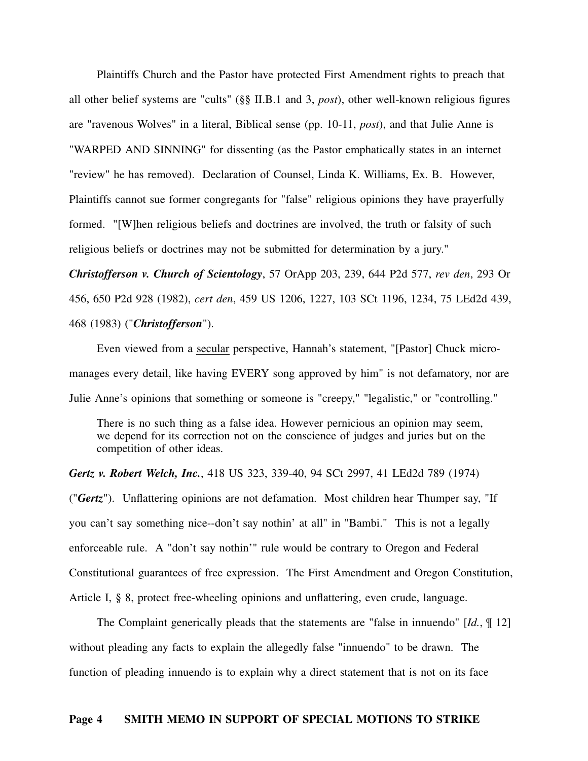Plaintiffs Church and the Pastor have protected First Amendment rights to preach that all other belief systems are "cults" (§§ II.B.1 and 3, *post*), other well-known religious figures are "ravenous Wolves" in a literal, Biblical sense (pp. 10-11, *post*), and that Julie Anne is "WARPED AND SINNING" for dissenting (as the Pastor emphatically states in an internet "review" he has removed). Declaration of Counsel, Linda K. Williams, Ex. B. However, Plaintiffs cannot sue former congregants for "false" religious opinions they have prayerfully formed. "[W]hen religious beliefs and doctrines are involved, the truth or falsity of such religious beliefs or doctrines may not be submitted for determination by a jury." ***Christofferson v. Church of Scientology***, 57 OrApp 203, 239, 644 P2d 577, *rev den*, 293 Or 456, 650 P2d 928 (1982), *cert den*, 459 US 1206, 1227, 103 SCt 1196, 1234, 75 LEd2d 439, 468 (1983) ("***Christofferson***").

Even viewed from a <u>secular</u> perspective, Hannah's statement, "[Pastor] Chuck micro-manages every detail, like having EVERY song approved by him" is not defamatory, nor are Julie Anne's opinions that something or someone is "creepy," "legalistic," or "controlling."

> There is no such thing as a false idea. However pernicious an opinion may seem, we depend for its correction not on the conscience of judges and juries but on the competition of other ideas.

***Gertz v. Robert Welch, Inc.***, 418 US 323, 339-40, 94 SCt 2997, 41 LEd2d 789 (1974) ("***Gertz***"). Unflattering opinions are not defamation. Most children hear Thumper say, "If you can't say something nice--don't say nothin' at all" in "Bambi." This is not a legally enforceable rule. A "don't say nothin'" rule would be contrary to Oregon and Federal Constitutional guarantees of free expression. The First Amendment and Oregon Constitution, Article I, § 8, protect free-wheeling opinions and unflattering, even crude, language.

The Complaint generically pleads that the statements are "false in innuendo" [*Id.*, ¶ 12] without pleading any facts to explain the allegedly false "innuendo" to be drawn. The function of pleading innuendo is to explain why a direct statement that is not on its face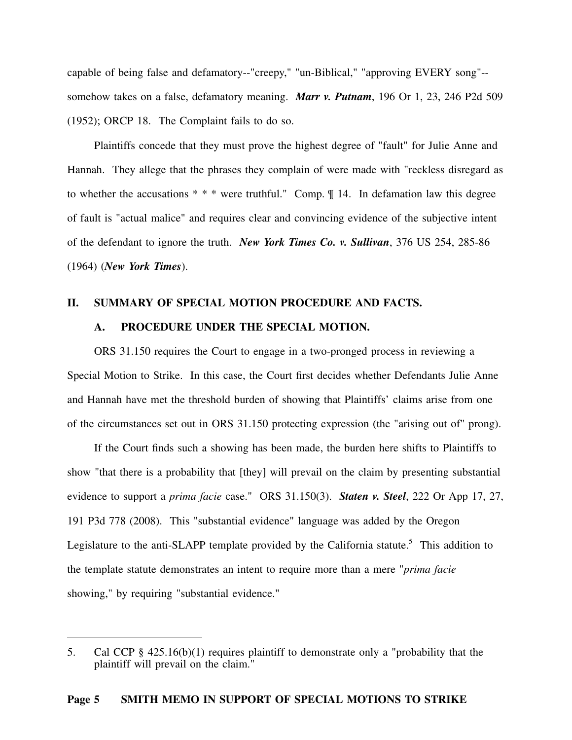capable of being false and defamatory--"creepy," "un-Biblical," "approving EVERY song"--somehow takes on a false, defamatory meaning. ***Marr v. Putnam***, 196 Or 1, 23, 246 P2d 509 (1952); ORCP 18. The Complaint fails to do so.

Plaintiffs concede that they must prove the highest degree of "fault" for Julie Anne and Hannah. They allege that the phrases they complain of were made with "reckless disregard as to whether the accusations * * * were truthful." Comp. ¶ 14. In defamation law this degree of fault is "actual malice" and requires clear and convincing evidence of the subjective intent of the defendant to ignore the truth. ***New York Times Co. v. Sullivan***, 376 US 254, 285-86 (1964) (***New York Times***).

## II. SUMMARY OF SPECIAL MOTION PROCEDURE AND FACTS.

### A. PROCEDURE UNDER THE SPECIAL MOTION.

ORS 31.150 requires the Court to engage in a two-pronged process in reviewing a Special Motion to Strike. In this case, the Court first decides whether Defendants Julie Anne and Hannah have met the threshold burden of showing that Plaintiffs' claims arise from one of the circumstances set out in ORS 31.150 protecting expression (the "arising out of" prong).

If the Court finds such a showing has been made, the burden here shifts to Plaintiffs to show "that there is a probability that [they] will prevail on the claim by presenting substantial evidence to support a *prima facie* case." ORS 31.150(3). ***Staten v. Steel***, 222 Or App 17, 27, 191 P3d 778 (2008). This "substantial evidence" language was added by the Oregon Legislature to the anti-SLAPP template provided by the California statute.[5] This addition to the template statute demonstrates an intent to require more than a mere "*prima facie* showing," by requiring "substantial evidence."

---

5. Cal CCP § 425.16(b)(1) requires plaintiff to demonstrate only a "probability that the plaintiff will prevail on the claim."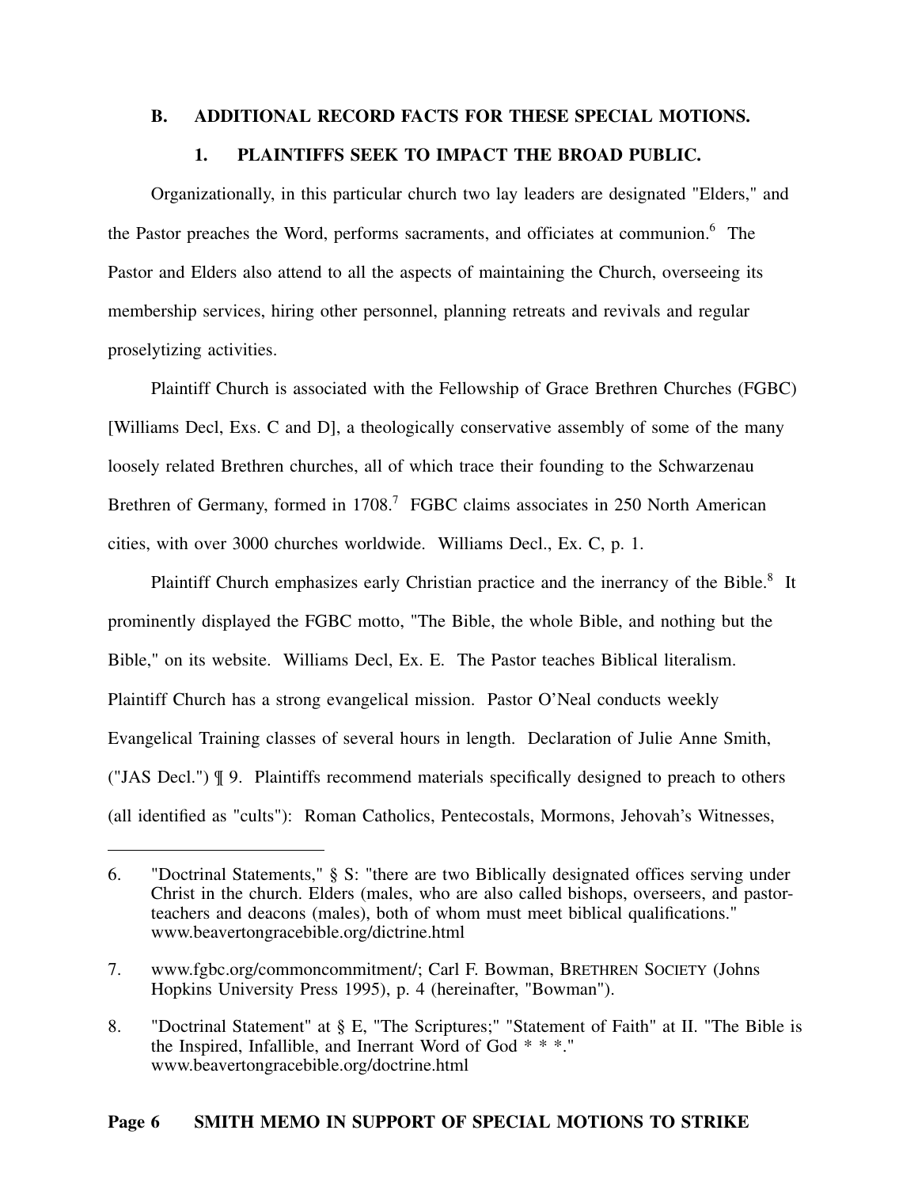### B. ADDITIONAL RECORD FACTS FOR THESE SPECIAL MOTIONS.

#### 1. PLAINTIFFS SEEK TO IMPACT THE BROAD PUBLIC.

Organizationally, in this particular church two lay leaders are designated "Elders," and the Pastor preaches the Word, performs sacraments, and officiates at communion.[6] The Pastor and Elders also attend to all the aspects of maintaining the Church, overseeing its membership services, hiring other personnel, planning retreats and revivals and regular proselytizing activities.

Plaintiff Church is associated with the Fellowship of Grace Brethren Churches (FGBC) [Williams Decl, Exs. C and D], a theologically conservative assembly of some of the many loosely related Brethren churches, all of which trace their founding to the Schwarzenau Brethren of Germany, formed in 1708.[7] FGBC claims associates in 250 North American cities, with over 3000 churches worldwide. Williams Decl., Ex. C, p. 1.

Plaintiff Church emphasizes early Christian practice and the inerrancy of the Bible.[8] It prominently displayed the FGBC motto, "The Bible, the whole Bible, and nothing but the Bible," on its website. Williams Decl, Ex. E. The Pastor teaches Biblical literalism. Plaintiff Church has a strong evangelical mission. Pastor O'Neal conducts weekly Evangelical Training classes of several hours in length. Declaration of Julie Anne Smith, ("JAS Decl.") ¶ 9. Plaintiffs recommend materials specifically designed to preach to others (all identified as "cults"): Roman Catholics, Pentecostals, Mormons, Jehovah's Witnesses,

---

6. "Doctrinal Statements," § S: "there are two Biblically designated offices serving under Christ in the church. Elders (males, who are also called bishops, overseers, and pastor-teachers and deacons (males), both of whom must meet biblical qualifications." www.beavertongracebible.org/dictrine.html

7. www.fgbc.org/commoncommitment/; Carl F. Bowman, BRETHREN SOCIETY (Johns Hopkins University Press 1995), p. 4 (hereinafter, "Bowman").

8. "Doctrinal Statement" at § E, "The Scriptures;" "Statement of Faith" at II. "The Bible is the Inspired, Infallible, and Inerrant Word of God * * *." www.beavertongracebible.org/doctrine.html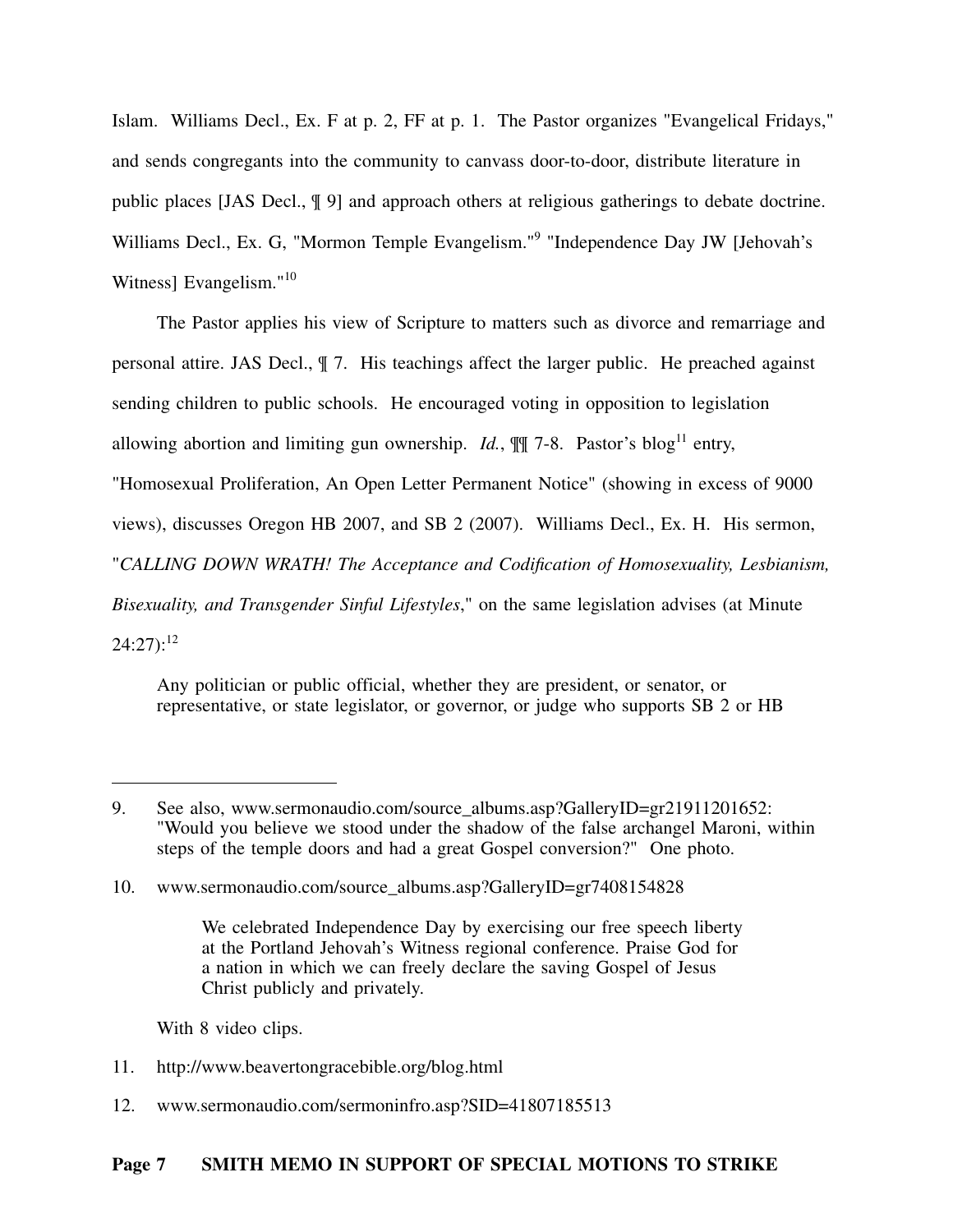Islam. Williams Decl., Ex. F at p. 2, FF at p. 1. The Pastor organizes "Evangelical Fridays," and sends congregants into the community to canvass door-to-door, distribute literature in public places [JAS Decl., ¶ 9] and approach others at religious gatherings to debate doctrine. Williams Decl., Ex. G, "Mormon Temple Evangelism."[9] "Independence Day JW [Jehovah's Witness] Evangelism."[10]

The Pastor applies his view of Scripture to matters such as divorce and remarriage and personal attire. JAS Decl., ¶ 7. His teachings affect the larger public. He preached against sending children to public schools. He encouraged voting in opposition to legislation allowing abortion and limiting gun ownership. *Id.*, ¶¶ 7-8. Pastor's blog[11] entry, "Homosexual Proliferation, An Open Letter Permanent Notice" (showing in excess of 9000 views), discusses Oregon HB 2007, and SB 2 (2007). Williams Decl., Ex. H. His sermon, "*CALLING DOWN WRATH! The Acceptance and Codification of Homosexuality, Lesbianism, Bisexuality, and Transgender Sinful Lifestyles*," on the same legislation advises (at Minute 24:27):[12]

> Any politician or public official, whether they are president, or senator, or representative, or state legislator, or governor, or judge who supports SB 2 or HB

---

9. See also, www.sermonaudio.com/source_albums.asp?GalleryID=gr21911201652: "Would you believe we stood under the shadow of the false archangel Maroni, within steps of the temple doors and had a great Gospel conversion?" One photo.

10. www.sermonaudio.com/source_albums.asp?GalleryID=gr7408154828

    > We celebrated Independence Day by exercising our free speech liberty at the Portland Jehovah's Witness regional conference. Praise God for a nation in which we can freely declare the saving Gospel of Jesus Christ publicly and privately.

    With 8 video clips.

11. http://www.beavertongracebible.org/blog.html

12. www.sermonaudio.com/sermoninfro.asp?SID=41807185513

**Page 7 SMITH MEMO IN SUPPORT OF SPECIAL MOTIONS TO STRIKE**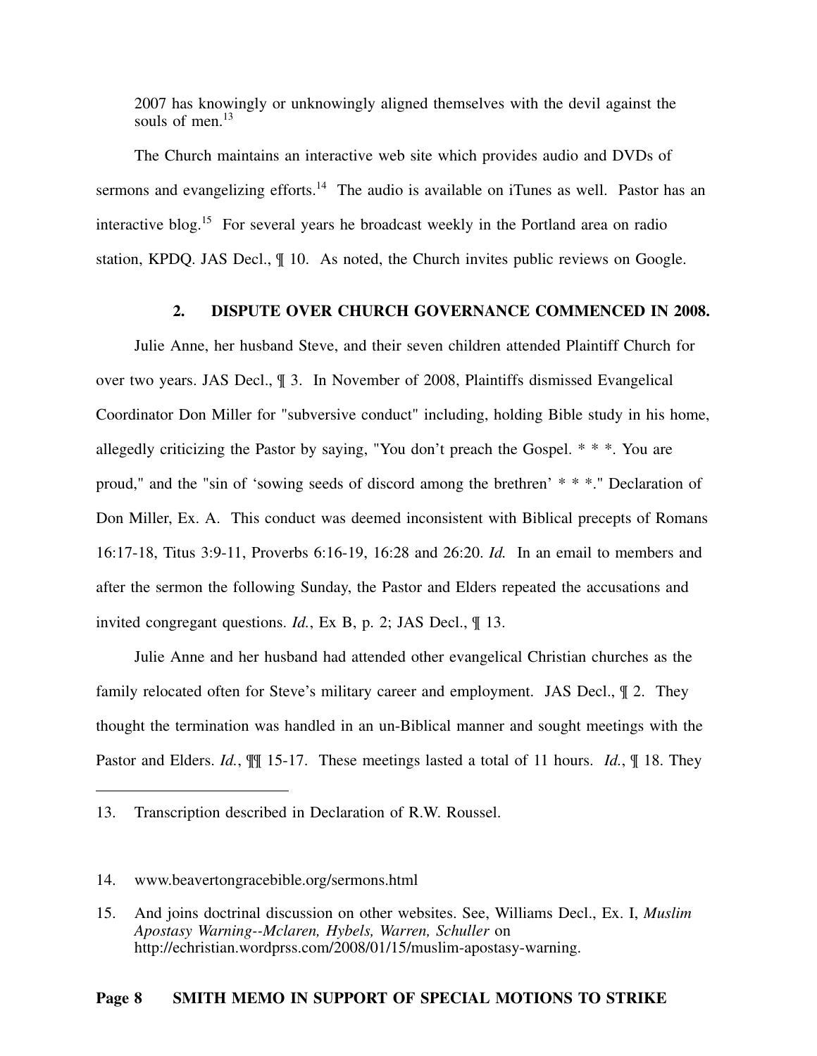2007 has knowingly or unknowingly aligned themselves with the devil against the souls of men.[13]

The Church maintains an interactive web site which provides audio and DVDs of sermons and evangelizing efforts.[14] The audio is available on iTunes as well. Pastor has an interactive blog.[15] For several years he broadcast weekly in the Portland area on radio station, KPDQ. JAS Decl., ¶ 10. As noted, the Church invites public reviews on Google.

### 2. DISPUTE OVER CHURCH GOVERNANCE COMMENCED IN 2008.

Julie Anne, her husband Steve, and their seven children attended Plaintiff Church for over two years. JAS Decl., ¶ 3. In November of 2008, Plaintiffs dismissed Evangelical Coordinator Don Miller for "subversive conduct" including, holding Bible study in his home, allegedly criticizing the Pastor by saying, "You don't preach the Gospel. * * *. You are proud," and the "sin of 'sowing seeds of discord among the brethren' * * *." Declaration of Don Miller, Ex. A. This conduct was deemed inconsistent with Biblical precepts of Romans 16:17-18, Titus 3:9-11, Proverbs 6:16-19, 16:28 and 26:20. *Id.* In an email to members and after the sermon the following Sunday, the Pastor and Elders repeated the accusations and invited congregant questions. *Id.*, Ex B, p. 2; JAS Decl., ¶ 13.

Julie Anne and her husband had attended other evangelical Christian churches as the family relocated often for Steve's military career and employment. JAS Decl., ¶ 2. They thought the termination was handled in an un-Biblical manner and sought meetings with the Pastor and Elders. *Id.*, ¶¶ 15-17. These meetings lasted a total of 11 hours. *Id.*, ¶ 18. They

---

13. Transcription described in Declaration of R.W. Roussel.

14. www.beavertongracebible.org/sermons.html

15. And joins doctrinal discussion on other websites. See, Williams Decl., Ex. I, *Muslim Apostasy Warning--Mclaren, Hybels, Warren, Schuller* on http://echristian.wordprss.com/2008/01/15/muslim-apostasy-warning.

**Page 8 SMITH MEMO IN SUPPORT OF SPECIAL MOTIONS TO STRIKE**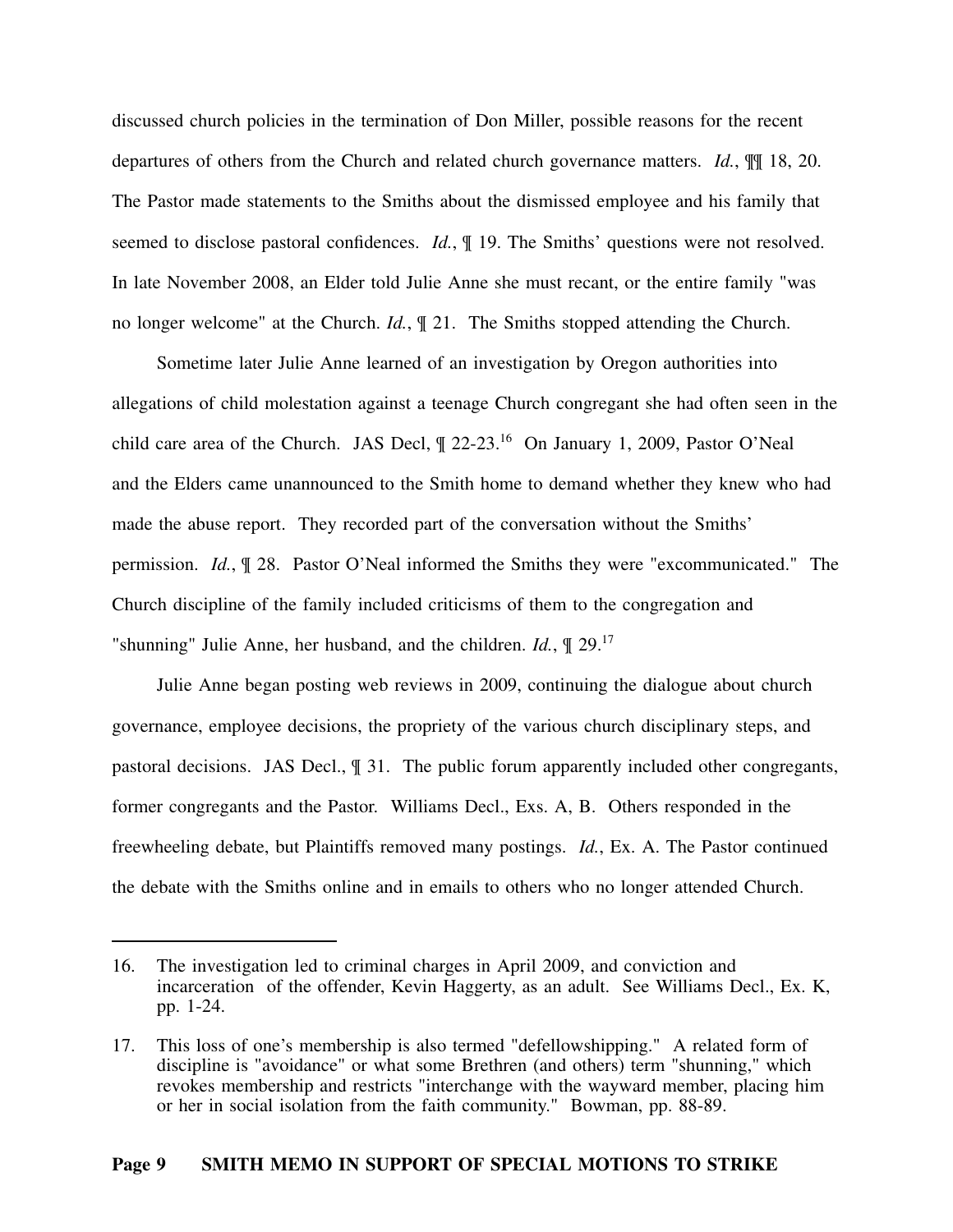discussed church policies in the termination of Don Miller, possible reasons for the recent departures of others from the Church and related church governance matters. *Id.*, ¶¶ 18, 20. The Pastor made statements to the Smiths about the dismissed employee and his family that seemed to disclose pastoral confidences. *Id.*, ¶ 19. The Smiths' questions were not resolved. In late November 2008, an Elder told Julie Anne she must recant, or the entire family "was no longer welcome" at the Church. *Id.*, ¶ 21. The Smiths stopped attending the Church.

Sometime later Julie Anne learned of an investigation by Oregon authorities into allegations of child molestation against a teenage Church congregant she had often seen in the child care area of the Church. JAS Decl, ¶ 22-23.[16] On January 1, 2009, Pastor O'Neal and the Elders came unannounced to the Smith home to demand whether they knew who had made the abuse report. They recorded part of the conversation without the Smiths' permission. *Id.*, ¶ 28. Pastor O'Neal informed the Smiths they were "excommunicated." The Church discipline of the family included criticisms of them to the congregation and "shunning" Julie Anne, her husband, and the children. *Id.*, ¶ 29.[17]

Julie Anne began posting web reviews in 2009, continuing the dialogue about church governance, employee decisions, the propriety of the various church disciplinary steps, and pastoral decisions. JAS Decl., ¶ 31. The public forum apparently included other congregants, former congregants and the Pastor. Williams Decl., Exs. A, B. Others responded in the freewheeling debate, but Plaintiffs removed many postings. *Id.*, Ex. A. The Pastor continued the debate with the Smiths online and in emails to others who no longer attended Church.

---

16. The investigation led to criminal charges in April 2009, and conviction and incarceration of the offender, Kevin Haggerty, as an adult. See Williams Decl., Ex. K, pp. 1-24.

17. This loss of one's membership is also termed "defellowshipping." A related form of discipline is "avoidance" or what some Brethren (and others) term "shunning," which revokes membership and restricts "interchange with the wayward member, placing him or her in social isolation from the faith community." Bowman, pp. 88-89.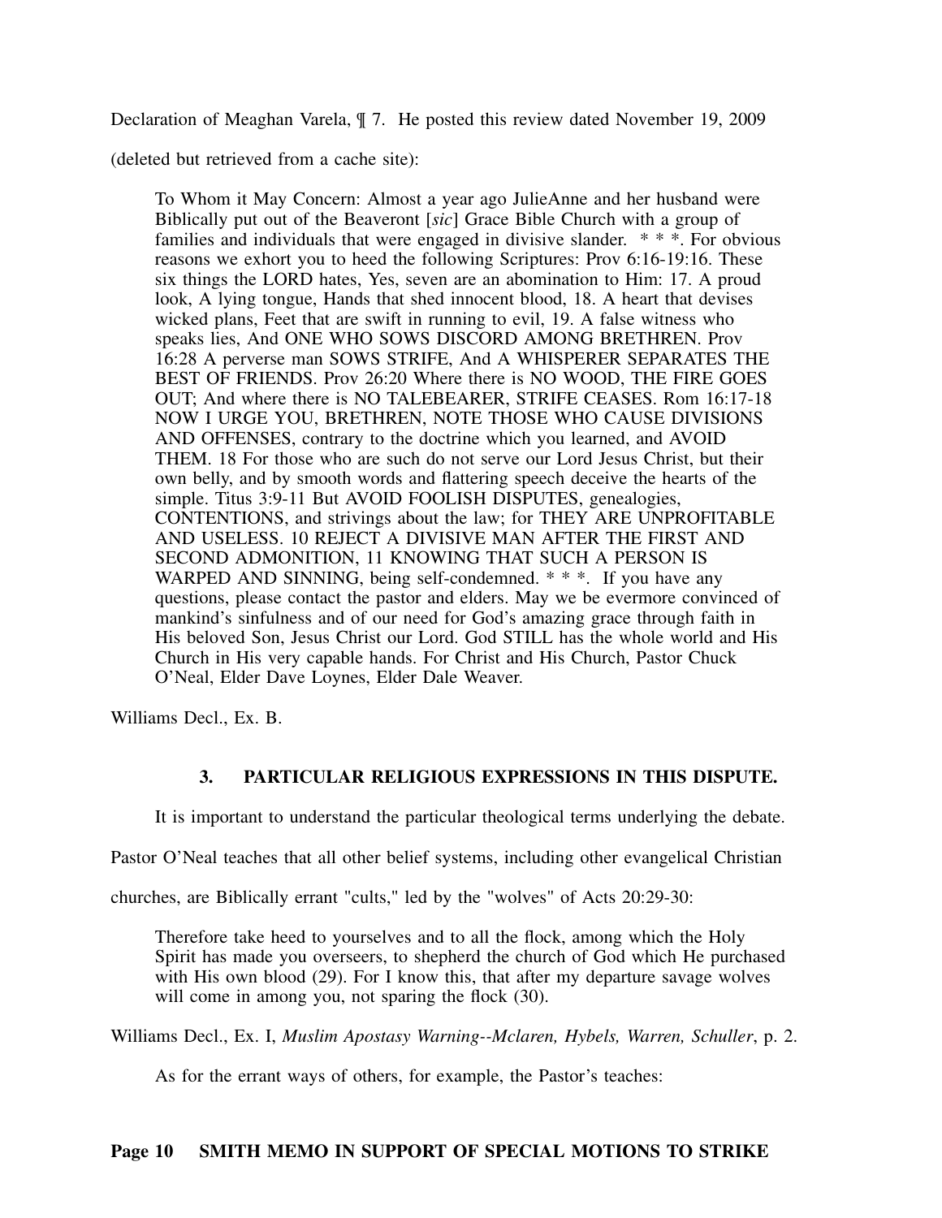Declaration of Meaghan Varela, ¶ 7. He posted this review dated November 19, 2009 (deleted but retrieved from a cache site):

> To Whom it May Concern: Almost a year ago JulieAnne and her husband were Biblically put out of the Beaveront [*sic*] Grace Bible Church with a group of families and individuals that were engaged in divisive slander. * * *. For obvious reasons we exhort you to heed the following Scriptures: Prov 6:16-19:16. These six things the LORD hates, Yes, seven are an abomination to Him: 17. A proud look, A lying tongue, Hands that shed innocent blood, 18. A heart that devises wicked plans, Feet that are swift in running to evil, 19. A false witness who speaks lies, And ONE WHO SOWS DISCORD AMONG BRETHREN. Prov 16:28 A perverse man SOWS STRIFE, And A WHISPERER SEPARATES THE BEST OF FRIENDS. Prov 26:20 Where there is NO WOOD, THE FIRE GOES OUT; And where there is NO TALEBEARER, STRIFE CEASES. Rom 16:17-18 NOW I URGE YOU, BRETHREN, NOTE THOSE WHO CAUSE DIVISIONS AND OFFENSES, contrary to the doctrine which you learned, and AVOID THEM. 18 For those who are such do not serve our Lord Jesus Christ, but their own belly, and by smooth words and flattering speech deceive the hearts of the simple. Titus 3:9-11 But AVOID FOOLISH DISPUTES, genealogies, CONTENTIONS, and strivings about the law; for THEY ARE UNPROFITABLE AND USELESS. 10 REJECT A DIVISIVE MAN AFTER THE FIRST AND SECOND ADMONITION, 11 KNOWING THAT SUCH A PERSON IS WARPED AND SINNING, being self-condemned. * * *. If you have any questions, please contact the pastor and elders. May we be evermore convinced of mankind's sinfulness and of our need for God's amazing grace through faith in His beloved Son, Jesus Christ our Lord. God STILL has the whole world and His Church in His very capable hands. For Christ and His Church, Pastor Chuck O'Neal, Elder Dave Loynes, Elder Dale Weaver.

Williams Decl., Ex. B.

### 3. PARTICULAR RELIGIOUS EXPRESSIONS IN THIS DISPUTE.

It is important to understand the particular theological terms underlying the debate. Pastor O'Neal teaches that all other belief systems, including other evangelical Christian churches, are Biblically errant "cults," led by the "wolves" of Acts 20:29-30:

> Therefore take heed to yourselves and to all the flock, among which the Holy Spirit has made you overseers, to shepherd the church of God which He purchased with His own blood (29). For I know this, that after my departure savage wolves will come in among you, not sparing the flock (30).

Williams Decl., Ex. I, *Muslim Apostasy Warning--Mclaren, Hybels, Warren, Schuller*, p. 2.

As for the errant ways of others, for example, the Pastor's teaches: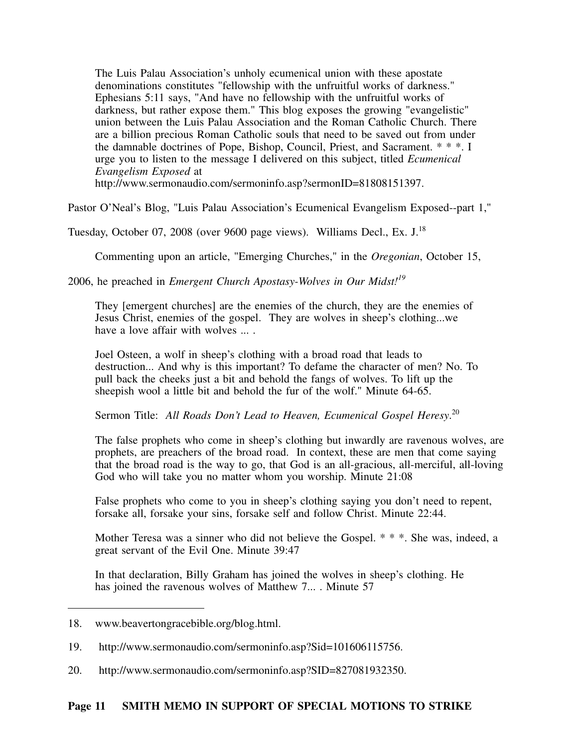> The Luis Palau Association's unholy ecumenical union with these apostate denominations constitutes "fellowship with the unfruitful works of darkness." Ephesians 5:11 says, "And have no fellowship with the unfruitful works of darkness, but rather expose them." This blog exposes the growing "evangelistic" union between the Luis Palau Association and the Roman Catholic Church. There are a billion precious Roman Catholic souls that need to be saved out from under the damnable doctrines of Pope, Bishop, Council, Priest, and Sacrament. * * *. I urge you to listen to the message I delivered on this subject, titled *Ecumenical Evangelism Exposed* at http://www.sermonaudio.com/sermoninfo.asp?sermonID=81808151397.

Pastor O'Neal's Blog, "Luis Palau Association's Ecumenical Evangelism Exposed--part 1," Tuesday, October 07, 2008 (over 9600 page views). Williams Decl., Ex. J.[18]

Commenting upon an article, "Emerging Churches," in the *Oregonian*, October 15, 2006, he preached in *Emergent Church Apostasy-Wolves in Our Midst!*[19]

> They [emergent churches] are the enemies of the church, they are the enemies of Jesus Christ, enemies of the gospel. They are wolves in sheep's clothing...we have a love affair with wolves ... .
>
> Joel Osteen, a wolf in sheep's clothing with a broad road that leads to destruction... And why is this important? To defame the character of men? No. To pull back the cheeks just a bit and behold the fangs of wolves. To lift up the sheepish wool a little bit and behold the fur of the wolf." Minute 64-65.
>
> Sermon Title: *All Roads Don't Lead to Heaven, Ecumenical Gospel Heresy*.[20]
>
> The false prophets who come in sheep's clothing but inwardly are ravenous wolves, are prophets, are preachers of the broad road. In context, these are men that come saying that the broad road is the way to go, that God is an all-gracious, all-merciful, all-loving God who will take you no matter whom you worship. Minute 21:08
>
> False prophets who come to you in sheep's clothing saying you don't need to repent, forsake all, forsake your sins, forsake self and follow Christ. Minute 22:44.
>
> Mother Teresa was a sinner who did not believe the Gospel. * * *. She was, indeed, a great servant of the Evil One. Minute 39:47
>
> In that declaration, Billy Graham has joined the wolves in sheep's clothing. He has joined the ravenous wolves of Matthew 7... . Minute 57

---

18. www.beavertongracebible.org/blog.html.

19. http://www.sermonaudio.com/sermoninfo.asp?Sid=101606115756.

20. http://www.sermonaudio.com/sermoninfo.asp?SID=827081932350.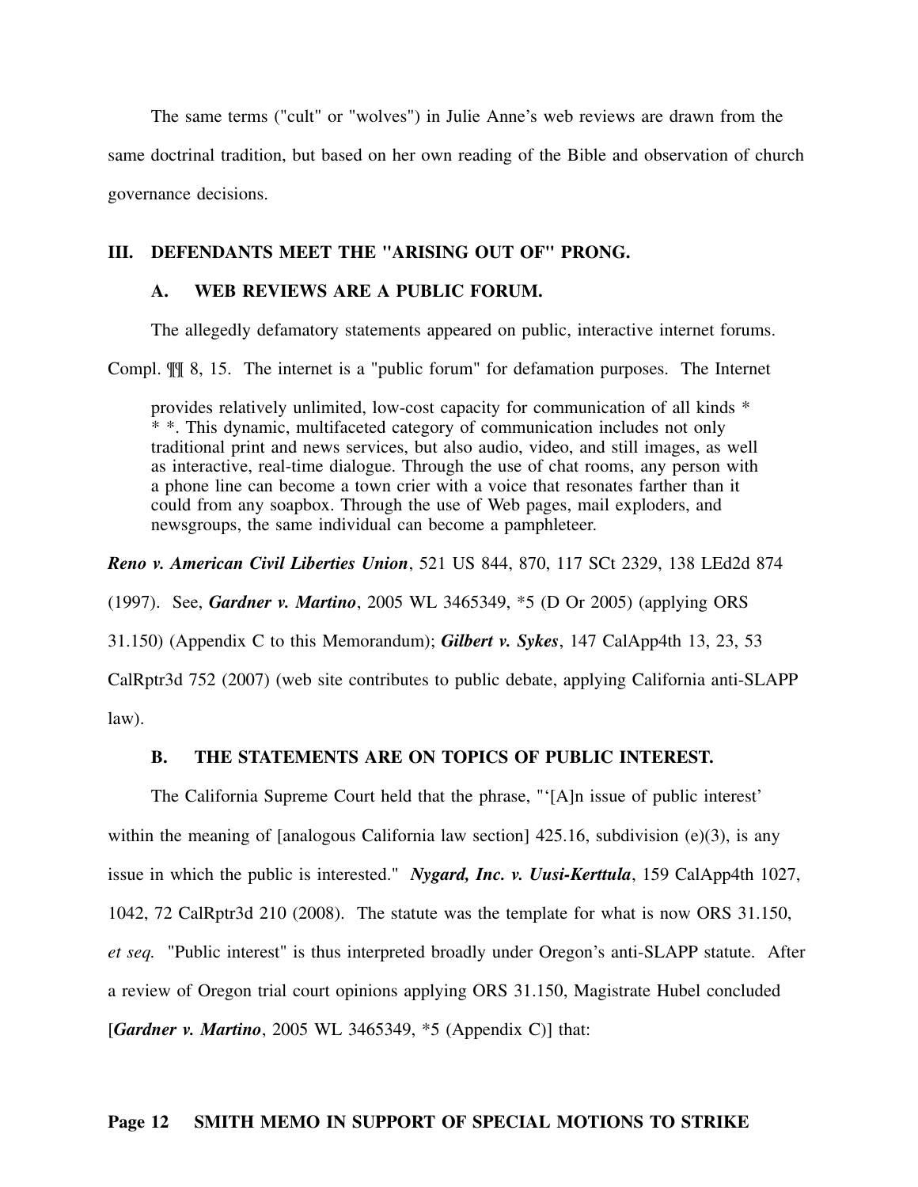The same terms ("cult" or "wolves") in Julie Anne's web reviews are drawn from the same doctrinal tradition, but based on her own reading of the Bible and observation of church governance decisions.

## III. DEFENDANTS MEET THE "ARISING OUT OF" PRONG.

### A. WEB REVIEWS ARE A PUBLIC FORUM.

The allegedly defamatory statements appeared on public, interactive internet forums. Compl. ¶¶ 8, 15. The internet is a "public forum" for defamation purposes. The Internet

> provides relatively unlimited, low-cost capacity for communication of all kinds * * *. This dynamic, multifaceted category of communication includes not only traditional print and news services, but also audio, video, and still images, as well as interactive, real-time dialogue. Through the use of chat rooms, any person with a phone line can become a town crier with a voice that resonates farther than it could from any soapbox. Through the use of Web pages, mail exploders, and newsgroups, the same individual can become a pamphleteer.

***Reno v. American Civil Liberties Union***, 521 US 844, 870, 117 SCt 2329, 138 LEd2d 874 (1997). See, ***Gardner v. Martino***, 2005 WL 3465349, *5 (D Or 2005) (applying ORS 31.150) (Appendix C to this Memorandum); ***Gilbert v. Sykes***, 147 CalApp4th 13, 23, 53 CalRptr3d 752 (2007) (web site contributes to public debate, applying California anti-SLAPP law).

### B. THE STATEMENTS ARE ON TOPICS OF PUBLIC INTEREST.

The California Supreme Court held that the phrase, "'[A]n issue of public interest' within the meaning of [analogous California law section] 425.16, subdivision (e)(3), is any issue in which the public is interested." ***Nygard, Inc. v. Uusi-Kerttula***, 159 CalApp4th 1027, 1042, 72 CalRptr3d 210 (2008). The statute was the template for what is now ORS 31.150, *et seq.* "Public interest" is thus interpreted broadly under Oregon's anti-SLAPP statute. After a review of Oregon trial court opinions applying ORS 31.150, Magistrate Hubel concluded [***Gardner v. Martino***, 2005 WL 3465349, *5 (Appendix C)] that: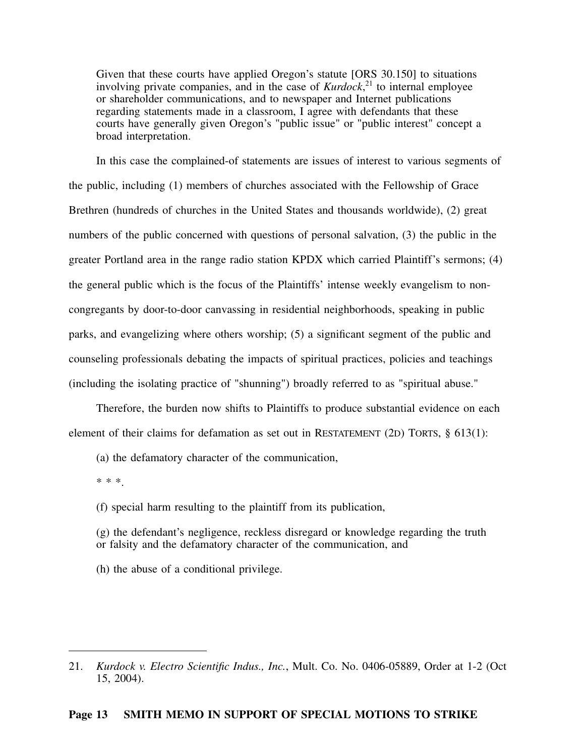> Given that these courts have applied Oregon's statute [ORS 30.150] to situations involving private companies, and in the case of *Kurdock*,[21] to internal employee or shareholder communications, and to newspaper and Internet publications regarding statements made in a classroom, I agree with defendants that these courts have generally given Oregon's "public issue" or "public interest" concept a broad interpretation.

In this case the complained-of statements are issues of interest to various segments of the public, including (1) members of churches associated with the Fellowship of Grace Brethren (hundreds of churches in the United States and thousands worldwide), (2) great numbers of the public concerned with questions of personal salvation, (3) the public in the greater Portland area in the range radio station KPDX which carried Plaintiff's sermons; (4) the general public which is the focus of the Plaintiffs' intense weekly evangelism to non-congregants by door-to-door canvassing in residential neighborhoods, speaking in public parks, and evangelizing where others worship; (5) a significant segment of the public and counseling professionals debating the impacts of spiritual practices, policies and teachings (including the isolating practice of "shunning") broadly referred to as "spiritual abuse."

Therefore, the burden now shifts to Plaintiffs to produce substantial evidence on each element of their claims for defamation as set out in RESTATEMENT (2D) TORTS, § 613(1):

> (a) the defamatory character of the communication,
>
> * * *.
>
> (f) special harm resulting to the plaintiff from its publication,
>
> (g) the defendant's negligence, reckless disregard or knowledge regarding the truth or falsity and the defamatory character of the communication, and
>
> (h) the abuse of a conditional privilege.

---

21. *Kurdock v. Electro Scientific Indus., Inc.*, Mult. Co. No. 0406-05889, Order at 1-2 (Oct 15, 2004).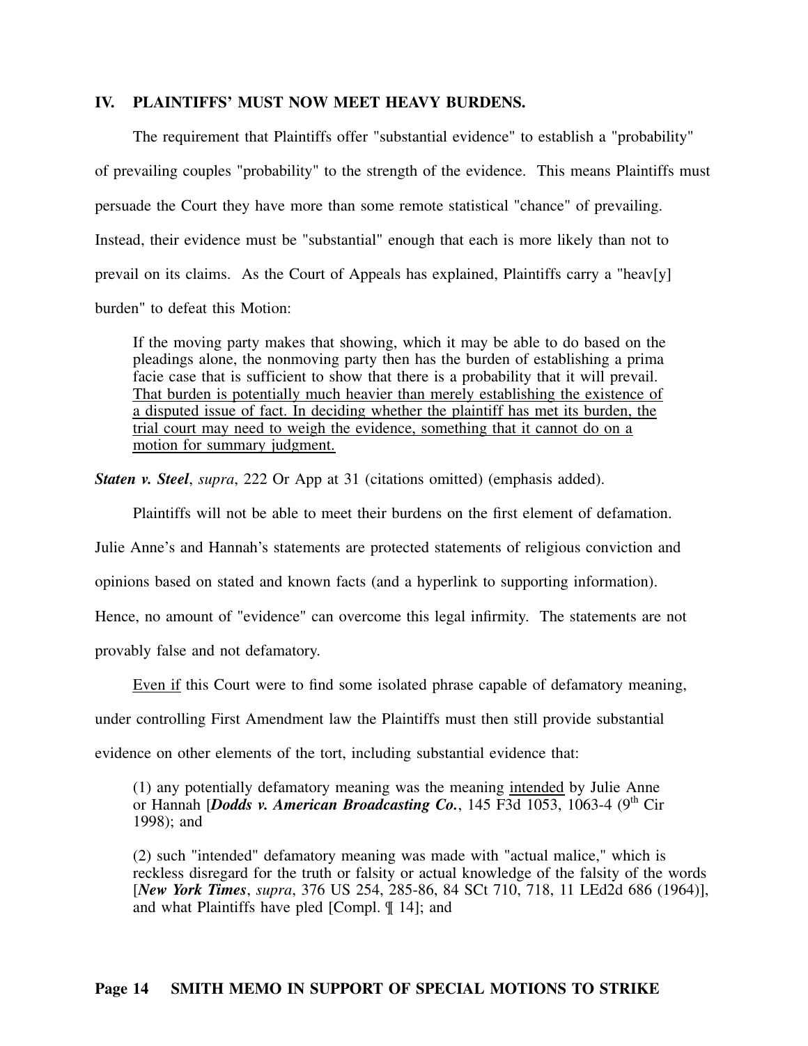## IV. PLAINTIFFS' MUST NOW MEET HEAVY BURDENS.

The requirement that Plaintiffs offer "substantial evidence" to establish a "probability" of prevailing couples "probability" to the strength of the evidence. This means Plaintiffs must persuade the Court they have more than some remote statistical "chance" of prevailing. Instead, their evidence must be "substantial" enough that each is more likely than not to prevail on its claims. As the Court of Appeals has explained, Plaintiffs carry a "heav[y] burden" to defeat this Motion:

> If the moving party makes that showing, which it may be able to do based on the pleadings alone, the nonmoving party then has the burden of establishing a prima facie case that is sufficient to show that there is a probability that it will prevail. <u>That burden is potentially much heavier than merely establishing the existence of a disputed issue of fact. In deciding whether the plaintiff has met its burden, the trial court may need to weigh the evidence, something that it cannot do on a motion for summary judgment.</u>

***Staten v. Steel***, *supra*, 222 Or App at 31 (citations omitted) (emphasis added).

Plaintiffs will not be able to meet their burdens on the first element of defamation. Julie Anne's and Hannah's statements are protected statements of religious conviction and opinions based on stated and known facts (and a hyperlink to supporting information). Hence, no amount of "evidence" can overcome this legal infirmity. The statements are not provably false and not defamatory.

<u>Even if</u> this Court were to find some isolated phrase capable of defamatory meaning, under controlling First Amendment law the Plaintiffs must then still provide substantial evidence on other elements of the tort, including substantial evidence that:

> (1) any potentially defamatory meaning was the meaning <u>intended</u> by Julie Anne or Hannah [***Dodds v. American Broadcasting Co.***, 145 F3d 1053, 1063-4 (9th Cir 1998); and
>
> (2) such "intended" defamatory meaning was made with "actual malice," which is reckless disregard for the truth or falsity or actual knowledge of the falsity of the words [***New York Times***, *supra*, 376 US 254, 285-86, 84 SCt 710, 718, 11 LEd2d 686 (1964)], and what Plaintiffs have pled [Compl. ¶ 14]; and

**Page 14 SMITH MEMO IN SUPPORT OF SPECIAL MOTIONS TO STRIKE**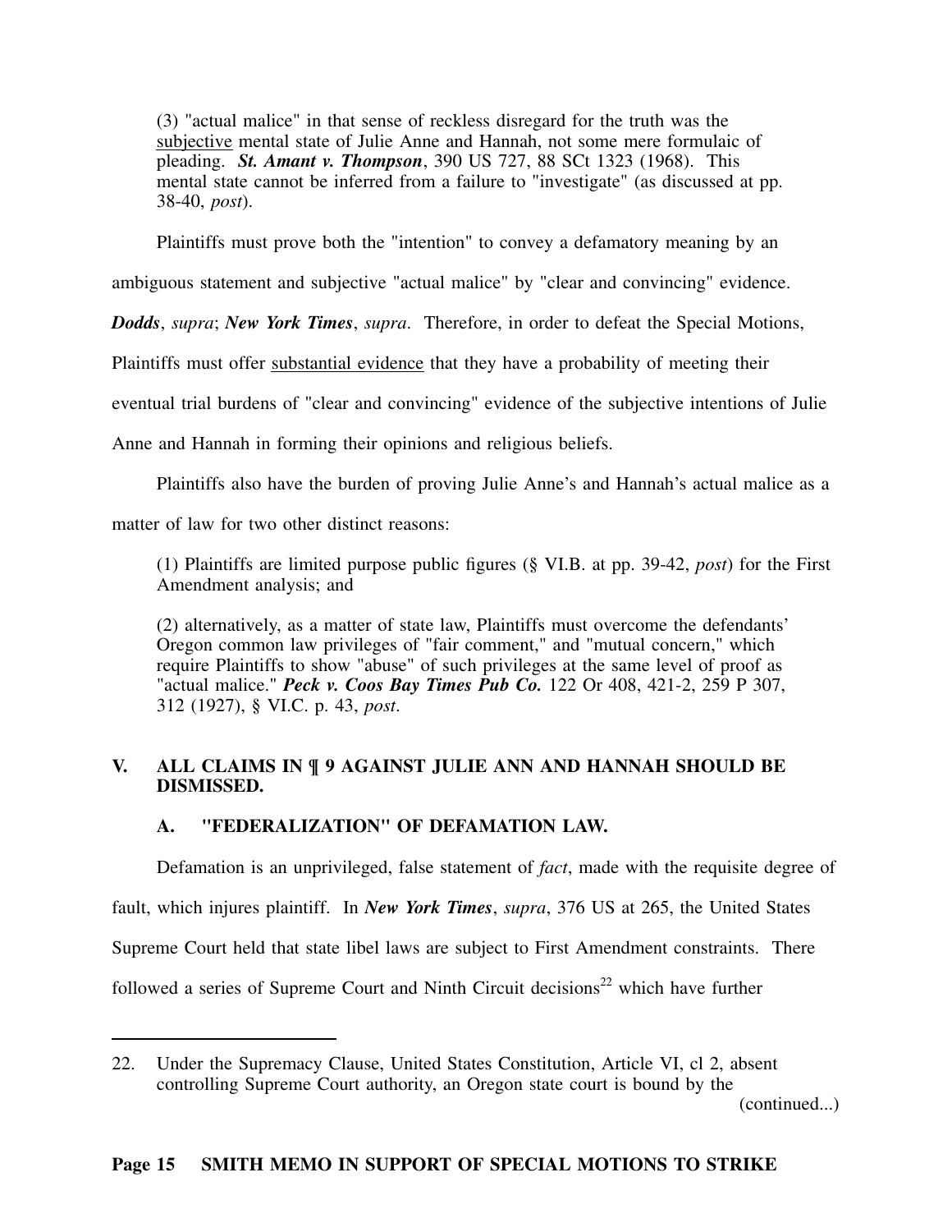(3) "actual malice" in that sense of reckless disregard for the truth was the subjective mental state of Julie Anne and Hannah, not some mere formulaic of pleading. ***St. Amant v. Thompson***, 390 US 727, 88 SCt 1323 (1968). This mental state cannot be inferred from a failure to "investigate" (as discussed at pp. 38-40, *post*).

Plaintiffs must prove both the "intention" to convey a defamatory meaning by an ambiguous statement and subjective "actual malice" by "clear and convincing" evidence. ***Dodds***, *supra*; ***New York Times***, *supra*. Therefore, in order to defeat the Special Motions, Plaintiffs must offer substantial evidence that they have a probability of meeting their eventual trial burdens of "clear and convincing" evidence of the subjective intentions of Julie Anne and Hannah in forming their opinions and religious beliefs.

Plaintiffs also have the burden of proving Julie Anne's and Hannah's actual malice as a matter of law for two other distinct reasons:

(1) Plaintiffs are limited purpose public figures (§ VI.B. at pp. 39-42, *post*) for the First Amendment analysis; and

(2) alternatively, as a matter of state law, Plaintiffs must overcome the defendants' Oregon common law privileges of "fair comment," and "mutual concern," which require Plaintiffs to show "abuse" of such privileges at the same level of proof as "actual malice." ***Peck v. Coos Bay Times Pub Co.*** 122 Or 408, 421-2, 259 P 307, 312 (1927), § VI.C. p. 43, *post*.

## V. ALL CLAIMS IN ¶ 9 AGAINST JULIE ANN AND HANNAH SHOULD BE DISMISSED.

### A. "FEDERALIZATION" OF DEFAMATION LAW.

Defamation is an unprivileged, false statement of *fact*, made with the requisite degree of fault, which injures plaintiff. In ***New York Times***, *supra*, 376 US at 265, the United States Supreme Court held that state libel laws are subject to First Amendment constraints. There followed a series of Supreme Court and Ninth Circuit decisions[22] which have further

---

22. Under the Supremacy Clause, United States Constitution, Article VI, cl 2, absent controlling Supreme Court authority, an Oregon state court is bound by the (continued...)

**Page 15 SMITH MEMO IN SUPPORT OF SPECIAL MOTIONS TO STRIKE**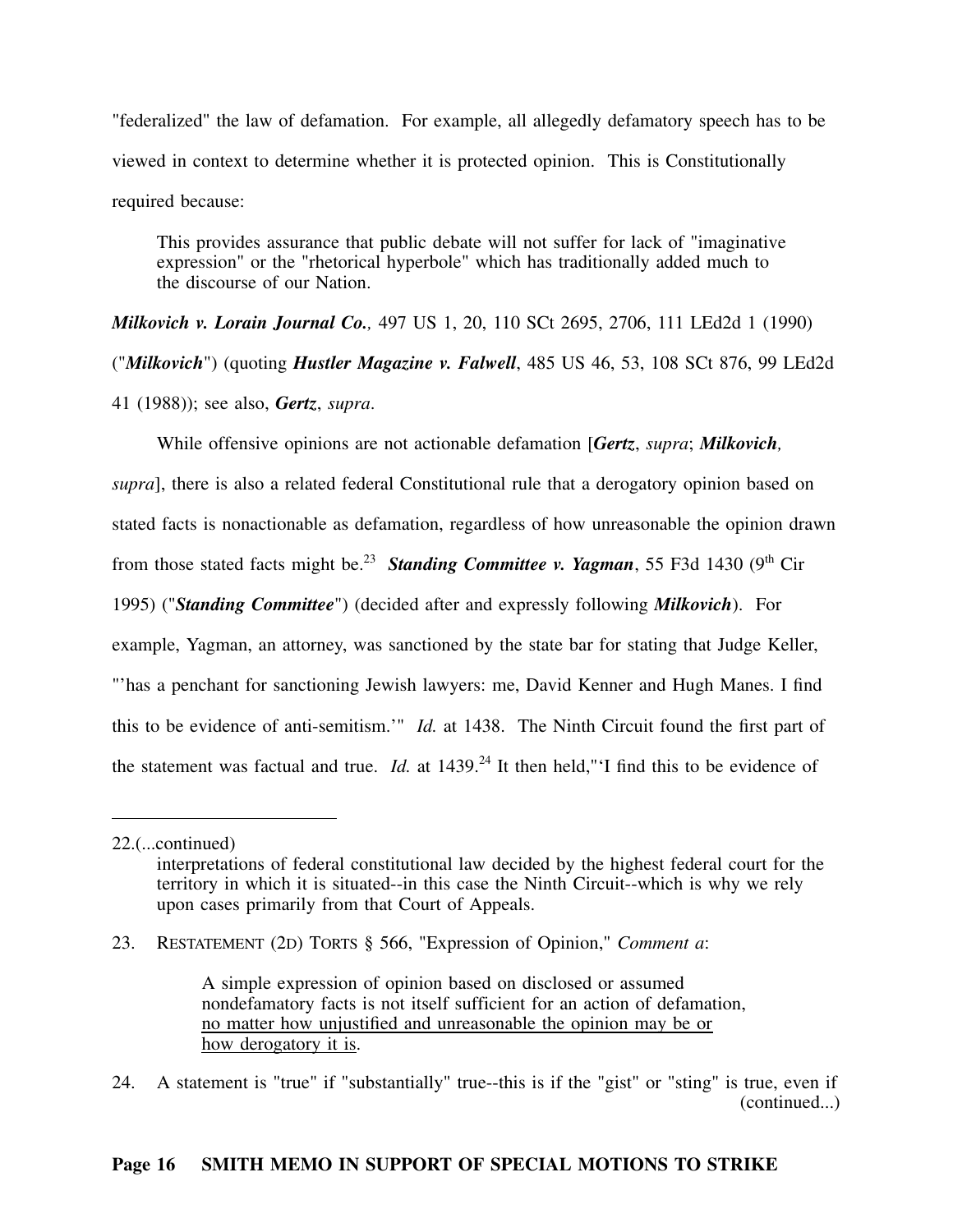"federalized" the law of defamation. For example, all allegedly defamatory speech has to be viewed in context to determine whether it is protected opinion. This is Constitutionally required because:

> This provides assurance that public debate will not suffer for lack of "imaginative expression" or the "rhetorical hyperbole" which has traditionally added much to the discourse of our Nation.

***Milkovich v. Lorain Journal Co.,*** 497 US 1, 20, 110 SCt 2695, 2706, 111 LEd2d 1 (1990) ("***Milkovich***") (quoting ***Hustler Magazine v. Falwell***, 485 US 46, 53, 108 SCt 876, 99 LEd2d 41 (1988)); see also, ***Gertz***, *supra*.

While offensive opinions are not actionable defamation [***Gertz***, *supra*; ***Milkovich,*** *supra*], there is also a related federal Constitutional rule that a derogatory opinion based on stated facts is nonactionable as defamation, regardless of how unreasonable the opinion drawn from those stated facts might be.[23] ***Standing Committee v. Yagman***, 55 F3d 1430 (9th Cir 1995) ("***Standing Committee***") (decided after and expressly following ***Milkovich***). For example, Yagman, an attorney, was sanctioned by the state bar for stating that Judge Keller, "'has a penchant for sanctioning Jewish lawyers: me, David Kenner and Hugh Manes. I find this to be evidence of anti-semitism.'" *Id.* at 1438. The Ninth Circuit found the first part of the statement was factual and true. *Id.* at 1439.[24] It then held,"'I find this to be evidence of

---

22.(...continued)
interpretations of federal constitutional law decided by the highest federal court for the territory in which it is situated--in this case the Ninth Circuit--which is why we rely upon cases primarily from that Court of Appeals.

23. RESTATEMENT (2D) TORTS § 566, "Expression of Opinion," *Comment a*:

> A simple expression of opinion based on disclosed or assumed nondefamatory facts is not itself sufficient for an action of defamation, <u>no matter how unjustified and unreasonable the opinion may be or how derogatory it is</u>.

24. A statement is "true" if "substantially" true--this is if the "gist" or "sting" is true, even if (continued...)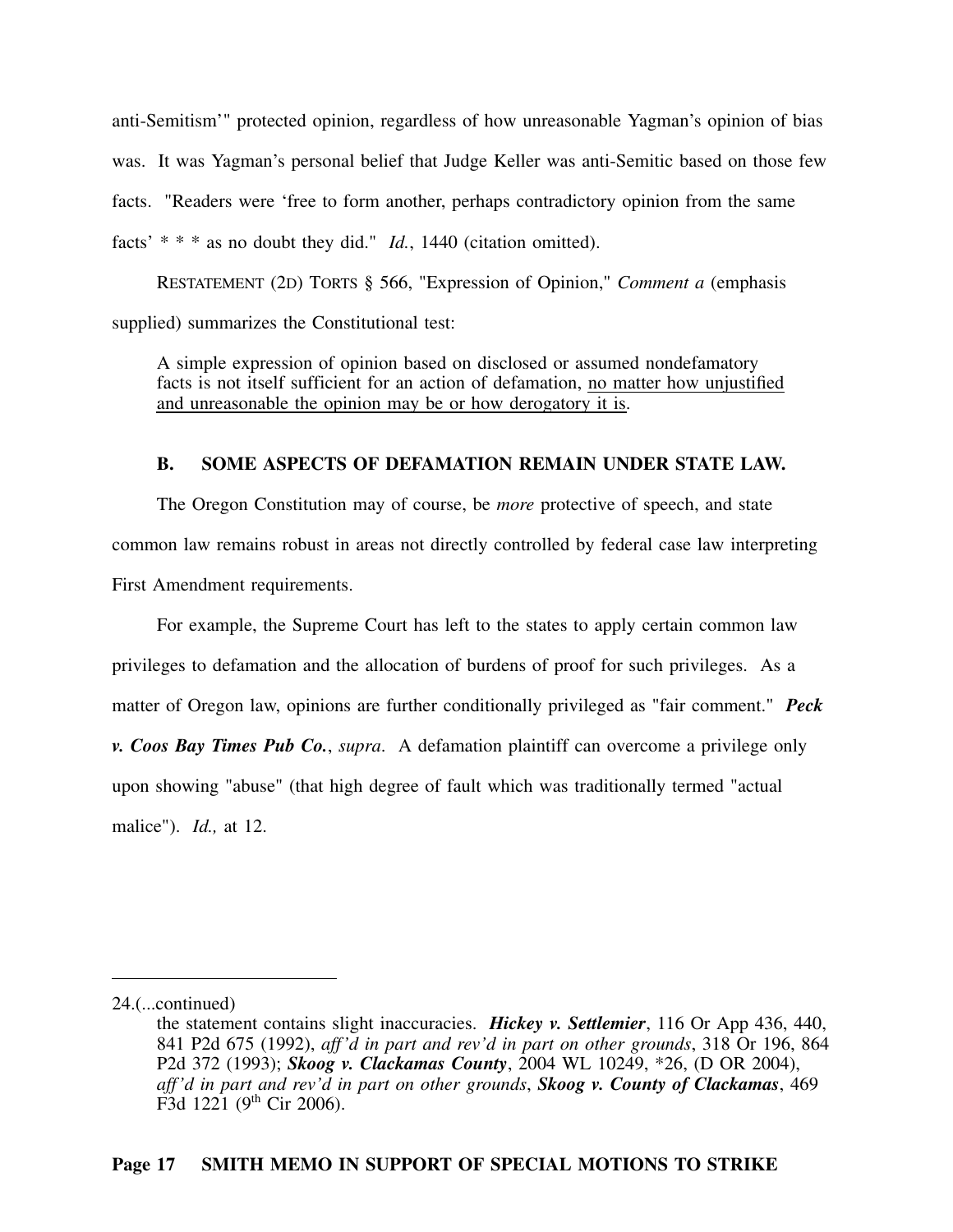anti-Semitism'" protected opinion, regardless of how unreasonable Yagman's opinion of bias was. It was Yagman's personal belief that Judge Keller was anti-Semitic based on those few facts. "Readers were 'free to form another, perhaps contradictory opinion from the same facts' * * * as no doubt they did." *Id.*, 1440 (citation omitted).

RESTATEMENT (2D) TORTS § 566, "Expression of Opinion," *Comment a* (emphasis supplied) summarizes the Constitutional test:

> A simple expression of opinion based on disclosed or assumed nondefamatory facts is not itself sufficient for an action of defamation, <u>no matter how unjustified and unreasonable the opinion may be or how derogatory it is</u>.

### B. SOME ASPECTS OF DEFAMATION REMAIN UNDER STATE LAW.

The Oregon Constitution may of course, be *more* protective of speech, and state common law remains robust in areas not directly controlled by federal case law interpreting First Amendment requirements.

For example, the Supreme Court has left to the states to apply certain common law privileges to defamation and the allocation of burdens of proof for such privileges. As a matter of Oregon law, opinions are further conditionally privileged as "fair comment." ***Peck v. Coos Bay Times Pub Co.***, *supra*. A defamation plaintiff can overcome a privilege only upon showing "abuse" (that high degree of fault which was traditionally termed "actual malice"). *Id.,* at 12.

---

24.(...continued)
the statement contains slight inaccuracies. ***Hickey v. Settlemier***, 116 Or App 436, 440, 841 P2d 675 (1992), *aff'd in part and rev'd in part on other grounds*, 318 Or 196, 864 P2d 372 (1993); ***Skoog v. Clackamas County***, 2004 WL 10249, *26, (D OR 2004), *aff'd in part and rev'd in part on other grounds*, ***Skoog v. County of Clackamas***, 469 F3d 1221 (9th Cir 2006).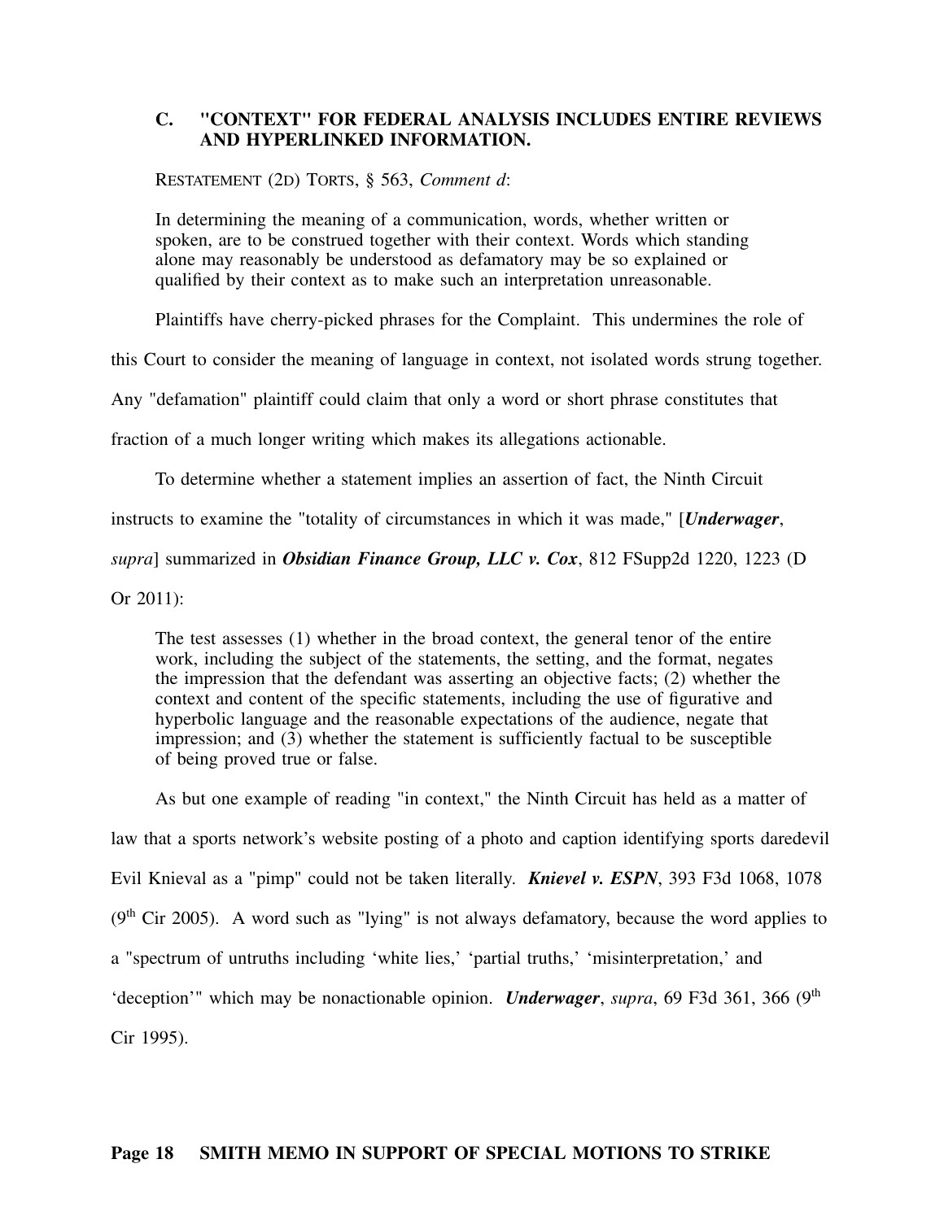### C. "CONTEXT" FOR FEDERAL ANALYSIS INCLUDES ENTIRE REVIEWS AND HYPERLINKED INFORMATION.

RESTATEMENT (2D) TORTS, § 563, *Comment d*:

> In determining the meaning of a communication, words, whether written or spoken, are to be construed together with their context. Words which standing alone may reasonably be understood as defamatory may be so explained or qualified by their context as to make such an interpretation unreasonable.

Plaintiffs have cherry-picked phrases for the Complaint. This undermines the role of this Court to consider the meaning of language in context, not isolated words strung together. Any "defamation" plaintiff could claim that only a word or short phrase constitutes that fraction of a much longer writing which makes its allegations actionable.

To determine whether a statement implies an assertion of fact, the Ninth Circuit instructs to examine the "totality of circumstances in which it was made," [***Underwager***, *supra*] summarized in ***Obsidian Finance Group, LLC v. Cox***, 812 FSupp2d 1220, 1223 (D Or 2011):

> The test assesses (1) whether in the broad context, the general tenor of the entire work, including the subject of the statements, the setting, and the format, negates the impression that the defendant was asserting an objective facts; (2) whether the context and content of the specific statements, including the use of figurative and hyperbolic language and the reasonable expectations of the audience, negate that impression; and (3) whether the statement is sufficiently factual to be susceptible of being proved true or false.

As but one example of reading "in context," the Ninth Circuit has held as a matter of law that a sports network's website posting of a photo and caption identifying sports daredevil Evil Knieval as a "pimp" could not be taken literally. ***Knievel v. ESPN***, 393 F3d 1068, 1078 (9th Cir 2005). A word such as "lying" is not always defamatory, because the word applies to a "spectrum of untruths including 'white lies,' 'partial truths,' 'misinterpretation,' and 'deception'" which may be nonactionable opinion. ***Underwager***, *supra*, 69 F3d 361, 366 (9th Cir 1995).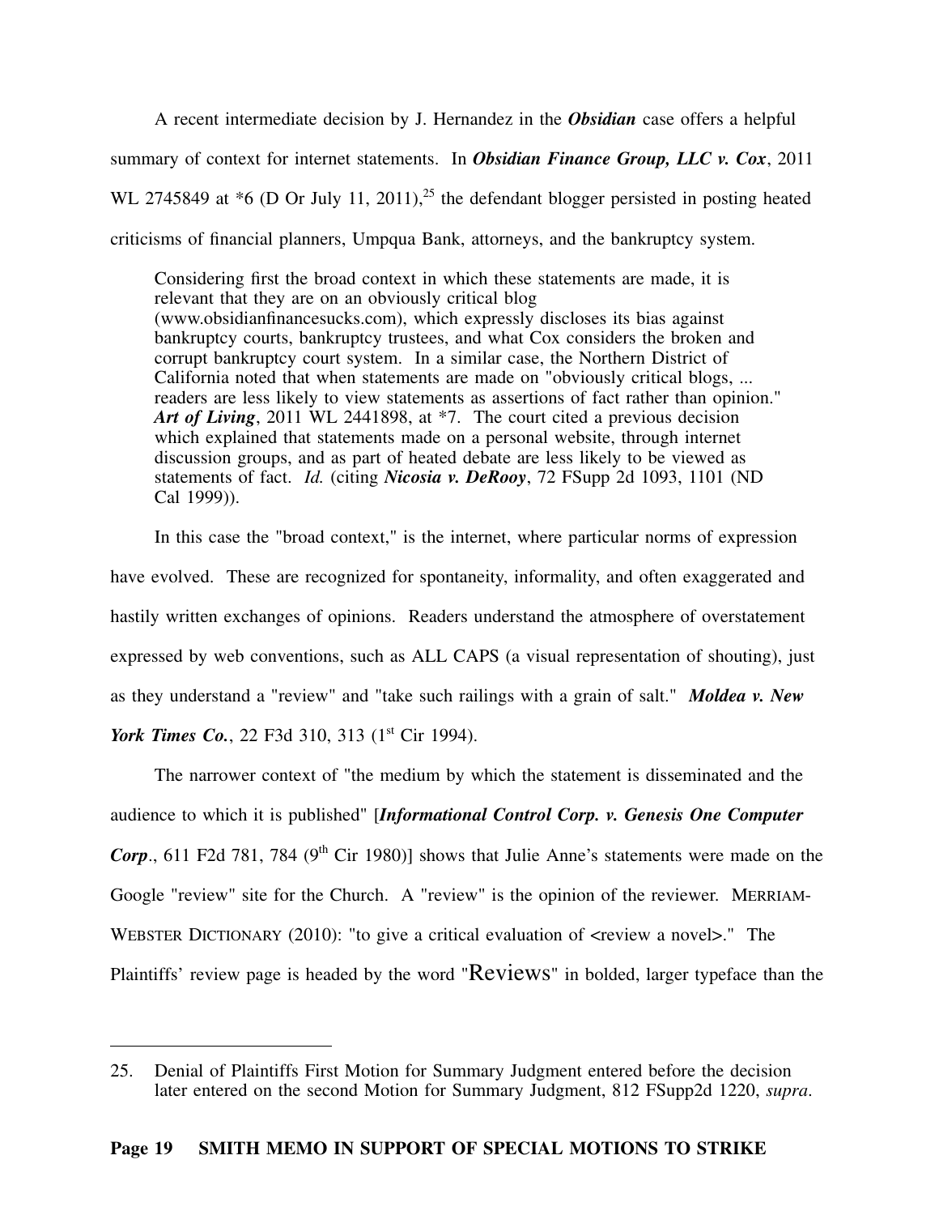A recent intermediate decision by J. Hernandez in the ***Obsidian*** case offers a helpful summary of context for internet statements. In ***Obsidian Finance Group, LLC v. Cox***, 2011 WL 2745849 at *6 (D Or July 11, 2011),[25] the defendant blogger persisted in posting heated criticisms of financial planners, Umpqua Bank, attorneys, and the bankruptcy system.

> Considering first the broad context in which these statements are made, it is relevant that they are on an obviously critical blog (www.obsidianfinancesucks.com), which expressly discloses its bias against bankruptcy courts, bankruptcy trustees, and what Cox considers the broken and corrupt bankruptcy court system. In a similar case, the Northern District of California noted that when statements are made on "obviously critical blogs, ... readers are less likely to view statements as assertions of fact rather than opinion." ***Art of Living***, 2011 WL 2441898, at *7. The court cited a previous decision which explained that statements made on a personal website, through internet discussion groups, and as part of heated debate are less likely to be viewed as statements of fact. *Id.* (citing ***Nicosia v. DeRooy***, 72 FSupp 2d 1093, 1101 (ND Cal 1999)).

In this case the "broad context," is the internet, where particular norms of expression have evolved. These are recognized for spontaneity, informality, and often exaggerated and hastily written exchanges of opinions. Readers understand the atmosphere of overstatement expressed by web conventions, such as ALL CAPS (a visual representation of shouting), just as they understand a "review" and "take such railings with a grain of salt." ***Moldea v. New York Times Co.***, 22 F3d 310, 313 (1st Cir 1994).

The narrower context of "the medium by which the statement is disseminated and the audience to which it is published" [***Informational Control Corp. v. Genesis One Computer Corp.***, 611 F2d 781, 784 (9th Cir 1980)] shows that Julie Anne's statements were made on the Google "review" site for the Church. A "review" is the opinion of the reviewer. MERRIAM-WEBSTER DICTIONARY (2010): "to give a critical evaluation of <review a novel>." The Plaintiffs' review page is headed by the word "**Reviews**" in bolded, larger typeface than the

---

25. Denial of Plaintiffs First Motion for Summary Judgment entered before the decision later entered on the second Motion for Summary Judgment, 812 FSupp2d 1220, *supra*.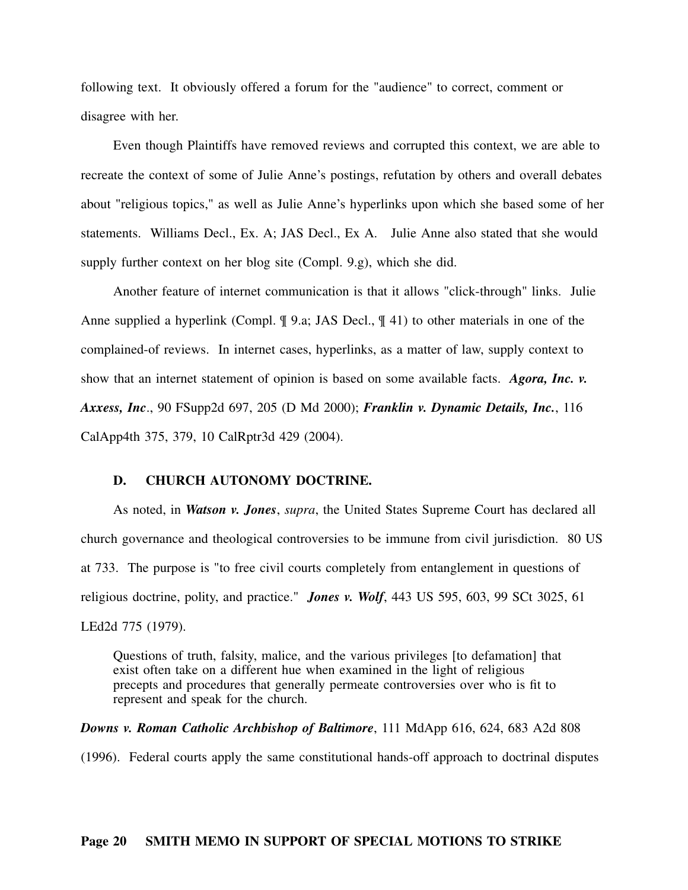following text. It obviously offered a forum for the "audience" to correct, comment or disagree with her.

Even though Plaintiffs have removed reviews and corrupted this context, we are able to recreate the context of some of Julie Anne's postings, refutation by others and overall debates about "religious topics," as well as Julie Anne's hyperlinks upon which she based some of her statements. Williams Decl., Ex. A; JAS Decl., Ex A. Julie Anne also stated that she would supply further context on her blog site (Compl. 9.g), which she did.

Another feature of internet communication is that it allows "click-through" links. Julie Anne supplied a hyperlink (Compl. ¶ 9.a; JAS Decl., ¶ 41) to other materials in one of the complained-of reviews. In internet cases, hyperlinks, as a matter of law, supply context to show that an internet statement of opinion is based on some available facts. ***Agora, Inc. v. Axxess, Inc***., 90 FSupp2d 697, 205 (D Md 2000); ***Franklin v. Dynamic Details, Inc.***, 116 CalApp4th 375, 379, 10 CalRptr3d 429 (2004).

### D. CHURCH AUTONOMY DOCTRINE.

As noted, in ***Watson v. Jones***, *supra*, the United States Supreme Court has declared all church governance and theological controversies to be immune from civil jurisdiction. 80 US at 733. The purpose is "to free civil courts completely from entanglement in questions of religious doctrine, polity, and practice." ***Jones v. Wolf***, 443 US 595, 603, 99 SCt 3025, 61 LEd2d 775 (1979).

> Questions of truth, falsity, malice, and the various privileges [to defamation] that exist often take on a different hue when examined in the light of religious precepts and procedures that generally permeate controversies over who is fit to represent and speak for the church.

***Downs v. Roman Catholic Archbishop of Baltimore***, 111 MdApp 616, 624, 683 A2d 808 (1996). Federal courts apply the same constitutional hands-off approach to doctrinal disputes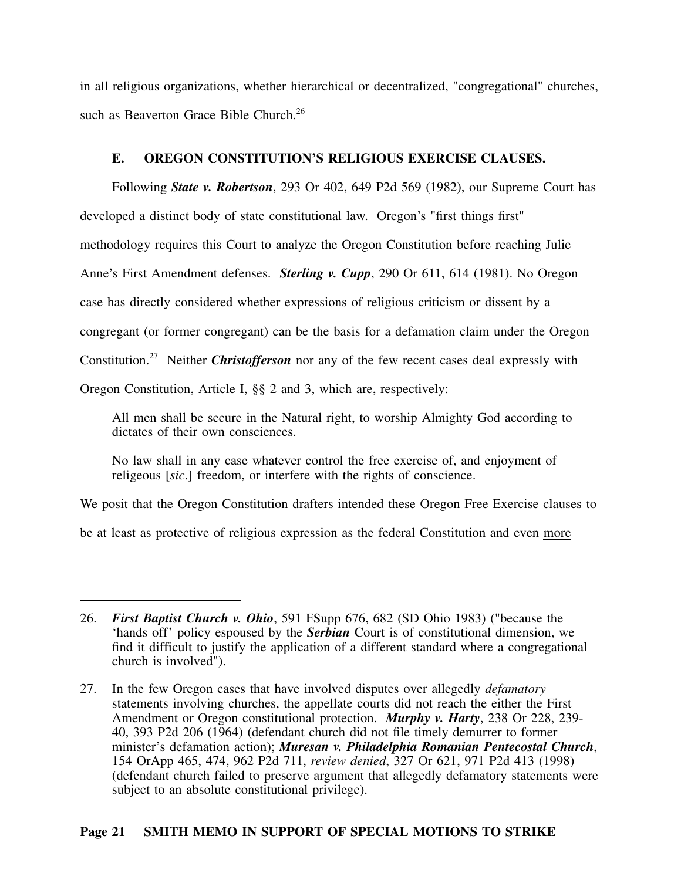in all religious organizations, whether hierarchical or decentralized, "congregational" churches, such as Beaverton Grace Bible Church.[26]

### E. OREGON CONSTITUTION'S RELIGIOUS EXERCISE CLAUSES.

Following ***State v. Robertson***, 293 Or 402, 649 P2d 569 (1982), our Supreme Court has developed a distinct body of state constitutional law. Oregon's "first things first" methodology requires this Court to analyze the Oregon Constitution before reaching Julie Anne's First Amendment defenses. ***Sterling v. Cupp***, 290 Or 611, 614 (1981). No Oregon case has directly considered whether <u>expressions</u> of religious criticism or dissent by a congregant (or former congregant) can be the basis for a defamation claim under the Oregon Constitution.[27] Neither ***Christofferson*** nor any of the few recent cases deal expressly with Oregon Constitution, Article I, §§ 2 and 3, which are, respectively:

> All men shall be secure in the Natural right, to worship Almighty God according to dictates of their own consciences.
>
> No law shall in any case whatever control the free exercise of, and enjoyment of religeous [*sic*.] freedom, or interfere with the rights of conscience.

We posit that the Oregon Constitution drafters intended these Oregon Free Exercise clauses to be at least as protective of religious expression as the federal Constitution and even <u>more</u>

---

26. ***First Baptist Church v. Ohio***, 591 FSupp 676, 682 (SD Ohio 1983) ("because the 'hands off' policy espoused by the ***Serbian*** Court is of constitutional dimension, we find it difficult to justify the application of a different standard where a congregational church is involved").

27. In the few Oregon cases that have involved disputes over allegedly *defamatory* statements involving churches, the appellate courts did not reach the either the First Amendment or Oregon constitutional protection. ***Murphy v. Harty***, 238 Or 228, 239-40, 393 P2d 206 (1964) (defendant church did not file timely demurrer to former minister's defamation action); ***Muresan v. Philadelphia Romanian Pentecostal Church***, 154 OrApp 465, 474, 962 P2d 711, *review denied*, 327 Or 621, 971 P2d 413 (1998) (defendant church failed to preserve argument that allegedly defamatory statements were subject to an absolute constitutional privilege).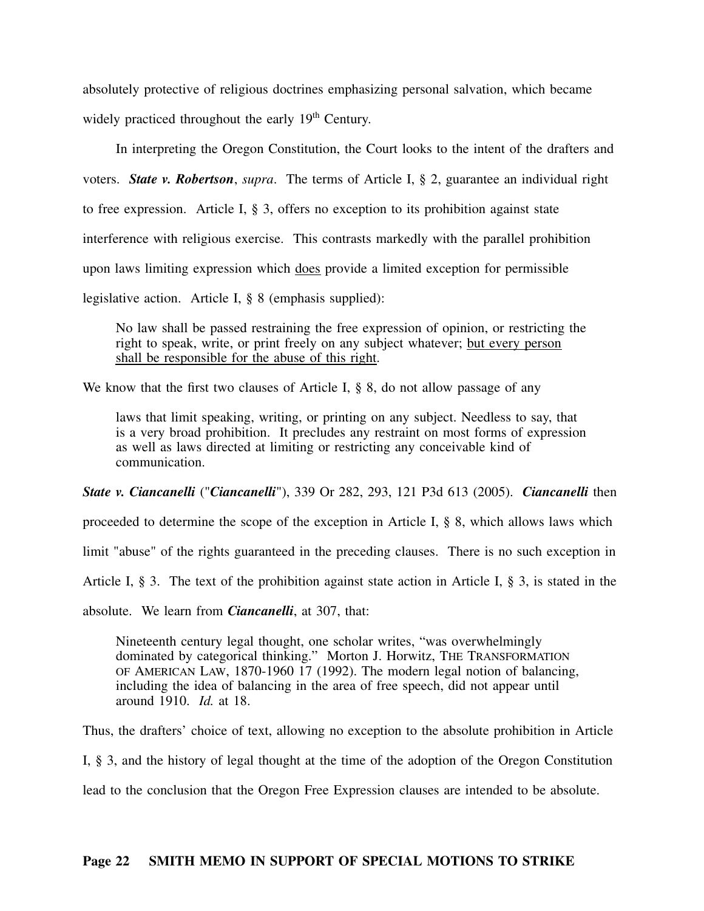absolutely protective of religious doctrines emphasizing personal salvation, which became widely practiced throughout the early 19th Century.

In interpreting the Oregon Constitution, the Court looks to the intent of the drafters and voters. ***State v. Robertson***, *supra*. The terms of Article I, § 2, guarantee an individual right to free expression. Article I, § 3, offers no exception to its prohibition against state interference with religious exercise. This contrasts markedly with the parallel prohibition upon laws limiting expression which <u>does</u> provide a limited exception for permissible legislative action. Article I, § 8 (emphasis supplied):

> No law shall be passed restraining the free expression of opinion, or restricting the right to speak, write, or print freely on any subject whatever; <u>but every person shall be responsible for the abuse of this right</u>.

We know that the first two clauses of Article I, § 8, do not allow passage of any

> laws that limit speaking, writing, or printing on any subject. Needless to say, that is a very broad prohibition. It precludes any restraint on most forms of expression as well as laws directed at limiting or restricting any conceivable kind of communication.

***State v. Ciancanelli*** ("***Ciancanelli***"), 339 Or 282, 293, 121 P3d 613 (2005). ***Ciancanelli*** then proceeded to determine the scope of the exception in Article I, § 8, which allows laws which limit "abuse" of the rights guaranteed in the preceding clauses. There is no such exception in Article I, § 3. The text of the prohibition against state action in Article I, § 3, is stated in the absolute. We learn from ***Ciancanelli***, at 307, that:

> Nineteenth century legal thought, one scholar writes, "was overwhelmingly dominated by categorical thinking." Morton J. Horwitz, THE TRANSFORMATION OF AMERICAN LAW, 1870-1960 17 (1992). The modern legal notion of balancing, including the idea of balancing in the area of free speech, did not appear until around 1910. *Id.* at 18.

Thus, the drafters' choice of text, allowing no exception to the absolute prohibition in Article I, § 3, and the history of legal thought at the time of the adoption of the Oregon Constitution lead to the conclusion that the Oregon Free Expression clauses are intended to be absolute.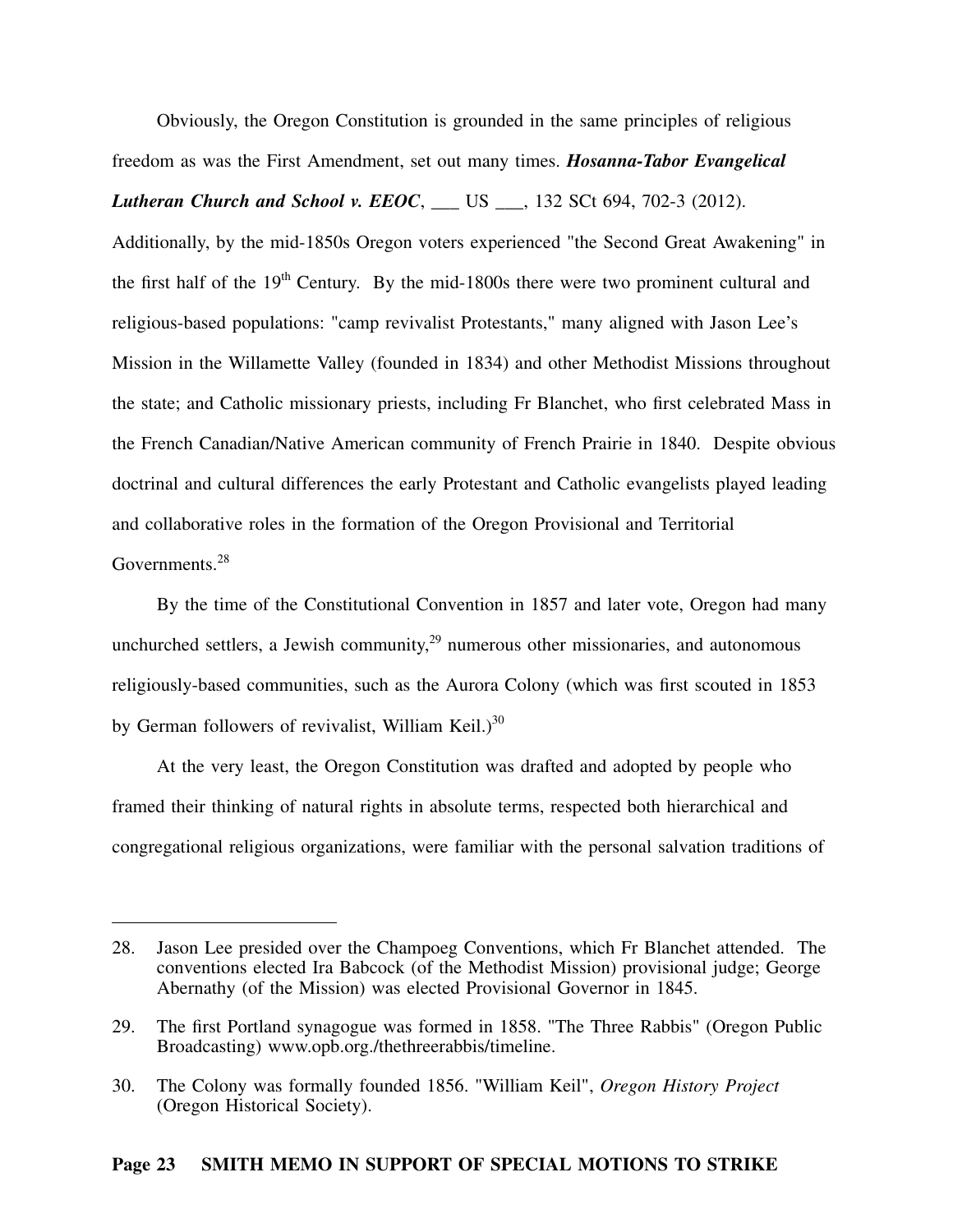Obviously, the Oregon Constitution is grounded in the same principles of religious freedom as was the First Amendment, set out many times. ***Hosanna-Tabor Evangelical Lutheran Church and School v. EEOC***, ___ US ___, 132 SCt 694, 702-3 (2012). Additionally, by the mid-1850s Oregon voters experienced "the Second Great Awakening" in the first half of the 19th Century. By the mid-1800s there were two prominent cultural and religious-based populations: "camp revivalist Protestants," many aligned with Jason Lee's Mission in the Willamette Valley (founded in 1834) and other Methodist Missions throughout the state; and Catholic missionary priests, including Fr Blanchet, who first celebrated Mass in the French Canadian/Native American community of French Prairie in 1840. Despite obvious doctrinal and cultural differences the early Protestant and Catholic evangelists played leading and collaborative roles in the formation of the Oregon Provisional and Territorial Governments.[28]

By the time of the Constitutional Convention in 1857 and later vote, Oregon had many unchurched settlers, a Jewish community,[29] numerous other missionaries, and autonomous religiously-based communities, such as the Aurora Colony (which was first scouted in 1853 by German followers of revivalist, William Keil.)[30]

At the very least, the Oregon Constitution was drafted and adopted by people who framed their thinking of natural rights in absolute terms, respected both hierarchical and congregational religious organizations, were familiar with the personal salvation traditions of

---

28. Jason Lee presided over the Champoeg Conventions, which Fr Blanchet attended. The conventions elected Ira Babcock (of the Methodist Mission) provisional judge; George Abernathy (of the Mission) was elected Provisional Governor in 1845.

29. The first Portland synagogue was formed in 1858. "The Three Rabbis" (Oregon Public Broadcasting) www.opb.org./thethreerabbis/timeline.

30. The Colony was formally founded 1856. "William Keil", *Oregon History Project* (Oregon Historical Society).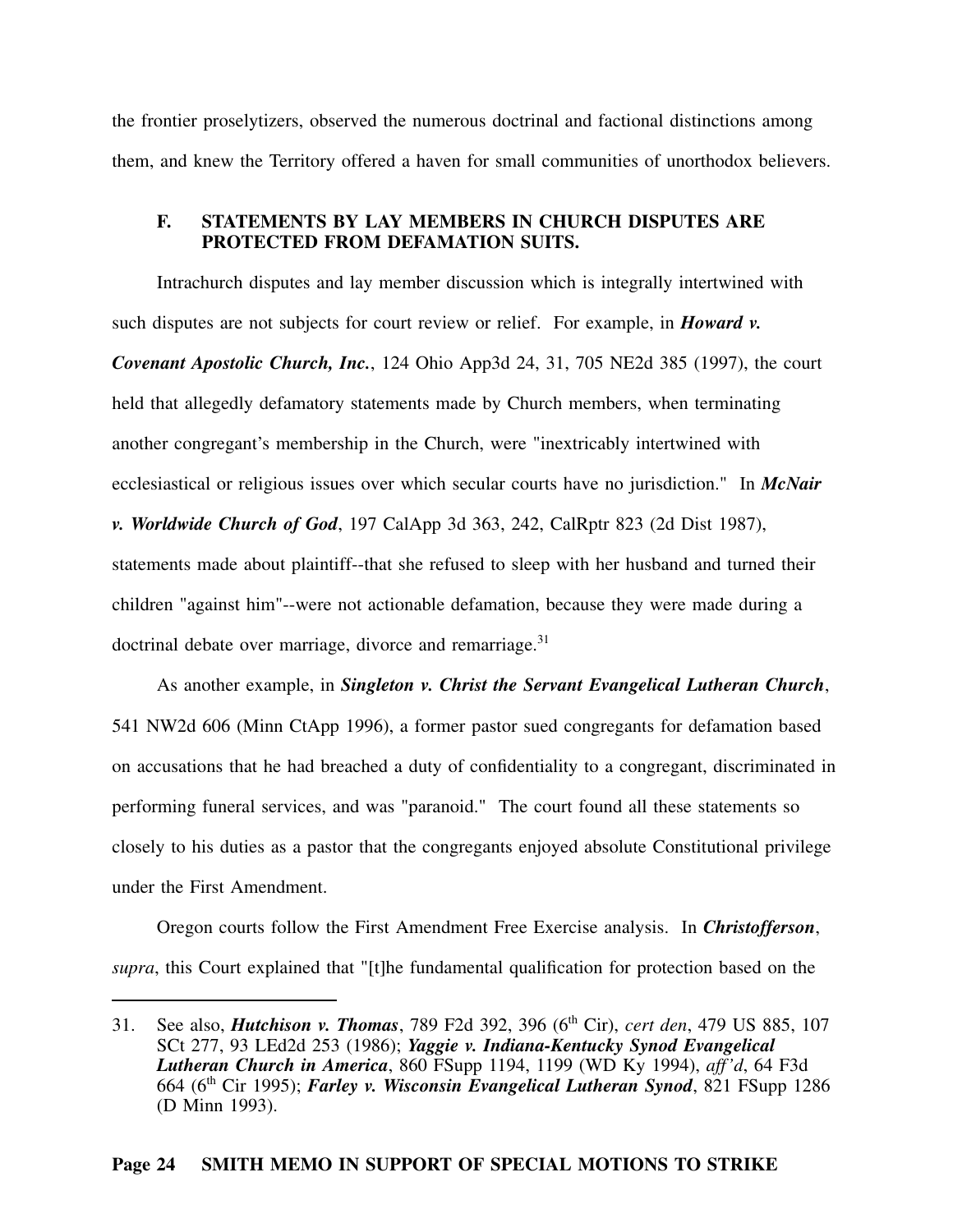the frontier proselytizers, observed the numerous doctrinal and factional distinctions among them, and knew the Territory offered a haven for small communities of unorthodox believers.

### F. STATEMENTS BY LAY MEMBERS IN CHURCH DISPUTES ARE PROTECTED FROM DEFAMATION SUITS.

Intrachurch disputes and lay member discussion which is integrally intertwined with such disputes are not subjects for court review or relief. For example, in ***Howard v. Covenant Apostolic Church, Inc.***, 124 Ohio App3d 24, 31, 705 NE2d 385 (1997), the court held that allegedly defamatory statements made by Church members, when terminating another congregant's membership in the Church, were "inextricably intertwined with ecclesiastical or religious issues over which secular courts have no jurisdiction." In ***McNair v. Worldwide Church of God***, 197 CalApp 3d 363, 242, CalRptr 823 (2d Dist 1987), statements made about plaintiff--that she refused to sleep with her husband and turned their children "against him"--were not actionable defamation, because they were made during a doctrinal debate over marriage, divorce and remarriage.[31]

As another example, in ***Singleton v. Christ the Servant Evangelical Lutheran Church***, 541 NW2d 606 (Minn CtApp 1996), a former pastor sued congregants for defamation based on accusations that he had breached a duty of confidentiality to a congregant, discriminated in performing funeral services, and was "paranoid." The court found all these statements so closely to his duties as a pastor that the congregants enjoyed absolute Constitutional privilege under the First Amendment.

Oregon courts follow the First Amendment Free Exercise analysis. In ***Christofferson***, *supra*, this Court explained that "[t]he fundamental qualification for protection based on the

---

31. See also, ***Hutchison v. Thomas***, 789 F2d 392, 396 (6th Cir), *cert den*, 479 US 885, 107 SCt 277, 93 LEd2d 253 (1986); ***Yaggie v. Indiana-Kentucky Synod Evangelical Lutheran Church in America***, 860 FSupp 1194, 1199 (WD Ky 1994), *aff'd*, 64 F3d 664 (6th Cir 1995); ***Farley v. Wisconsin Evangelical Lutheran Synod***, 821 FSupp 1286 (D Minn 1993).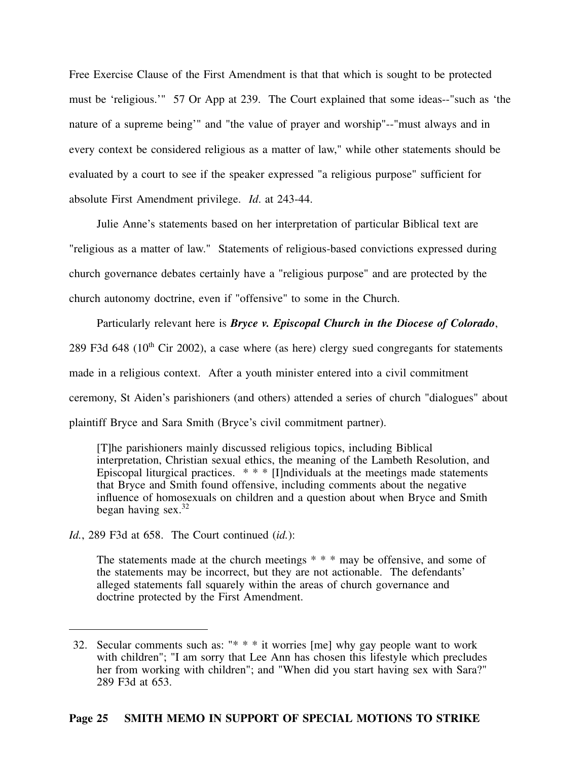Free Exercise Clause of the First Amendment is that that which is sought to be protected must be 'religious.'" 57 Or App at 239. The Court explained that some ideas--"such as 'the nature of a supreme being'" and "the value of prayer and worship"--"must always and in every context be considered religious as a matter of law," while other statements should be evaluated by a court to see if the speaker expressed "a religious purpose" sufficient for absolute First Amendment privilege. *Id*. at 243-44.

Julie Anne's statements based on her interpretation of particular Biblical text are "religious as a matter of law." Statements of religious-based convictions expressed during church governance debates certainly have a "religious purpose" and are protected by the church autonomy doctrine, even if "offensive" to some in the Church.

Particularly relevant here is ***Bryce v. Episcopal Church in the Diocese of Colorado***, 289 F3d 648 (10th Cir 2002), a case where (as here) clergy sued congregants for statements made in a religious context. After a youth minister entered into a civil commitment ceremony, St Aiden's parishioners (and others) attended a series of church "dialogues" about plaintiff Bryce and Sara Smith (Bryce's civil commitment partner).

> [T]he parishioners mainly discussed religious topics, including Biblical interpretation, Christian sexual ethics, the meaning of the Lambeth Resolution, and Episcopal liturgical practices. * * * [I]ndividuals at the meetings made statements that Bryce and Smith found offensive, including comments about the negative influence of homosexuals on children and a question about when Bryce and Smith began having sex.[32]

*Id.*, 289 F3d at 658. The Court continued (*id.*):

> The statements made at the church meetings * * * may be offensive, and some of the statements may be incorrect, but they are not actionable. The defendants' alleged statements fall squarely within the areas of church governance and doctrine protected by the First Amendment.

---

32. Secular comments such as: "* * * it worries [me] why gay people want to work with children"; "I am sorry that Lee Ann has chosen this lifestyle which precludes her from working with children"; and "When did you start having sex with Sara?" 289 F3d at 653.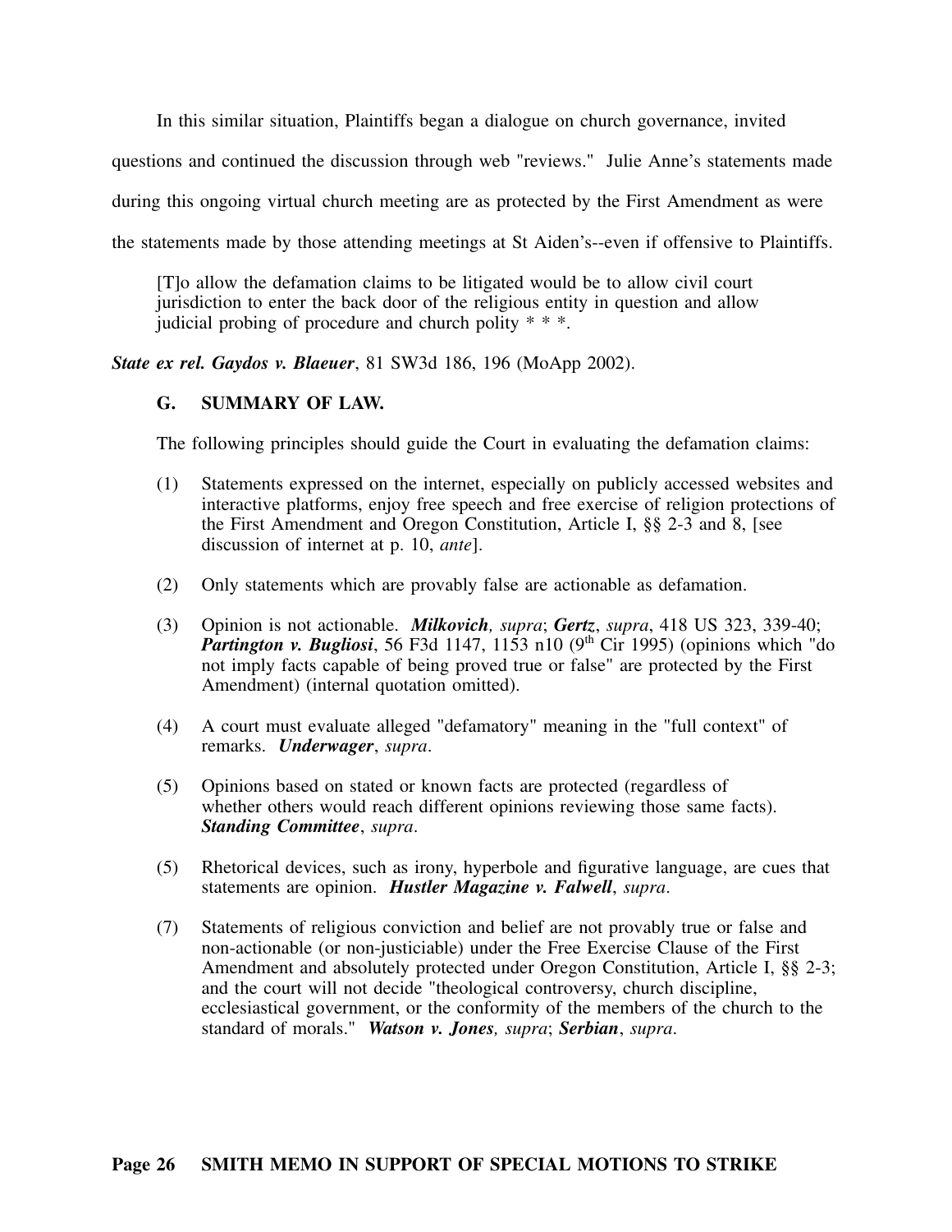In this similar situation, Plaintiffs began a dialogue on church governance, invited questions and continued the discussion through web "reviews." Julie Anne's statements made during this ongoing virtual church meeting are as protected by the First Amendment as were the statements made by those attending meetings at St Aiden's--even if offensive to Plaintiffs.

> [T]o allow the defamation claims to be litigated would be to allow civil court jurisdiction to enter the back door of the religious entity in question and allow judicial probing of procedure and church polity * * *.

***State ex rel. Gaydos v. Blaeuer***, 81 SW3d 186, 196 (MoApp 2002).

### G. SUMMARY OF LAW.

The following principles should guide the Court in evaluating the defamation claims:

(1) Statements expressed on the internet, especially on publicly accessed websites and interactive platforms, enjoy free speech and free exercise of religion protections of the First Amendment and Oregon Constitution, Article I, §§ 2-3 and 8, [see discussion of internet at p. 10, *ante*].

(2) Only statements which are provably false are actionable as defamation.

(3) Opinion is not actionable. ***Milkovich,*** *supra*; ***Gertz***, *supra*, 418 US 323, 339-40; ***Partington v. Bugliosi***, 56 F3d 1147, 1153 n10 (9th Cir 1995) (opinions which "do not imply facts capable of being proved true or false" are protected by the First Amendment) (internal quotation omitted).

(4) A court must evaluate alleged "defamatory" meaning in the "full context" of remarks. ***Underwager***, *supra*.

(5) Opinions based on stated or known facts are protected (regardless of whether others would reach different opinions reviewing those same facts). ***Standing Committee***, *supra*.

(5) Rhetorical devices, such as irony, hyperbole and figurative language, are cues that statements are opinion. ***Hustler Magazine v. Falwell***, *supra*.

(7) Statements of religious conviction and belief are not provably true or false and non-actionable (or non-justiciable) under the Free Exercise Clause of the First Amendment and absolutely protected under Oregon Constitution, Article I, §§ 2-3; and the court will not decide "theological controversy, church discipline, ecclesiastical government, or the conformity of the members of the church to the standard of morals." ***Watson v. Jones,*** *supra*; ***Serbian***, *supra*.

**Page 26 SMITH MEMO IN SUPPORT OF SPECIAL MOTIONS TO STRIKE**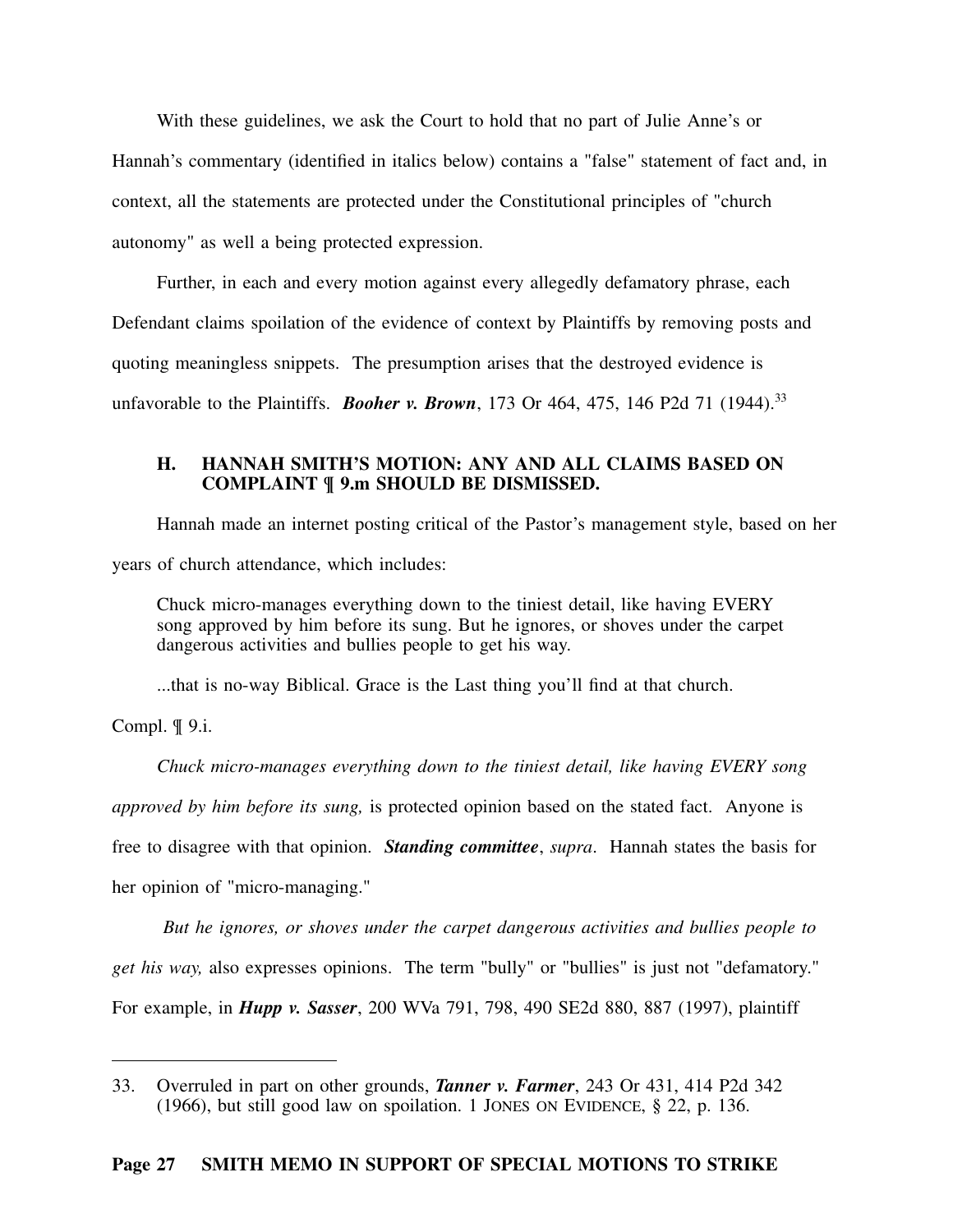With these guidelines, we ask the Court to hold that no part of Julie Anne's or Hannah's commentary (identified in italics below) contains a "false" statement of fact and, in context, all the statements are protected under the Constitutional principles of "church autonomy" as well a being protected expression.

Further, in each and every motion against every allegedly defamatory phrase, each Defendant claims spoilation of the evidence of context by Plaintiffs by removing posts and quoting meaningless snippets. The presumption arises that the destroyed evidence is unfavorable to the Plaintiffs. ***Booher v. Brown***, 173 Or 464, 475, 146 P2d 71 (1944).[33]

### H. HANNAH SMITH'S MOTION: ANY AND ALL CLAIMS BASED ON COMPLAINT ¶ 9.m SHOULD BE DISMISSED.

Hannah made an internet posting critical of the Pastor's management style, based on her years of church attendance, which includes:

> Chuck micro-manages everything down to the tiniest detail, like having EVERY song approved by him before its sung. But he ignores, or shoves under the carpet dangerous activities and bullies people to get his way.
>
> ...that is no-way Biblical. Grace is the Last thing you'll find at that church.

Compl. ¶ 9.i.

*Chuck micro-manages everything down to the tiniest detail, like having EVERY song approved by him before its sung,* is protected opinion based on the stated fact. Anyone is free to disagree with that opinion. ***Standing committee***, *supra*. Hannah states the basis for her opinion of "micro-managing."

*But he ignores, or shoves under the carpet dangerous activities and bullies people to get his way,* also expresses opinions. The term "bully" or "bullies" is just not "defamatory." For example, in ***Hupp v. Sasser***, 200 WVa 791, 798, 490 SE2d 880, 887 (1997), plaintiff

---

33. Overruled in part on other grounds, ***Tanner v. Farmer***, 243 Or 431, 414 P2d 342 (1966), but still good law on spoilation. 1 JONES ON EVIDENCE, § 22, p. 136.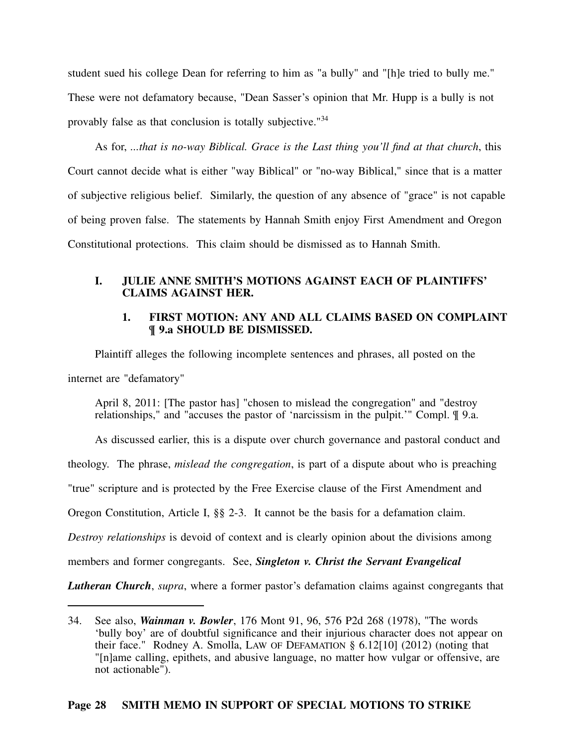student sued his college Dean for referring to him as "a bully" and "[h]e tried to bully me." These were not defamatory because, "Dean Sasser's opinion that Mr. Hupp is a bully is not provably false as that conclusion is totally subjective."[34]

As for, *...that is no-way Biblical. Grace is the Last thing you'll find at that church*, this Court cannot decide what is either "way Biblical" or "no-way Biblical," since that is a matter of subjective religious belief. Similarly, the question of any absence of "grace" is not capable of being proven false. The statements by Hannah Smith enjoy First Amendment and Oregon Constitutional protections. This claim should be dismissed as to Hannah Smith.

## I. JULIE ANNE SMITH'S MOTIONS AGAINST EACH OF PLAINTIFFS' CLAIMS AGAINST HER.

### 1. FIRST MOTION: ANY AND ALL CLAIMS BASED ON COMPLAINT ¶ 9.a SHOULD BE DISMISSED.

Plaintiff alleges the following incomplete sentences and phrases, all posted on the internet are "defamatory"

> April 8, 2011: [The pastor has] "chosen to mislead the congregation" and "destroy relationships," and "accuses the pastor of 'narcissism in the pulpit.'" Compl. ¶ 9.a.

As discussed earlier, this is a dispute over church governance and pastoral conduct and theology. The phrase, *mislead the congregation*, is part of a dispute about who is preaching "true" scripture and is protected by the Free Exercise clause of the First Amendment and Oregon Constitution, Article I, §§ 2-3. It cannot be the basis for a defamation claim. *Destroy relationships* is devoid of context and is clearly opinion about the divisions among members and former congregants. See, ***Singleton v. Christ the Servant Evangelical Lutheran Church***, *supra*, where a former pastor's defamation claims against congregants that

---

34. See also, ***Wainman v. Bowler***, 176 Mont 91, 96, 576 P2d 268 (1978), "The words 'bully boy' are of doubtful significance and their injurious character does not appear on their face." Rodney A. Smolla, LAW OF DEFAMATION § 6.12[10] (2012) (noting that "[n]ame calling, epithets, and abusive language, no matter how vulgar or offensive, are not actionable").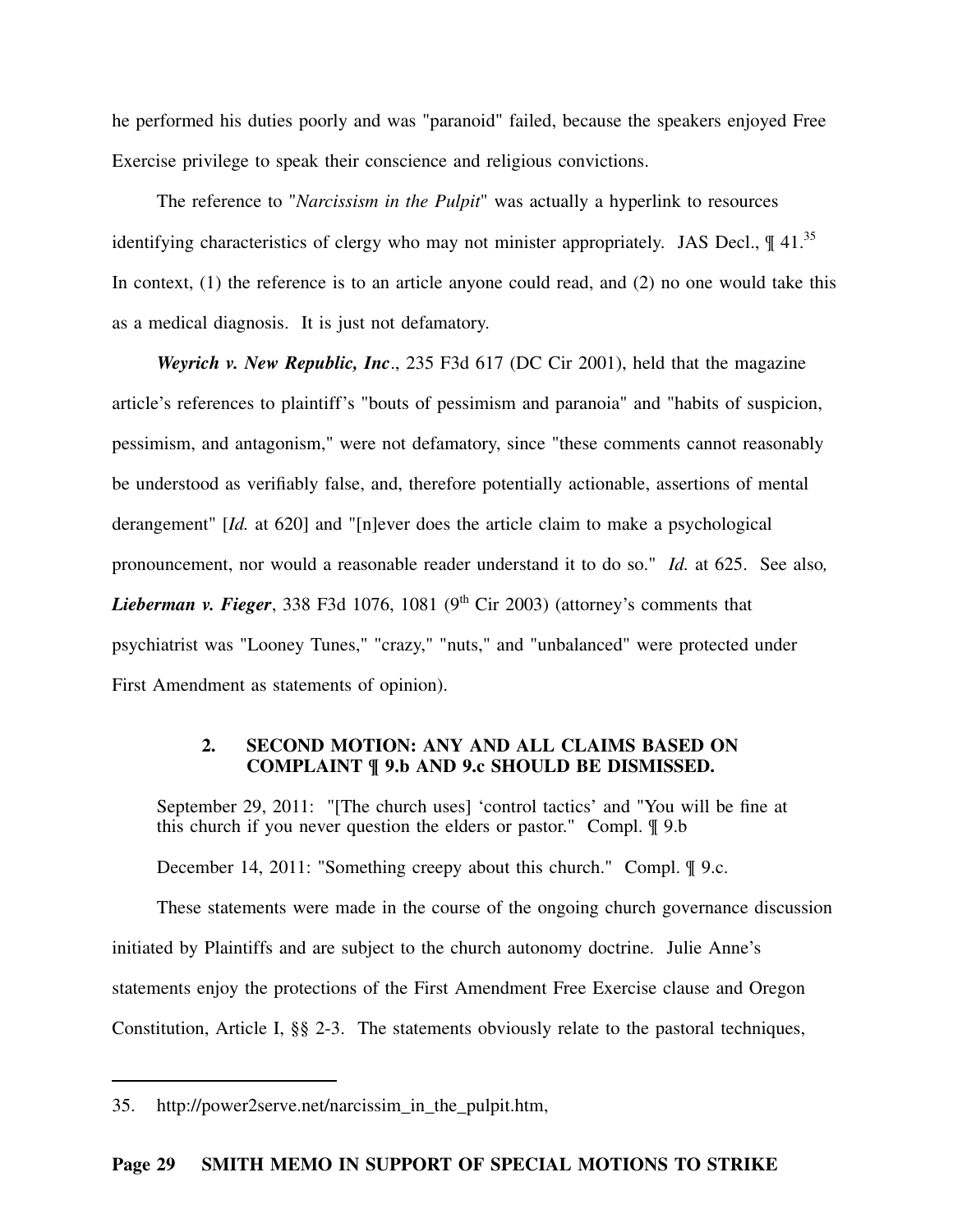he performed his duties poorly and was "paranoid" failed, because the speakers enjoyed Free Exercise privilege to speak their conscience and religious convictions.

The reference to "*Narcissism in the Pulpit*" was actually a hyperlink to resources identifying characteristics of clergy who may not minister appropriately. JAS Decl., ¶ 41.[35] In context, (1) the reference is to an article anyone could read, and (2) no one would take this as a medical diagnosis. It is just not defamatory.

***Weyrich v. New Republic, Inc***., 235 F3d 617 (DC Cir 2001), held that the magazine article's references to plaintiff's "bouts of pessimism and paranoia" and "habits of suspicion, pessimism, and antagonism," were not defamatory, since "these comments cannot reasonably be understood as verifiably false, and, therefore potentially actionable, assertions of mental derangement" [*Id.* at 620] and "[n]ever does the article claim to make a psychological pronouncement, nor would a reasonable reader understand it to do so." *Id.* at 625. See also*,* ***Lieberman v. Fieger***, 338 F3d 1076, 1081 (9th Cir 2003) (attorney's comments that psychiatrist was "Looney Tunes," "crazy," "nuts," and "unbalanced" were protected under First Amendment as statements of opinion).

### 2. SECOND MOTION: ANY AND ALL CLAIMS BASED ON COMPLAINT ¶ 9.b AND 9.c SHOULD BE DISMISSED.

> September 29, 2011: "[The church uses] 'control tactics' and "You will be fine at this church if you never question the elders or pastor." Compl. ¶ 9.b
>
> December 14, 2011: "Something creepy about this church." Compl. ¶ 9.c.

These statements were made in the course of the ongoing church governance discussion initiated by Plaintiffs and are subject to the church autonomy doctrine. Julie Anne's statements enjoy the protections of the First Amendment Free Exercise clause and Oregon Constitution, Article I, §§ 2-3. The statements obviously relate to the pastoral techniques,

---

35. http://power2serve.net/narcissim_in_the_pulpit.htm,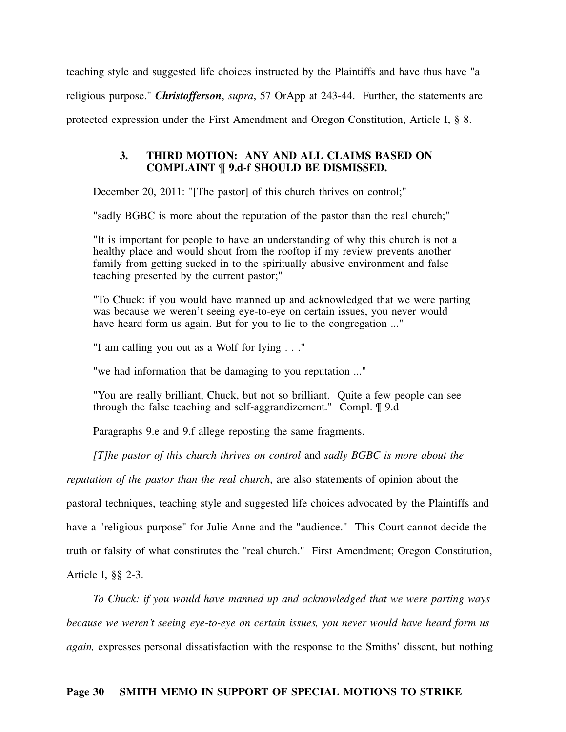teaching style and suggested life choices instructed by the Plaintiffs and have thus have "a religious purpose." ***Christofferson***, *supra*, 57 OrApp at 243-44. Further, the statements are protected expression under the First Amendment and Oregon Constitution, Article I, § 8.

### 3. THIRD MOTION: ANY AND ALL CLAIMS BASED ON COMPLAINT ¶ 9.d-f SHOULD BE DISMISSED.

December 20, 2011: "[The pastor] of this church thrives on control;"

"sadly BGBC is more about the reputation of the pastor than the real church;"

"It is important for people to have an understanding of why this church is not a healthy place and would shout from the rooftop if my review prevents another family from getting sucked in to the spiritually abusive environment and false teaching presented by the current pastor;"

"To Chuck: if you would have manned up and acknowledged that we were parting was because we weren't seeing eye-to-eye on certain issues, you never would have heard form us again. But for you to lie to the congregation ..."

"I am calling you out as a Wolf for lying . . ."

"we had information that be damaging to you reputation ..."

"You are really brilliant, Chuck, but not so brilliant. Quite a few people can see through the false teaching and self-aggrandizement." Compl. ¶ 9.d

Paragraphs 9.e and 9.f allege reposting the same fragments.

*[T]he pastor of this church thrives on control* and *sadly BGBC is more about the reputation of the pastor than the real church*, are also statements of opinion about the pastoral techniques, teaching style and suggested life choices advocated by the Plaintiffs and have a "religious purpose" for Julie Anne and the "audience." This Court cannot decide the truth or falsity of what constitutes the "real church." First Amendment; Oregon Constitution, Article I, §§ 2-3.

*To Chuck: if you would have manned up and acknowledged that we were parting ways because we weren't seeing eye-to-eye on certain issues, you never would have heard form us again,* expresses personal dissatisfaction with the response to the Smiths' dissent, but nothing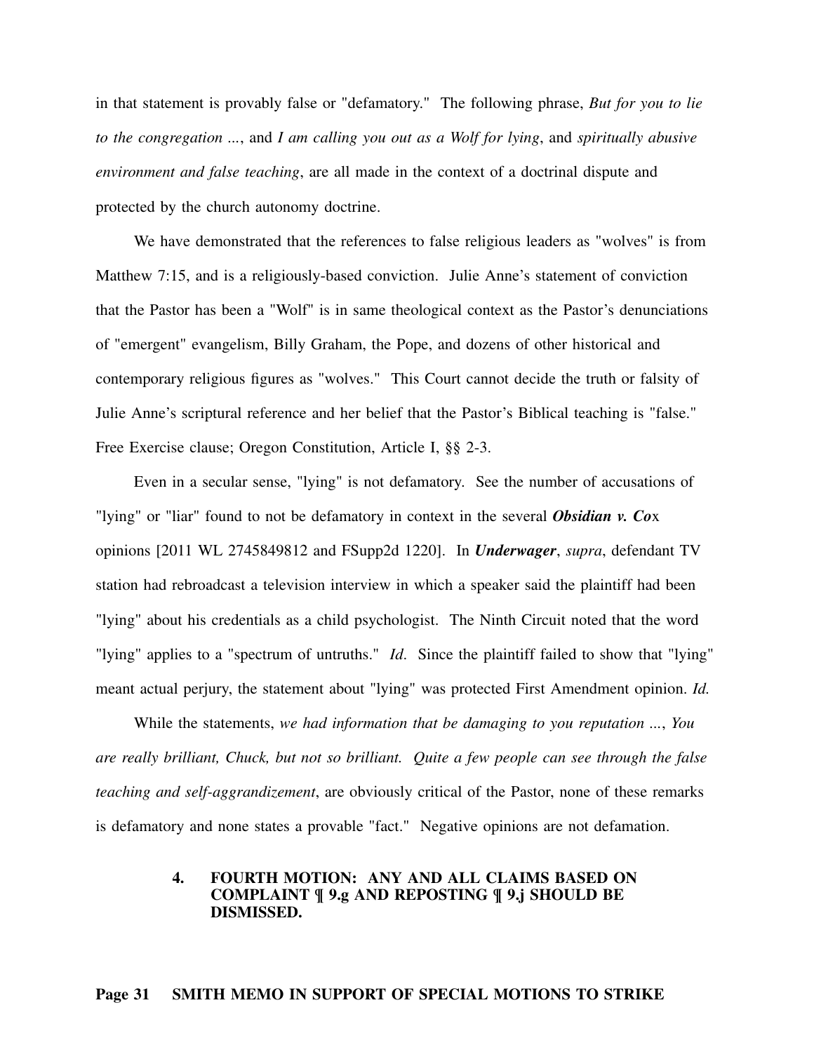in that statement is provably false or "defamatory." The following phrase, *But for you to lie to the congregation ...*, and *I am calling you out as a Wolf for lying*, and *spiritually abusive environment and false teaching*, are all made in the context of a doctrinal dispute and protected by the church autonomy doctrine.

We have demonstrated that the references to false religious leaders as "wolves" is from Matthew 7:15, and is a religiously-based conviction. Julie Anne's statement of conviction that the Pastor has been a "Wolf" is in same theological context as the Pastor's denunciations of "emergent" evangelism, Billy Graham, the Pope, and dozens of other historical and contemporary religious figures as "wolves." This Court cannot decide the truth or falsity of Julie Anne's scriptural reference and her belief that the Pastor's Biblical teaching is "false." Free Exercise clause; Oregon Constitution, Article I, §§ 2-3.

Even in a secular sense, "lying" is not defamatory. See the number of accusations of "lying" or "liar" found to not be defamatory in context in the several ***Obsidian v. Co***x opinions [2011 WL 2745849812 and FSupp2d 1220]. In ***Underwager***, *supra*, defendant TV station had rebroadcast a television interview in which a speaker said the plaintiff had been "lying" about his credentials as a child psychologist. The Ninth Circuit noted that the word "lying" applies to a "spectrum of untruths." *Id*. Since the plaintiff failed to show that "lying" meant actual perjury, the statement about "lying" was protected First Amendment opinion. *Id.*

While the statements, *we had information that be damaging to you reputation ...*, *You are really brilliant, Chuck, but not so brilliant. Quite a few people can see through the false teaching and self-aggrandizement*, are obviously critical of the Pastor, none of these remarks is defamatory and none states a provable "fact." Negative opinions are not defamation.

### 4. FOURTH MOTION: ANY AND ALL CLAIMS BASED ON COMPLAINT ¶ 9.g AND REPOSTING ¶ 9.j SHOULD BE DISMISSED.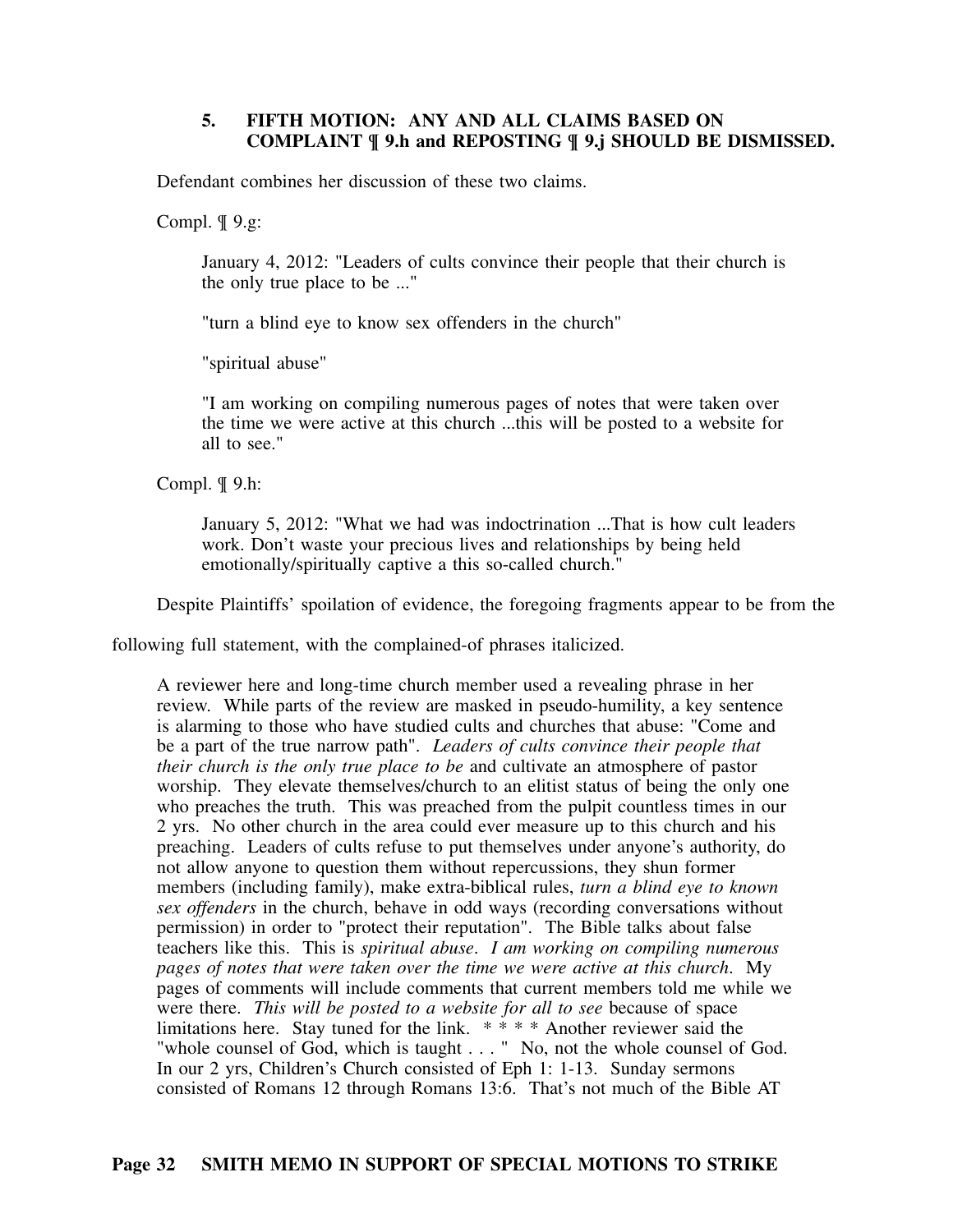### 5. FIFTH MOTION: ANY AND ALL CLAIMS BASED ON COMPLAINT ¶ 9.h and REPOSTING ¶ 9.j SHOULD BE DISMISSED.

Defendant combines her discussion of these two claims.

Compl. ¶ 9.g:

> January 4, 2012: "Leaders of cults convince their people that their church is the only true place to be ..."
>
> "turn a blind eye to know sex offenders in the church"
>
> "spiritual abuse"
>
> "I am working on compiling numerous pages of notes that were taken over the time we were active at this church ...this will be posted to a website for all to see."

Compl. ¶ 9.h:

> January 5, 2012: "What we had was indoctrination ...That is how cult leaders work. Don't waste your precious lives and relationships by being held emotionally/spiritually captive a this so-called church."

Despite Plaintiffs' spoliation of evidence, the foregoing fragments appear to be from the following full statement, with the complained-of phrases italicized.

> A reviewer here and long-time church member used a revealing phrase in her review. While parts of the review are masked in pseudo-humility, a key sentence is alarming to those who have studied cults and churches that abuse: "Come and be a part of the true narrow path". *Leaders of cults convince their people that their church is the only true place to be* and cultivate an atmosphere of pastor worship. They elevate themselves/church to an elitist status of being the only one who preaches the truth. This was preached from the pulpit countless times in our 2 yrs. No other church in the area could ever measure up to this church and his preaching. Leaders of cults refuse to put themselves under anyone's authority, do not allow anyone to question them without repercussions, they shun former members (including family), make extra-biblical rules, *turn a blind eye to known sex offenders* in the church, behave in odd ways (recording conversations without permission) in order to "protect their reputation". The Bible talks about false teachers like this. This is *spiritual abuse*. *I am working on compiling numerous pages of notes that were taken over the time we were active at this church.* My pages of comments will include comments that current members told me while we were there. *This will be posted to a website for all to see* because of space limitations here. Stay tuned for the link. * * * * Another reviewer said the "whole counsel of God, which is taught . . . " No, not the whole counsel of God. In our 2 yrs, Children's Church consisted of Eph 1: 1-13. Sunday sermons consisted of Romans 12 through Romans 13:6. That's not much of the Bible AT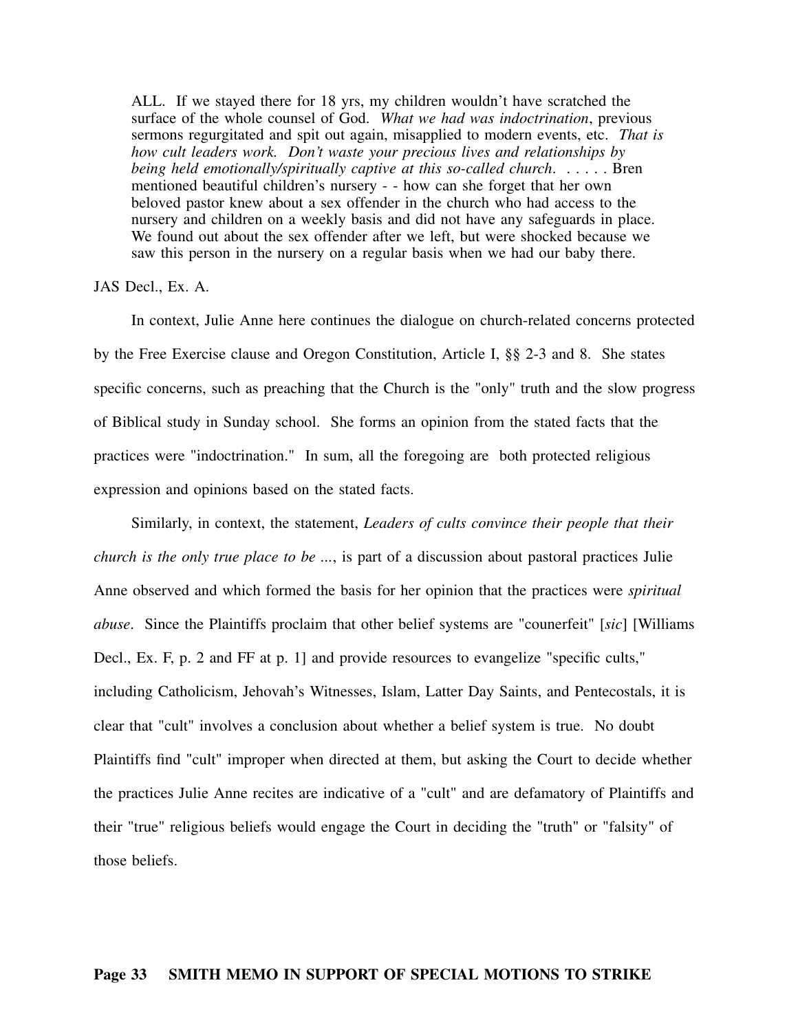> ALL. If we stayed there for 18 yrs, my children wouldn't have scratched the surface of the whole counsel of God. *What we had was indoctrination*, previous sermons regurgitated and spit out again, misapplied to modern events, etc. *That is how cult leaders work. Don't waste your precious lives and relationships by being held emotionally/spiritually captive at this so-called church*. . . . . . Bren mentioned beautiful children's nursery - - how can she forget that her own beloved pastor knew about a sex offender in the church who had access to the nursery and children on a weekly basis and did not have any safeguards in place. We found out about the sex offender after we left, but were shocked because we saw this person in the nursery on a regular basis when we had our baby there.

JAS Decl., Ex. A.

In context, Julie Anne here continues the dialogue on church-related concerns protected by the Free Exercise clause and Oregon Constitution, Article I, §§ 2-3 and 8. She states specific concerns, such as preaching that the Church is the "only" truth and the slow progress of Biblical study in Sunday school. She forms an opinion from the stated facts that the practices were "indoctrination." In sum, all the foregoing are both protected religious expression and opinions based on the stated facts.

Similarly, in context, the statement, *Leaders of cults convince their people that their church is the only true place to be ...*, is part of a discussion about pastoral practices Julie Anne observed and which formed the basis for her opinion that the practices were *spiritual abuse*. Since the Plaintiffs proclaim that other belief systems are "counerfeit" [*sic*] [Williams Decl., Ex. F, p. 2 and FF at p. 1] and provide resources to evangelize "specific cults," including Catholicism, Jehovah's Witnesses, Islam, Latter Day Saints, and Pentecostals, it is clear that "cult" involves a conclusion about whether a belief system is true. No doubt Plaintiffs find "cult" improper when directed at them, but asking the Court to decide whether the practices Julie Anne recites are indicative of a "cult" and are defamatory of Plaintiffs and their "true" religious beliefs would engage the Court in deciding the "truth" or "falsity" of those beliefs.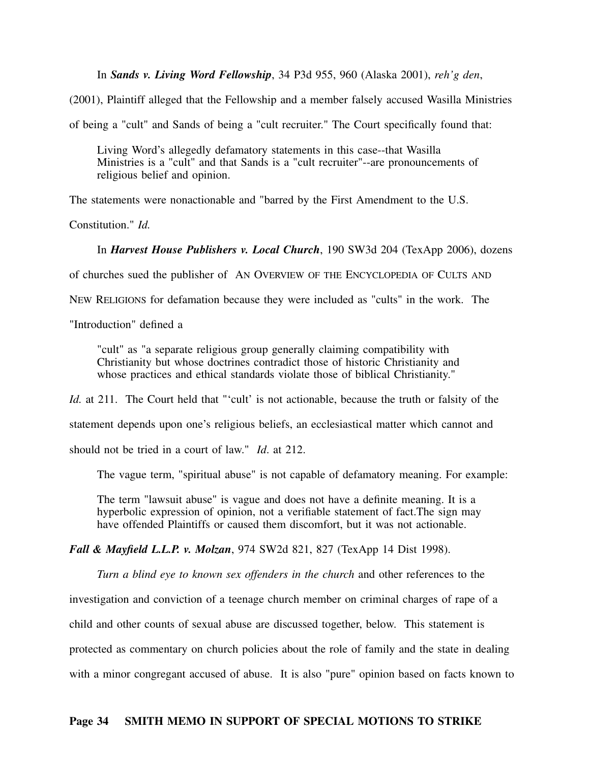In ***Sands v. Living Word Fellowship***, 34 P3d 955, 960 (Alaska 2001), *reh'g den*, (2001), Plaintiff alleged that the Fellowship and a member falsely accused Wasilla Ministries of being a "cult" and Sands of being a "cult recruiter." The Court specifically found that:

> Living Word's allegedly defamatory statements in this case--that Wasilla Ministries is a "cult" and that Sands is a "cult recruiter"--are pronouncements of religious belief and opinion.

The statements were nonactionable and "barred by the First Amendment to the U.S. Constitution." *Id.*

In ***Harvest House Publishers v. Local Church***, 190 SW3d 204 (TexApp 2006), dozens of churches sued the publisher of AN OVERVIEW OF THE ENCYCLOPEDIA OF CULTS AND NEW RELIGIONS for defamation because they were included as "cults" in the work. The "Introduction" defined a

> "cult" as "a separate religious group generally claiming compatibility with Christianity but whose doctrines contradict those of historic Christianity and whose practices and ethical standards violate those of biblical Christianity."

*Id.* at 211. The Court held that "'cult' is not actionable, because the truth or falsity of the statement depends upon one's religious beliefs, an ecclesiastical matter which cannot and should not be tried in a court of law." *Id*. at 212.

The vague term, "spiritual abuse" is not capable of defamatory meaning. For example:

> The term "lawsuit abuse" is vague and does not have a definite meaning. It is a hyperbolic expression of opinion, not a verifiable statement of fact.The sign may have offended Plaintiffs or caused them discomfort, but it was not actionable.

***Fall & Mayfield L.L.P. v. Molzan***, 974 SW2d 821, 827 (TexApp 14 Dist 1998).

*Turn a blind eye to known sex offenders in the church* and other references to the investigation and conviction of a teenage church member on criminal charges of rape of a child and other counts of sexual abuse are discussed together, below. This statement is protected as commentary on church policies about the role of family and the state in dealing with a minor congregant accused of abuse. It is also "pure" opinion based on facts known to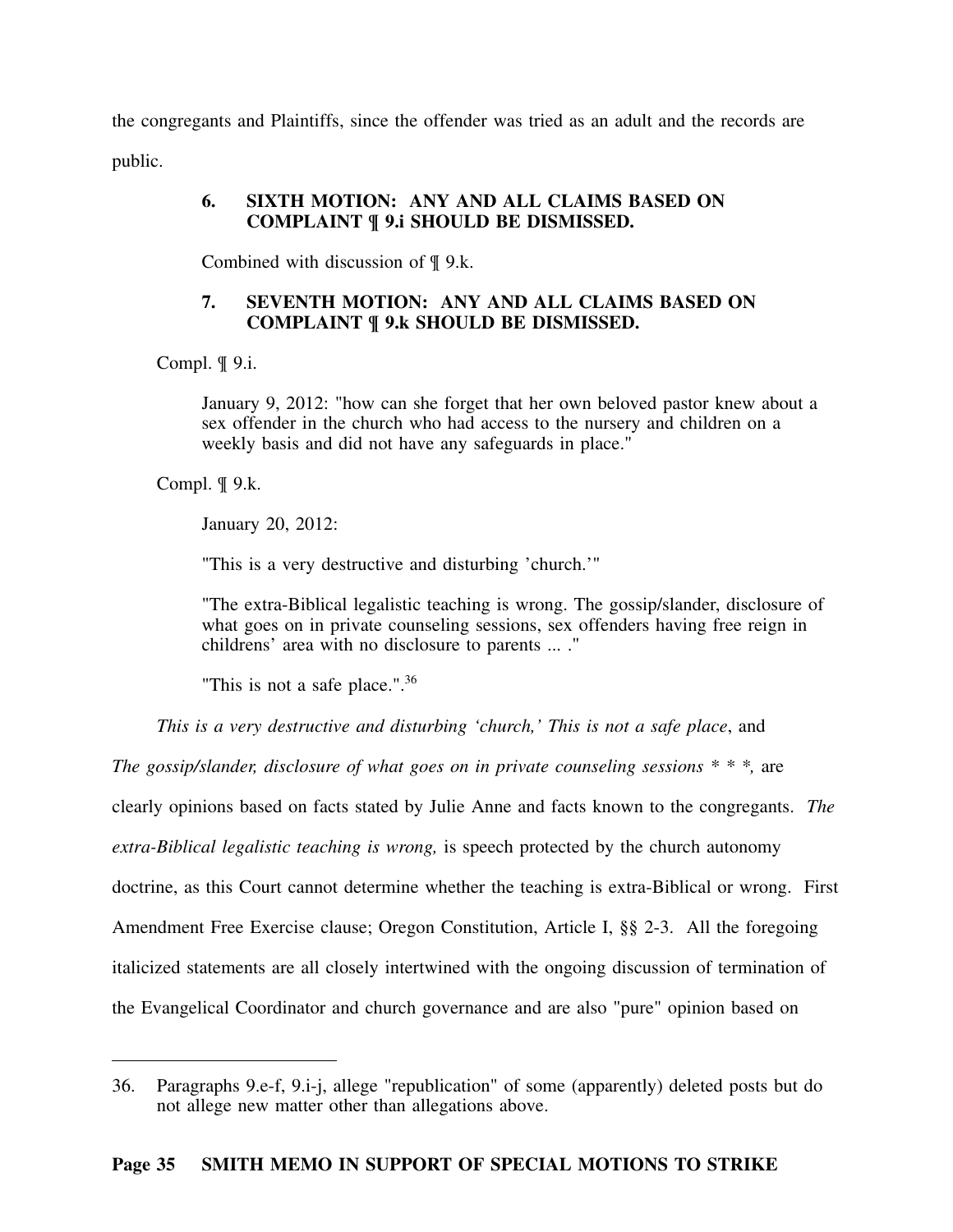the congregants and Plaintiffs, since the offender was tried as an adult and the records are public.

### 6. SIXTH MOTION: ANY AND ALL CLAIMS BASED ON COMPLAINT ¶ 9.i SHOULD BE DISMISSED.

Combined with discussion of ¶ 9.k.

### 7. SEVENTH MOTION: ANY AND ALL CLAIMS BASED ON COMPLAINT ¶ 9.k SHOULD BE DISMISSED.

Compl. ¶ 9.i.

> January 9, 2012: "how can she forget that her own beloved pastor knew about a sex offender in the church who had access to the nursery and children on a weekly basis and did not have any safeguards in place."

Compl. ¶ 9.k.

> January 20, 2012:
>
> "This is a very destructive and disturbing 'church.'"
>
> "The extra-Biblical legalistic teaching is wrong. The gossip/slander, disclosure of what goes on in private counseling sessions, sex offenders having free reign in childrens' area with no disclosure to parents ... ."
>
> "This is not a safe place.".[36]

*This is a very destructive and disturbing 'church,' This is not a safe place*, and *The gossip/slander, disclosure of what goes on in private counseling sessions * * *,* are clearly opinions based on facts stated by Julie Anne and facts known to the congregants. *The extra-Biblical legalistic teaching is wrong,* is speech protected by the church autonomy doctrine, as this Court cannot determine whether the teaching is extra-Biblical or wrong. First Amendment Free Exercise clause; Oregon Constitution, Article I, §§ 2-3. All the foregoing italicized statements are all closely intertwined with the ongoing discussion of termination of the Evangelical Coordinator and church governance and are also "pure" opinion based on

---

36. Paragraphs 9.e-f, 9.i-j, allege "republication" of some (apparently) deleted posts but do not allege new matter other than allegations above.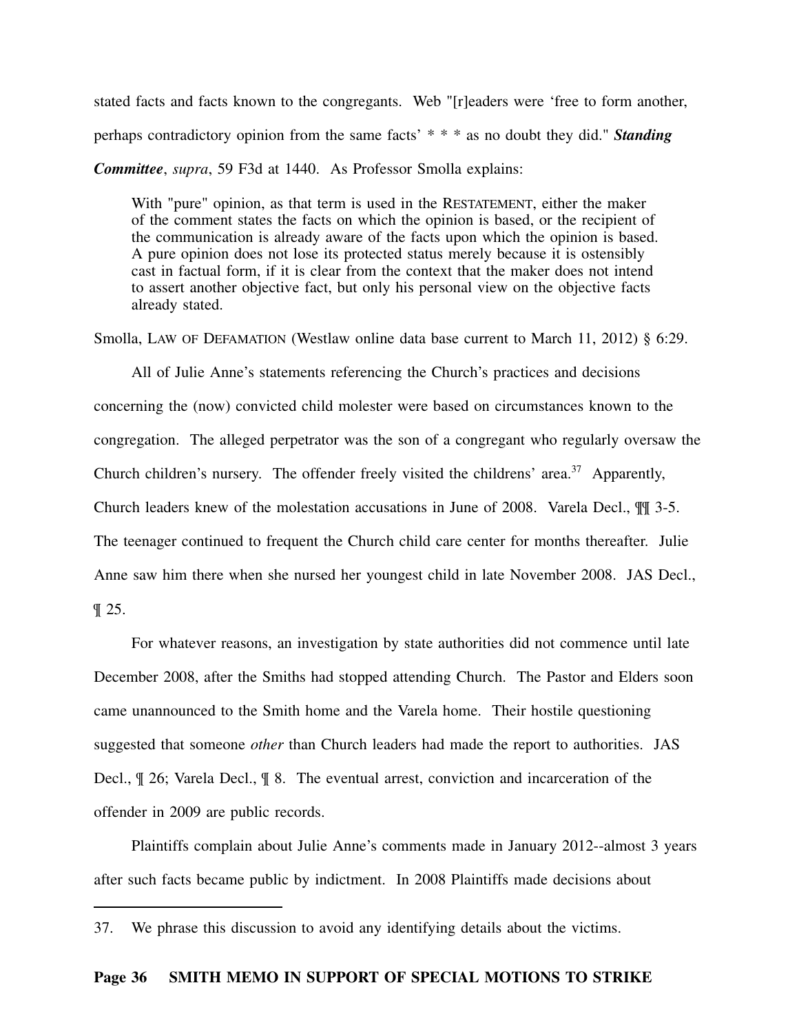stated facts and facts known to the congregants. Web "[r]eaders were 'free to form another, perhaps contradictory opinion from the same facts' * * * as no doubt they did." ***Standing Committee***, *supra*, 59 F3d at 1440. As Professor Smolla explains:

> With "pure" opinion, as that term is used in the RESTATEMENT, either the maker of the comment states the facts on which the opinion is based, or the recipient of the communication is already aware of the facts upon which the opinion is based. A pure opinion does not lose its protected status merely because it is ostensibly cast in factual form, if it is clear from the context that the maker does not intend to assert another objective fact, but only his personal view on the objective facts already stated.

Smolla, LAW OF DEFAMATION (Westlaw online data base current to March 11, 2012) § 6:29.

All of Julie Anne's statements referencing the Church's practices and decisions concerning the (now) convicted child molester were based on circumstances known to the congregation. The alleged perpetrator was the son of a congregant who regularly oversaw the Church children's nursery. The offender freely visited the childrens' area.[37] Apparently, Church leaders knew of the molestation accusations in June of 2008. Varela Decl., ¶¶ 3-5. The teenager continued to frequent the Church child care center for months thereafter. Julie Anne saw him there when she nursed her youngest child in late November 2008. JAS Decl., ¶ 25.

For whatever reasons, an investigation by state authorities did not commence until late December 2008, after the Smiths had stopped attending Church. The Pastor and Elders soon came unannounced to the Smith home and the Varela home. Their hostile questioning suggested that someone *other* than Church leaders had made the report to authorities. JAS Decl., ¶ 26; Varela Decl., ¶ 8. The eventual arrest, conviction and incarceration of the offender in 2009 are public records.

Plaintiffs complain about Julie Anne's comments made in January 2012--almost 3 years after such facts became public by indictment. In 2008 Plaintiffs made decisions about

---

37. We phrase this discussion to avoid any identifying details about the victims.

**Page 36 SMITH MEMO IN SUPPORT OF SPECIAL MOTIONS TO STRIKE**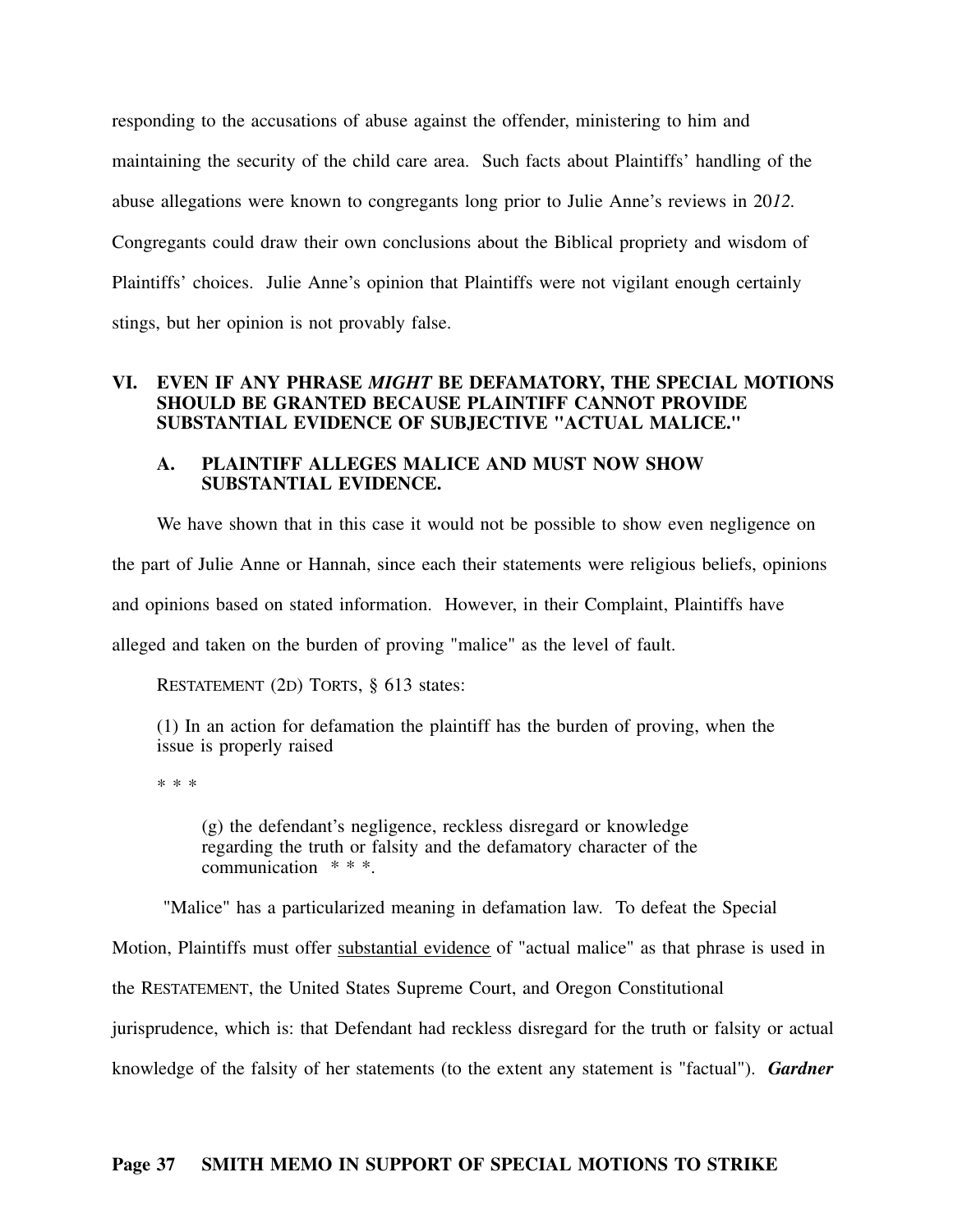responding to the accusations of abuse against the offender, ministering to him and maintaining the security of the child care area. Such facts about Plaintiffs' handling of the abuse allegations were known to congregants long prior to Julie Anne's reviews in 20*12*. Congregants could draw their own conclusions about the Biblical propriety and wisdom of Plaintiffs' choices. Julie Anne's opinion that Plaintiffs were not vigilant enough certainly stings, but her opinion is not provably false.

## VI. EVEN IF ANY PHRASE *MIGHT* BE DEFAMATORY, THE SPECIAL MOTIONS SHOULD BE GRANTED BECAUSE PLAINTIFF CANNOT PROVIDE SUBSTANTIAL EVIDENCE OF SUBJECTIVE "ACTUAL MALICE."

### A. PLAINTIFF ALLEGES MALICE AND MUST NOW SHOW SUBSTANTIAL EVIDENCE.

We have shown that in this case it would not be possible to show even negligence on the part of Julie Anne or Hannah, since each their statements were religious beliefs, opinions and opinions based on stated information. However, in their Complaint, Plaintiffs have alleged and taken on the burden of proving "malice" as the level of fault.

RESTATEMENT (2D) TORTS, § 613 states:

> (1) In an action for defamation the plaintiff has the burden of proving, when the issue is properly raised
>
> * * *
>
> > (g) the defendant's negligence, reckless disregard or knowledge regarding the truth or falsity and the defamatory character of the communication * * *.

"Malice" has a particularized meaning in defamation law. To defeat the Special Motion, Plaintiffs must offer <u>substantial evidence</u> of "actual malice" as that phrase is used in the RESTATEMENT, the United States Supreme Court, and Oregon Constitutional jurisprudence, which is: that Defendant had reckless disregard for the truth or falsity or actual knowledge of the falsity of her statements (to the extent any statement is "factual"). ***Gardner***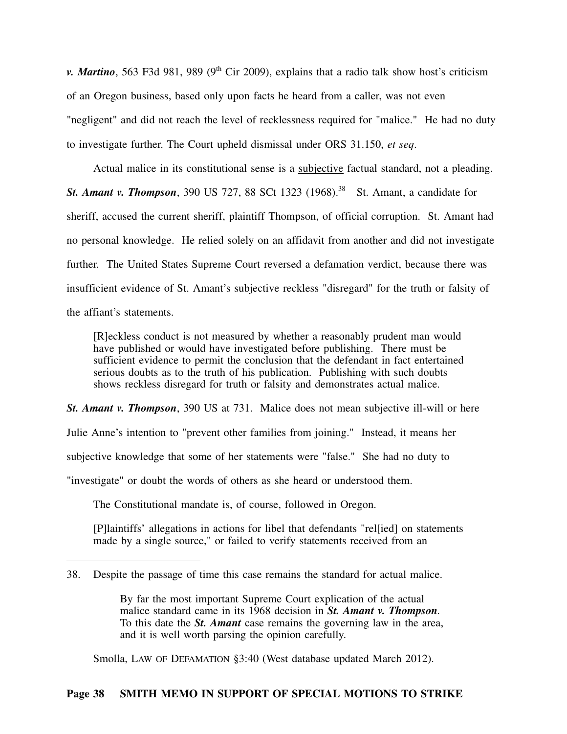***v. Martino***, 563 F3d 981, 989 (9th Cir 2009), explains that a radio talk show host's criticism of an Oregon business, based only upon facts he heard from a caller, was not even "negligent" and did not reach the level of recklessness required for "malice." He had no duty to investigate further. The Court upheld dismissal under ORS 31.150, *et seq*.

Actual malice in its constitutional sense is a subjective factual standard, not a pleading. ***St. Amant v. Thompson***, 390 US 727, 88 SCt 1323 (1968).[38] St. Amant, a candidate for sheriff, accused the current sheriff, plaintiff Thompson, of official corruption. St. Amant had no personal knowledge. He relied solely on an affidavit from another and did not investigate further. The United States Supreme Court reversed a defamation verdict, because there was insufficient evidence of St. Amant's subjective reckless "disregard" for the truth or falsity of the affiant's statements.

> [R]eckless conduct is not measured by whether a reasonably prudent man would have published or would have investigated before publishing. There must be sufficient evidence to permit the conclusion that the defendant in fact entertained serious doubts as to the truth of his publication. Publishing with such doubts shows reckless disregard for truth or falsity and demonstrates actual malice.

***St. Amant v. Thompson***, 390 US at 731. Malice does not mean subjective ill-will or here Julie Anne's intention to "prevent other families from joining." Instead, it means her subjective knowledge that some of her statements were "false." She had no duty to "investigate" or doubt the words of others as she heard or understood them.

The Constitutional mandate is, of course, followed in Oregon.

> [P]laintiffs' allegations in actions for libel that defendants "rel[ied] on statements made by a single source," or failed to verify statements received from an

---

38. Despite the passage of time this case remains the standard for actual malice.

> By far the most important Supreme Court explication of the actual malice standard came in its 1968 decision in ***St. Amant v. Thompson***. To this date the ***St. Amant*** case remains the governing law in the area, and it is well worth parsing the opinion carefully.

Smolla, LAW OF DEFAMATION §3:40 (West database updated March 2012).

**Page 38 SMITH MEMO IN SUPPORT OF SPECIAL MOTIONS TO STRIKE**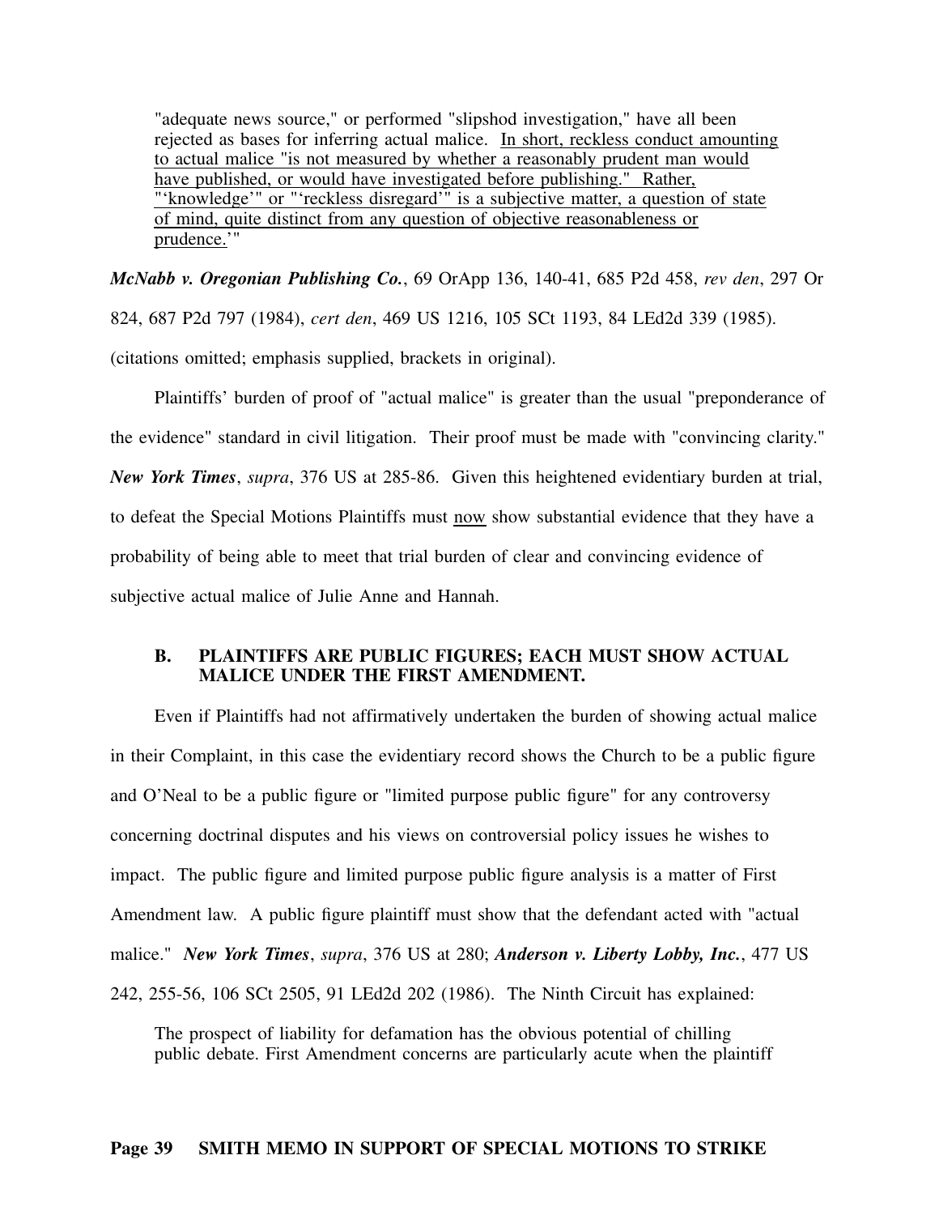> "adequate news source," or performed "slipshod investigation," have all been rejected as bases for inferring actual malice. <u>In short, reckless conduct amounting to actual malice "is not measured by whether a reasonably prudent man would have published, or would have investigated before publishing." Rather, "'knowledge'" or "'reckless disregard'" is a subjective matter, a question of state of mind, quite distinct from any question of objective reasonableness or prudence.'"</u>

***McNabb v. Oregonian Publishing Co.***, 69 OrApp 136, 140-41, 685 P2d 458, *rev den*, 297 Or 824, 687 P2d 797 (1984), *cert den*, 469 US 1216, 105 SCt 1193, 84 LEd2d 339 (1985). (citations omitted; emphasis supplied, brackets in original).

Plaintiffs' burden of proof of "actual malice" is greater than the usual "preponderance of the evidence" standard in civil litigation. Their proof must be made with "convincing clarity." ***New York Times***, *supra*, 376 US at 285-86. Given this heightened evidentiary burden at trial, to defeat the Special Motions Plaintiffs must <u>now</u> show substantial evidence that they have a probability of being able to meet that trial burden of clear and convincing evidence of subjective actual malice of Julie Anne and Hannah.

### B. PLAINTIFFS ARE PUBLIC FIGURES; EACH MUST SHOW ACTUAL MALICE UNDER THE FIRST AMENDMENT.

Even if Plaintiffs had not affirmatively undertaken the burden of showing actual malice in their Complaint, in this case the evidentiary record shows the Church to be a public figure and O'Neal to be a public figure or "limited purpose public figure" for any controversy concerning doctrinal disputes and his views on controversial policy issues he wishes to impact. The public figure and limited purpose public figure analysis is a matter of First Amendment law. A public figure plaintiff must show that the defendant acted with "actual malice." ***New York Times***, *supra*, 376 US at 280; ***Anderson v. Liberty Lobby, Inc.***, 477 US 242, 255-56, 106 SCt 2505, 91 LEd2d 202 (1986). The Ninth Circuit has explained:

> The prospect of liability for defamation has the obvious potential of chilling public debate. First Amendment concerns are particularly acute when the plaintiff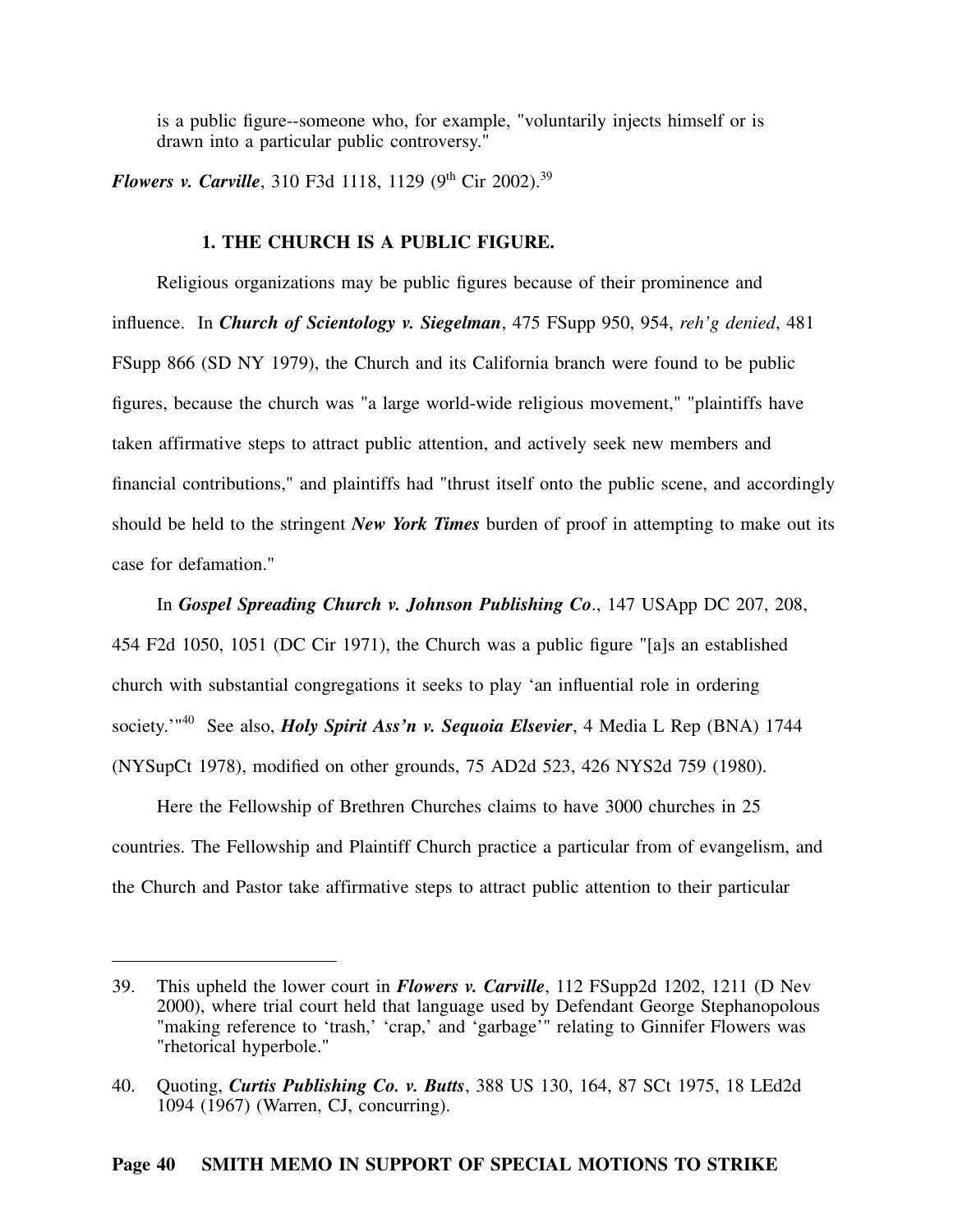is a public figure--someone who, for example, "voluntarily injects himself or is drawn into a particular public controversy."

***Flowers v. Carville***, 310 F3d 1118, 1129 (9th Cir 2002).[39]

### 1. THE CHURCH IS A PUBLIC FIGURE.

Religious organizations may be public figures because of their prominence and influence. In ***Church of Scientology v. Siegelman***, 475 FSupp 950, 954, *reh'g denied*, 481 FSupp 866 (SD NY 1979), the Church and its California branch were found to be public figures, because the church was "a large world-wide religious movement," "plaintiffs have taken affirmative steps to attract public attention, and actively seek new members and financial contributions," and plaintiffs had "thrust itself onto the public scene, and accordingly should be held to the stringent ***New York Times*** burden of proof in attempting to make out its case for defamation."

In ***Gospel Spreading Church v. Johnson Publishing Co***., 147 USApp DC 207, 208, 454 F2d 1050, 1051 (DC Cir 1971), the Church was a public figure "[a]s an established church with substantial congregations it seeks to play 'an influential role in ordering society.'"[40] See also, ***Holy Spirit Ass'n v. Sequoia Elsevier***, 4 Media L Rep (BNA) 1744 (NYSupCt 1978), modified on other grounds, 75 AD2d 523, 426 NYS2d 759 (1980).

Here the Fellowship of Brethren Churches claims to have 3000 churches in 25 countries. The Fellowship and Plaintiff Church practice a particular from of evangelism, and the Church and Pastor take affirmative steps to attract public attention to their particular

---

39. This upheld the lower court in ***Flowers v. Carville***, 112 FSupp2d 1202, 1211 (D Nev 2000), where trial court held that language used by Defendant George Stephanopolous "making reference to 'trash,' 'crap,' and 'garbage'" relating to Ginnifer Flowers was "rhetorical hyperbole."

40. Quoting, ***Curtis Publishing Co. v. Butts***, 388 US 130, 164, 87 SCt 1975, 18 LEd2d 1094 (1967) (Warren, CJ, concurring).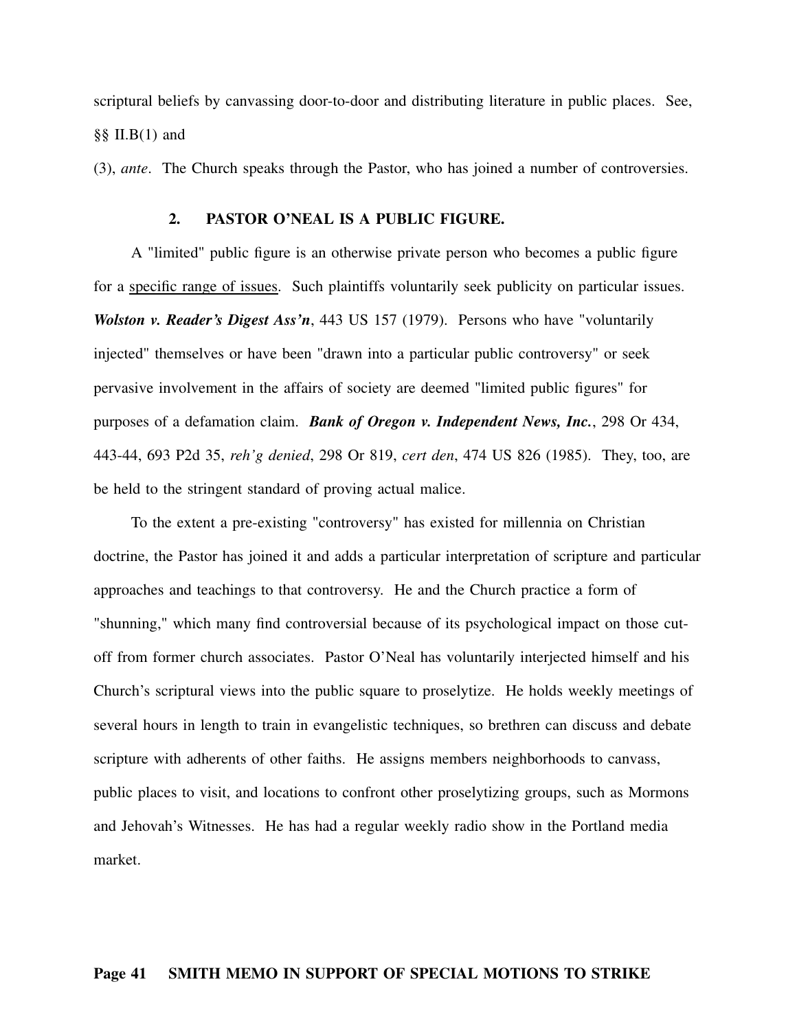scriptural beliefs by canvassing door-to-door and distributing literature in public places. See, §§ II.B(1) and

(3), *ante*. The Church speaks through the Pastor, who has joined a number of controversies.

### 2. PASTOR O'NEAL IS A PUBLIC FIGURE.

A "limited" public figure is an otherwise private person who becomes a public figure for a <u>specific range of issues</u>. Such plaintiffs voluntarily seek publicity on particular issues. ***Wolston v. Reader's Digest Ass'n***, 443 US 157 (1979). Persons who have "voluntarily injected" themselves or have been "drawn into a particular public controversy" or seek pervasive involvement in the affairs of society are deemed "limited public figures" for purposes of a defamation claim. ***Bank of Oregon v. Independent News, Inc.***, 298 Or 434, 443-44, 693 P2d 35, *reh'g denied*, 298 Or 819, *cert den*, 474 US 826 (1985). They, too, are be held to the stringent standard of proving actual malice.

To the extent a pre-existing "controversy" has existed for millennia on Christian doctrine, the Pastor has joined it and adds a particular interpretation of scripture and particular approaches and teachings to that controversy. He and the Church practice a form of "shunning," which many find controversial because of its psychological impact on those cut-off from former church associates. Pastor O'Neal has voluntarily interjected himself and his Church's scriptural views into the public square to proselytize. He holds weekly meetings of several hours in length to train in evangelistic techniques, so brethren can discuss and debate scripture with adherents of other faiths. He assigns members neighborhoods to canvass, public places to visit, and locations to confront other proselytizing groups, such as Mormons and Jehovah's Witnesses. He has had a regular weekly radio show in the Portland media market.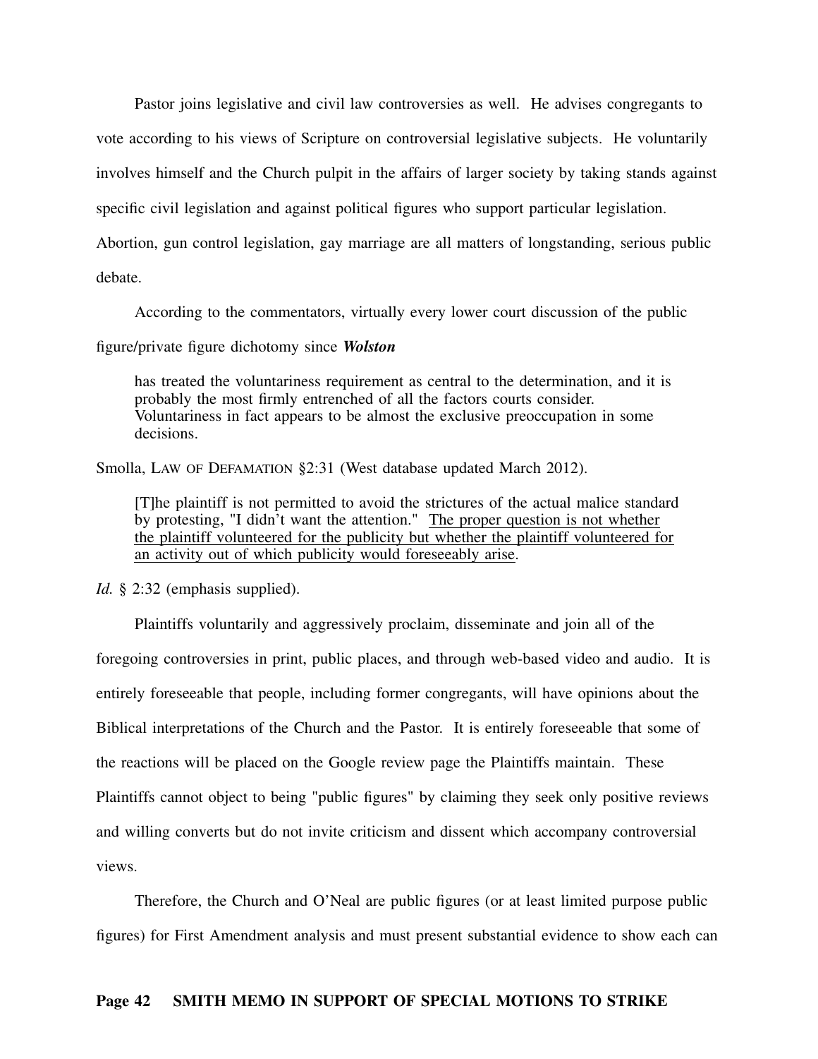Pastor joins legislative and civil law controversies as well. He advises congregants to vote according to his views of Scripture on controversial legislative subjects. He voluntarily involves himself and the Church pulpit in the affairs of larger society by taking stands against specific civil legislation and against political figures who support particular legislation. Abortion, gun control legislation, gay marriage are all matters of longstanding, serious public debate.

According to the commentators, virtually every lower court discussion of the public figure/private figure dichotomy since ***Wolston***

> has treated the voluntariness requirement as central to the determination, and it is probably the most firmly entrenched of all the factors courts consider. Voluntariness in fact appears to be almost the exclusive preoccupation in some decisions.

Smolla, LAW OF DEFAMATION §2:31 (West database updated March 2012).

> [T]he plaintiff is not permitted to avoid the strictures of the actual malice standard by protesting, "I didn't want the attention." <u>The proper question is not whether the plaintiff volunteered for the publicity but whether the plaintiff volunteered for an activity out of which publicity would foreseeably arise</u>.

*Id.* § 2:32 (emphasis supplied).

Plaintiffs voluntarily and aggressively proclaim, disseminate and join all of the foregoing controversies in print, public places, and through web-based video and audio. It is entirely foreseeable that people, including former congregants, will have opinions about the Biblical interpretations of the Church and the Pastor. It is entirely foreseeable that some of the reactions will be placed on the Google review page the Plaintiffs maintain. These Plaintiffs cannot object to being "public figures" by claiming they seek only positive reviews and willing converts but do not invite criticism and dissent which accompany controversial views.

Therefore, the Church and O'Neal are public figures (or at least limited purpose public figures) for First Amendment analysis and must present substantial evidence to show each can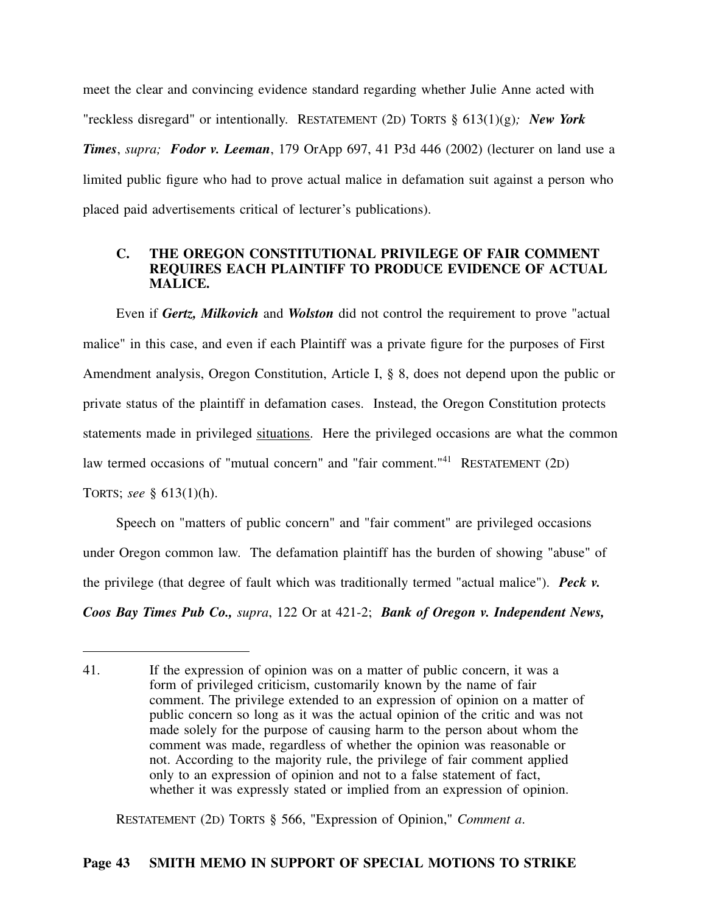meet the clear and convincing evidence standard regarding whether Julie Anne acted with "reckless disregard" or intentionally. RESTATEMENT (2D) TORTS § 613(1)(g)*;* ***New York Times***, *supra;* ***Fodor v. Leeman***, 179 OrApp 697, 41 P3d 446 (2002) (lecturer on land use a limited public figure who had to prove actual malice in defamation suit against a person who placed paid advertisements critical of lecturer's publications).

### C. THE OREGON CONSTITUTIONAL PRIVILEGE OF FAIR COMMENT REQUIRES EACH PLAINTIFF TO PRODUCE EVIDENCE OF ACTUAL MALICE.

Even if ***Gertz, Milkovich*** and ***Wolston*** did not control the requirement to prove "actual malice" in this case, and even if each Plaintiff was a private figure for the purposes of First Amendment analysis, Oregon Constitution, Article I, § 8, does not depend upon the public or private status of the plaintiff in defamation cases. Instead, the Oregon Constitution protects statements made in privileged situations. Here the privileged occasions are what the common law termed occasions of "mutual concern" and "fair comment."[41] RESTATEMENT (2D) TORTS; *see* § 613(1)(h).

Speech on "matters of public concern" and "fair comment" are privileged occasions under Oregon common law. The defamation plaintiff has the burden of showing "abuse" of the privilege (that degree of fault which was traditionally termed "actual malice"). ***Peck v. Coos Bay Times Pub Co.,*** *supra*, 122 Or at 421-2; ***Bank of Oregon v. Independent News,***

---

41. If the expression of opinion was on a matter of public concern, it was a form of privileged criticism, customarily known by the name of fair comment. The privilege extended to an expression of opinion on a matter of public concern so long as it was the actual opinion of the critic and was not made solely for the purpose of causing harm to the person about whom the comment was made, regardless of whether the opinion was reasonable or not. According to the majority rule, the privilege of fair comment applied only to an expression of opinion and not to a false statement of fact, whether it was expressly stated or implied from an expression of opinion.

RESTATEMENT (2D) TORTS § 566, "Expression of Opinion," *Comment a*.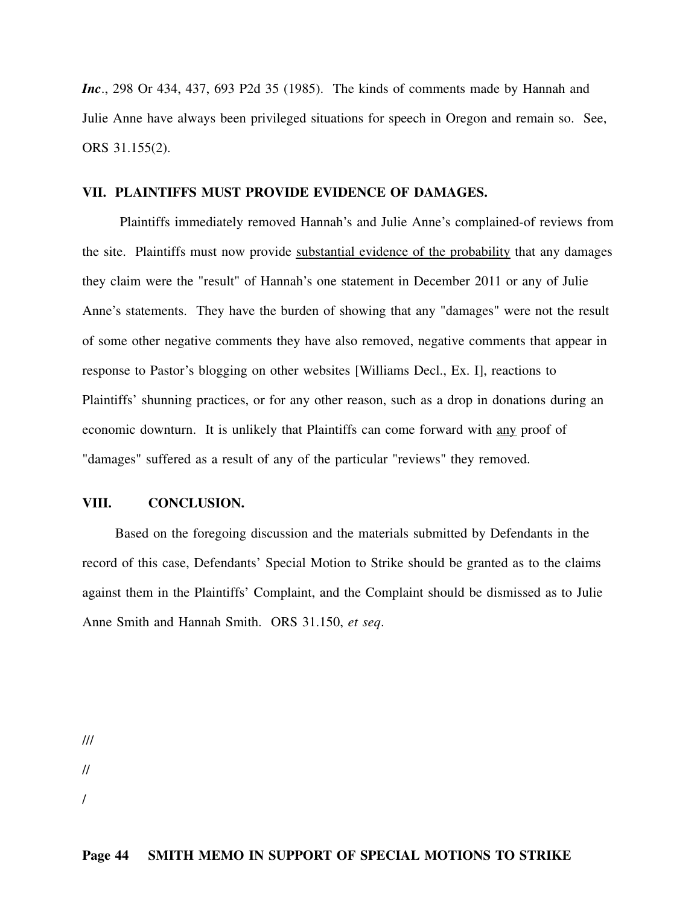*Inc*., 298 Or 434, 437, 693 P2d 35 (1985). The kinds of comments made by Hannah and Julie Anne have always been privileged situations for speech in Oregon and remain so. See, ORS 31.155(2).

## VII. PLAINTIFFS MUST PROVIDE EVIDENCE OF DAMAGES.

Plaintiffs immediately removed Hannah's and Julie Anne's complained-of reviews from the site. Plaintiffs must now provide <u>substantial evidence of the probability</u> that any damages they claim were the "result" of Hannah's one statement in December 2011 or any of Julie Anne's statements. They have the burden of showing that any "damages" were not the result of some other negative comments they have also removed, negative comments that appear in response to Pastor's blogging on other websites [Williams Decl., Ex. I], reactions to Plaintiffs' shunning practices, or for any other reason, such as a drop in donations during an economic downturn. It is unlikely that Plaintiffs can come forward with <u>any</u> proof of "damages" suffered as a result of any of the particular "reviews" they removed.

## VIII. CONCLUSION.

Based on the foregoing discussion and the materials submitted by Defendants in the record of this case, Defendants' Special Motion to Strike should be granted as to the claims against them in the Plaintiffs' Complaint, and the Complaint should be dismissed as to Julie Anne Smith and Hannah Smith. ORS 31.150, *et seq*.

///

//

/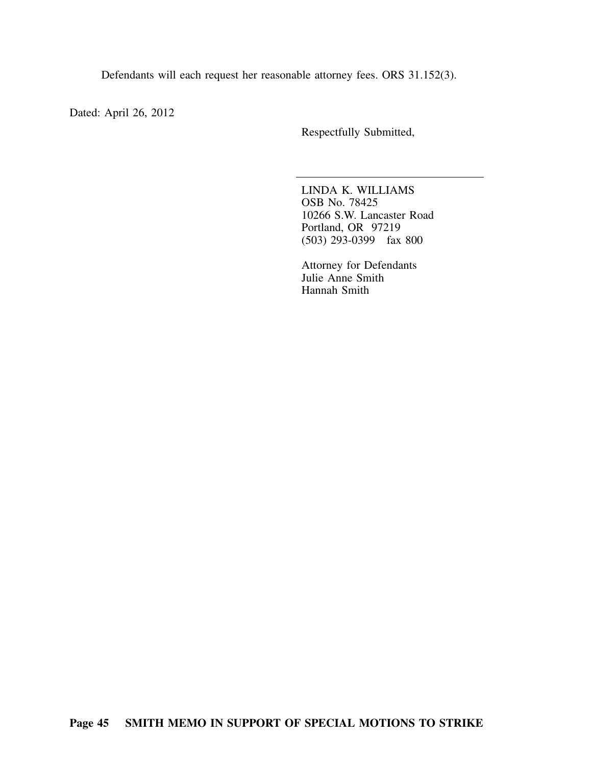Defendants will each request her reasonable attorney fees. ORS 31.152(3).

Dated: April 26, 2012

Respectfully Submitted,

LINDA K. WILLIAMS
OSB No. 78425
10266 S.W. Lancaster Road
Portland, OR 97219
(503) 293-0399 fax 800

Attorney for Defendants
Julie Anne Smith
Hannah Smith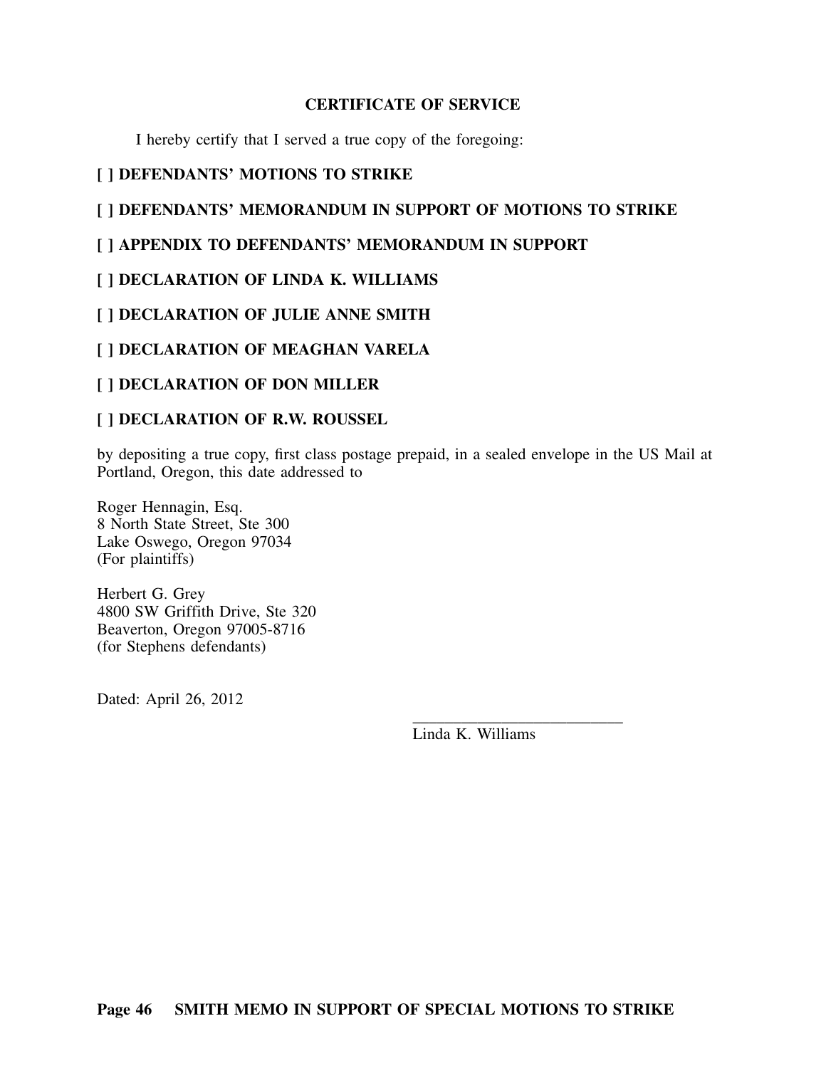## CERTIFICATE OF SERVICE

I hereby certify that I served a true copy of the foregoing:

**[ ] DEFENDANTS' MOTIONS TO STRIKE**

**[ ] DEFENDANTS' MEMORANDUM IN SUPPORT OF MOTIONS TO STRIKE**

**[ ] APPENDIX TO DEFENDANTS' MEMORANDUM IN SUPPORT**

**[ ] DECLARATION OF LINDA K. WILLIAMS**

**[ ] DECLARATION OF JULIE ANNE SMITH**

**[ ] DECLARATION OF MEAGHAN VARELA**

**[ ] DECLARATION OF DON MILLER**

**[ ] DECLARATION OF R.W. ROUSSEL**

by depositing a true copy, first class postage prepaid, in a sealed envelope in the US Mail at Portland, Oregon, this date addressed to

Roger Hennagin, Esq.  
8 North State Street, Ste 300  
Lake Oswego, Oregon 97034  
(For plaintiffs)

Herbert G. Grey  
4800 SW Griffith Drive, Ste 320  
Beaverton, Oregon 97005-8716  
(for Stephens defendants)

Dated: April 26, 2012

\_\_\_\_\_\_\_\_\_\_\_\_\_\_\_\_\_\_\_\_\_\_\_\_\_\_\_  
Linda K. Williams